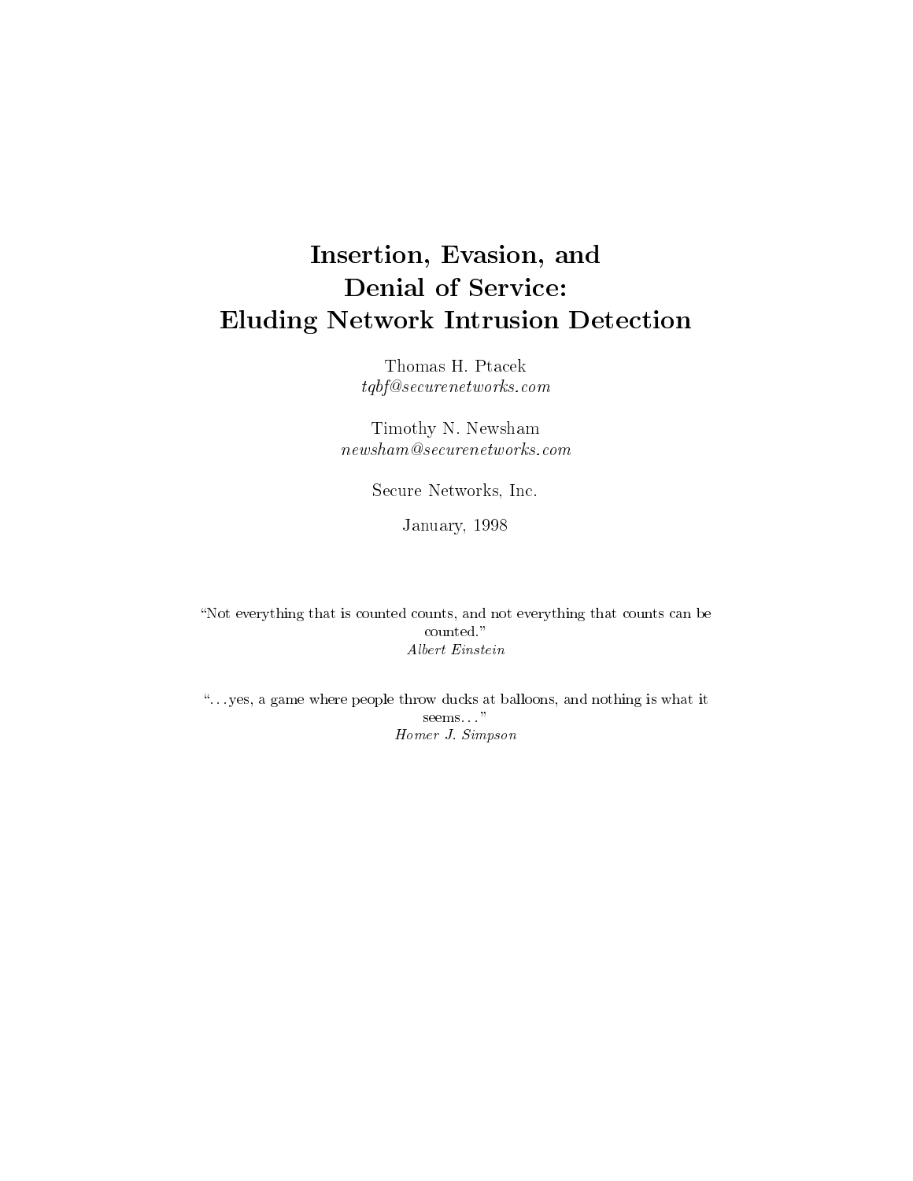# Insertion, Evasion, and Denial of Service: Eluding Network Intrusion Detection

Thomas H. Ptacek
*tqbf@securenetworks.com*

Timothy N. Newsham
*newsham@securenetworks.com*

Secure Networks, Inc.

January, 1998

"Not everything that is counted counts, and not everything that counts can be counted."
*Albert Einstein*

"...yes, a game where people throw ducks at balloons, and nothing is what it seems..."
*Homer J. Simpson*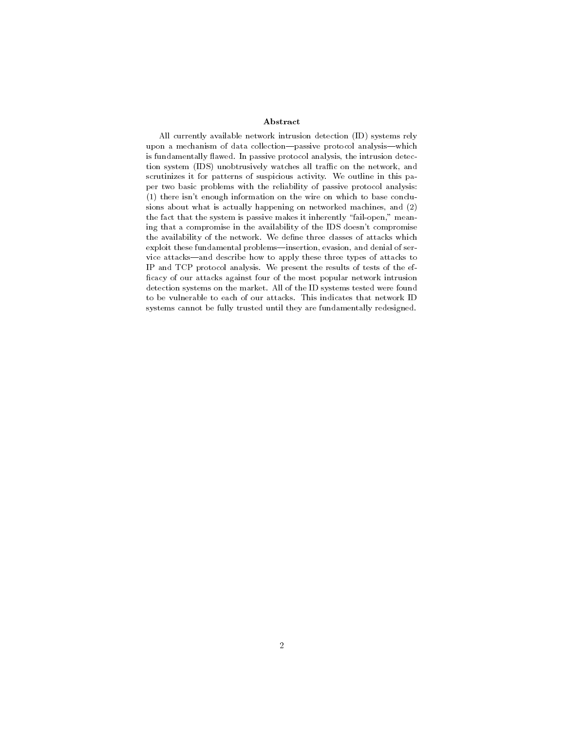## Abstract

All currently available network intrusion detection (ID) systems rely upon a mechanism of data collection—passive protocol analysis—which is fundamentally flawed. In passive protocol analysis, the intrusion detection system (IDS) unobtrusively watches all traffic on the network, and scrutinizes it for patterns of suspicious activity. We outline in this paper two basic problems with the reliability of passive protocol analysis: (1) there isn't enough information on the wire on which to base conclusions about what is actually happening on networked machines, and (2) the fact that the system is passive makes it inherently "fail-open," meaning that a compromise in the availability of the IDS doesn't compromise the availability of the network. We define three classes of attacks which exploit these fundamental problems—insertion, evasion, and denial of service attacks—and describe how to apply these three types of attacks to IP and TCP protocol analysis. We present the results of tests of the efficacy of our attacks against four of the most popular network intrusion detection systems on the market. All of the ID systems tested were found to be vulnerable to each of our attacks. This indicates that network ID systems cannot be fully trusted until they are fundamentally redesigned.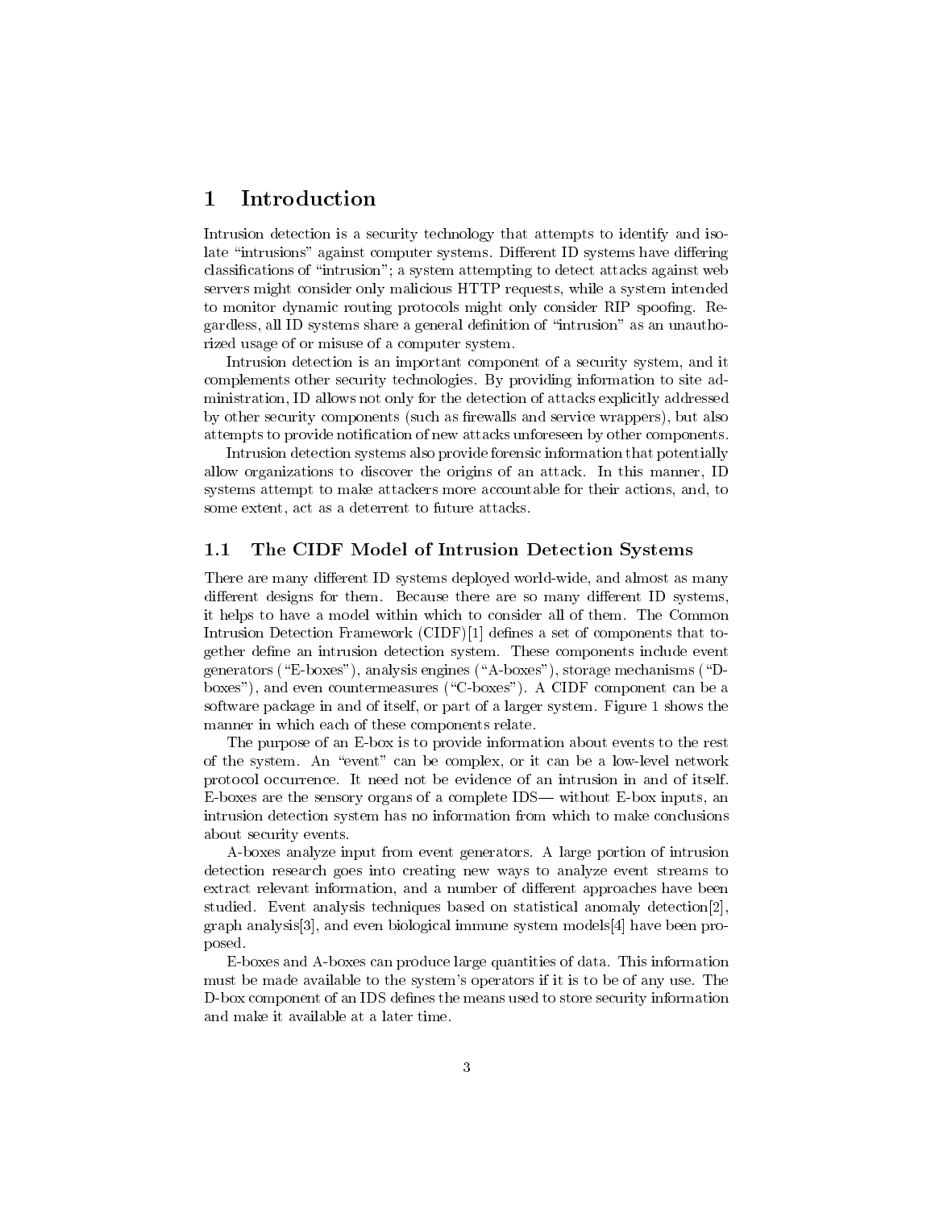# 1 Introduction

Intrusion detection is a security technology that attempts to identify and isolate "intrusions" against computer systems. Different ID systems have differing classifications of "intrusion"; a system attempting to detect attacks against web servers might consider only malicious HTTP requests, while a system intended to monitor dynamic routing protocols might only consider RIP spoofing. Regardless, all ID systems share a general definition of "intrusion" as an unauthorized usage of or misuse of a computer system.

Intrusion detection is an important component of a security system, and it complements other security technologies. By providing information to site administration, ID allows not only for the detection of attacks explicitly addressed by other security components (such as firewalls and service wrappers), but also attempts to provide notification of new attacks unforeseen by other components.

Intrusion detection systems also provide forensic information that potentially allow organizations to discover the origins of an attack. In this manner, ID systems attempt to make attackers more accountable for their actions, and, to some extent, act as a deterrent to future attacks.

## 1.1 The CIDF Model of Intrusion Detection Systems

There are many different ID systems deployed world-wide, and almost as many different designs for them. Because there are so many different ID systems, it helps to have a model within which to consider all of them. The Common Intrusion Detection Framework (CIDF)[1] defines a set of components that together define an intrusion detection system. These components include event generators ("E-boxes"), analysis engines ("A-boxes"), storage mechanisms ("D-boxes"), and even countermeasures ("C-boxes"). A CIDF component can be a software package in and of itself, or part of a larger system. Figure 1 shows the manner in which each of these components relate.

The purpose of an E-box is to provide information about events to the rest of the system. An "event" can be complex, or it can be a low-level network protocol occurrence. It need not be evidence of an intrusion in and of itself. E-boxes are the sensory organs of a complete IDS— without E-box inputs, an intrusion detection system has no information from which to make conclusions about security events.

A-boxes analyze input from event generators. A large portion of intrusion detection research goes into creating new ways to analyze event streams to extract relevant information, and a number of different approaches have been studied. Event analysis techniques based on statistical anomaly detection[2], graph analysis[3], and even biological immune system models[4] have been proposed.

E-boxes and A-boxes can produce large quantities of data. This information must be made available to the system's operators if it is to be of any use. The D-box component of an IDS defines the means used to store security information and make it available at a later time.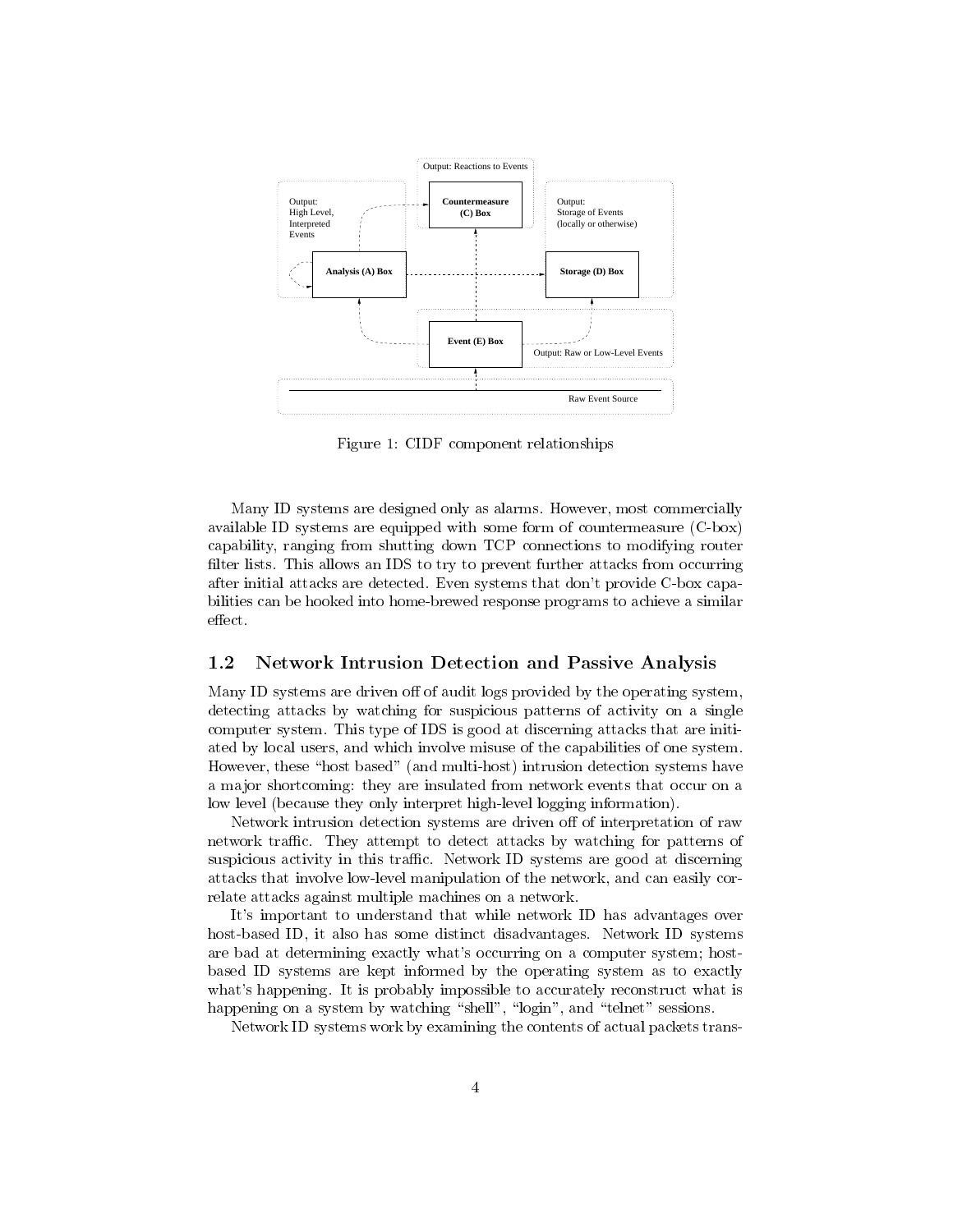Figure 1: CIDF component relationships

Many ID systems are designed only as alarms. However, most commercially available ID systems are equipped with some form of countermeasure (C-box) capability, ranging from shutting down TCP connections to modifying router filter lists. This allows an IDS to try to prevent further attacks from occurring after initial attacks are detected. Even systems that don't provide C-box capabilities can be hooked into home-brewed response programs to achieve a similar effect.

## 1.2 Network Intrusion Detection and Passive Analysis

Many ID systems are driven off of audit logs provided by the operating system, detecting attacks by watching for suspicious patterns of activity on a single computer system. This type of IDS is good at discerning attacks that are initiated by local users, and which involve misuse of the capabilities of one system. However, these "host based" (and multi-host) intrusion detection systems have a major shortcoming: they are insulated from network events that occur on a low level (because they only interpret high-level logging information).

Network intrusion detection systems are driven off of interpretation of raw network traffic. They attempt to detect attacks by watching for patterns of suspicious activity in this traffic. Network ID systems are good at discerning attacks that involve low-level manipulation of the network, and can easily correlate attacks against multiple machines on a network.

It's important to understand that while network ID has advantages over host-based ID, it also has some distinct disadvantages. Network ID systems are bad at determining exactly what's occurring on a computer system; host-based ID systems are kept informed by the operating system as to exactly what's happening. It is probably impossible to accurately reconstruct what is happening on a system by watching "shell", "login", and "telnet" sessions.

Network ID systems work by examining the contents of actual packets trans-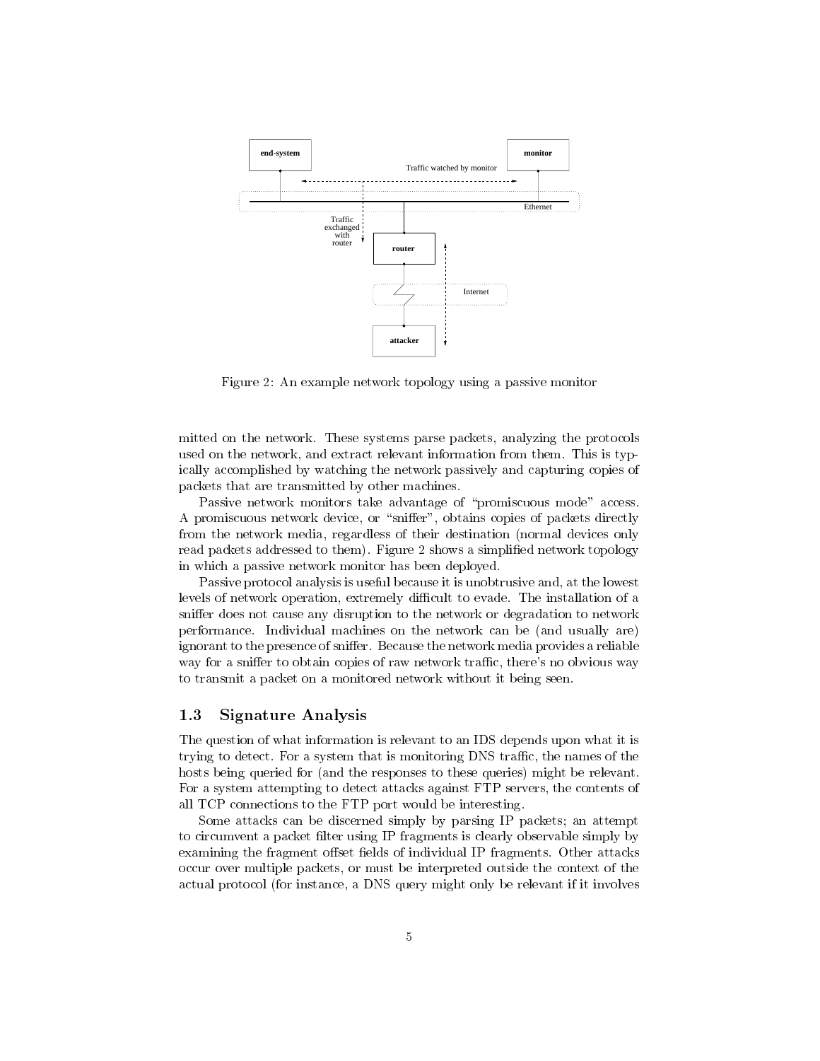Figure 2: An example network topology using a passive monitor

mitted on the network. These systems parse packets, analyzing the protocols used on the network, and extract relevant information from them. This is typically accomplished by watching the network passively and capturing copies of packets that are transmitted by other machines.

Passive network monitors take advantage of "promiscuous mode" access. A promiscuous network device, or "sniffer", obtains copies of packets directly from the network media, regardless of their destination (normal devices only read packets addressed to them). Figure 2 shows a simplified network topology in which a passive network monitor has been deployed.

Passive protocol analysis is useful because it is unobtrusive and, at the lowest levels of network operation, extremely difficult to evade. The installation of a sniffer does not cause any disruption to the network or degradation to network performance. Individual machines on the network can be (and usually are) ignorant to the presence of sniffer. Because the network media provides a reliable way for a sniffer to obtain copies of raw network traffic, there's no obvious way to transmit a packet on a monitored network without it being seen.

## 1.3 Signature Analysis

The question of what information is relevant to an IDS depends upon what it is trying to detect. For a system that is monitoring DNS traffic, the names of the hosts being queried for (and the responses to these queries) might be relevant. For a system attempting to detect attacks against FTP servers, the contents of all TCP connections to the FTP port would be interesting.

Some attacks can be discerned simply by parsing IP packets; an attempt to circumvent a packet filter using IP fragments is clearly observable simply by examining the fragment offset fields of individual IP fragments. Other attacks occur over multiple packets, or must be interpreted outside the context of the actual protocol (for instance, a DNS query might only be relevant if it involves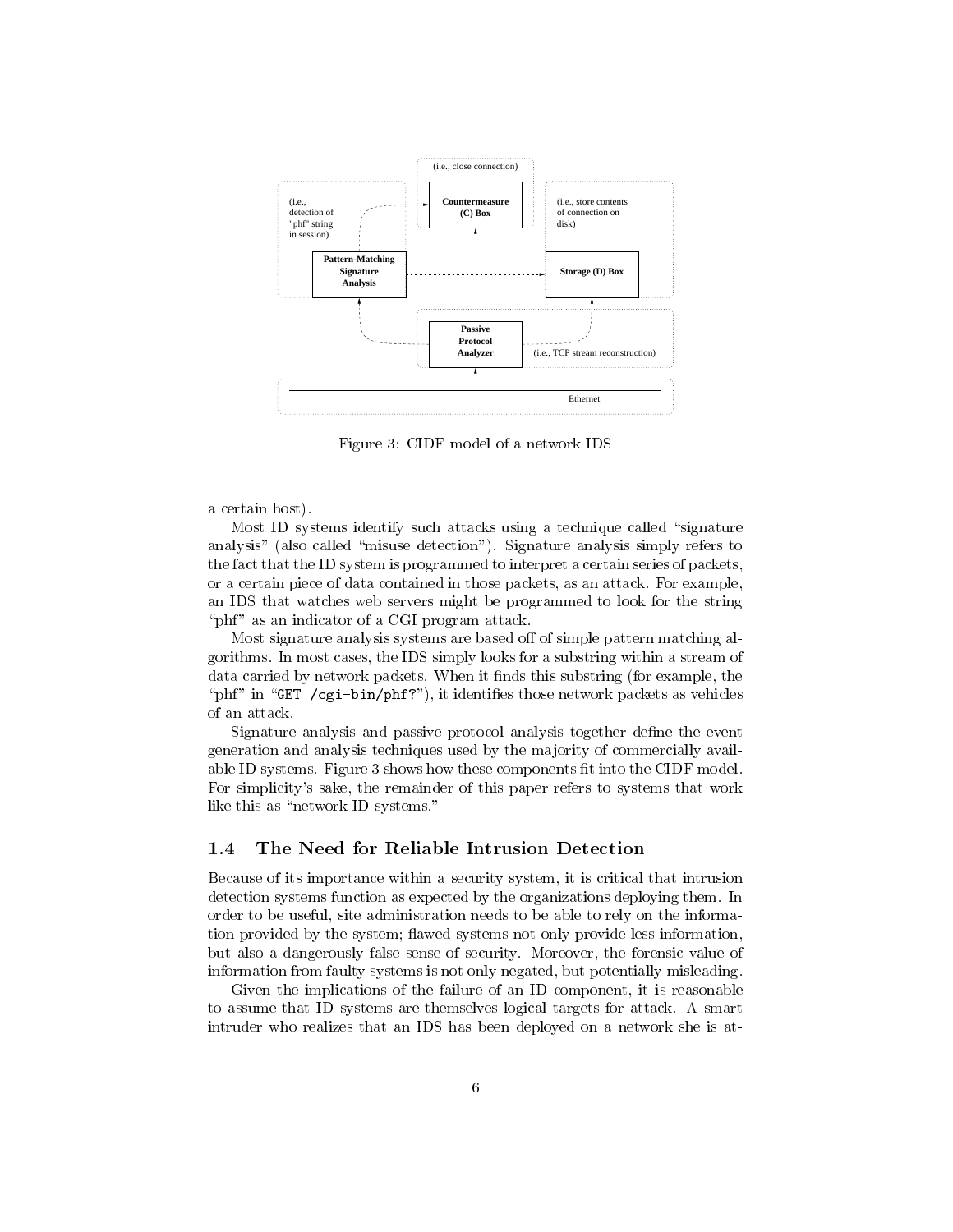Figure 3: CIDF model of a network IDS

a certain host).

Most ID systems identify such attacks using a technique called "signature analysis" (also called "misuse detection"). Signature analysis simply refers to the fact that the ID system is programmed to interpret a certain series of packets, or a certain piece of data contained in those packets, as an attack. For example, an IDS that watches web servers might be programmed to look for the string "phf" as an indicator of a CGI program attack.

Most signature analysis systems are based off of simple pattern matching algorithms. In most cases, the IDS simply looks for a substring within a stream of data carried by network packets. When it finds this substring (for example, the "phf" in "`GET /cgi-bin/phf?`"), it identifies those network packets as vehicles of an attack.

Signature analysis and passive protocol analysis together define the event generation and analysis techniques used by the majority of commercially available ID systems. Figure 3 shows how these components fit into the CIDF model. For simplicity's sake, the remainder of this paper refers to systems that work like this as "network ID systems."

### 1.4 The Need for Reliable Intrusion Detection

Because of its importance within a security system, it is critical that intrusion detection systems function as expected by the organizations deploying them. In order to be useful, site administration needs to be able to rely on the information provided by the system; flawed systems not only provide less information, but also a dangerously false sense of security. Moreover, the forensic value of information from faulty systems is not only negated, but potentially misleading.

Given the implications of the failure of an ID component, it is reasonable to assume that ID systems are themselves logical targets for attack. A smart intruder who realizes that an IDS has been deployed on a network she is at-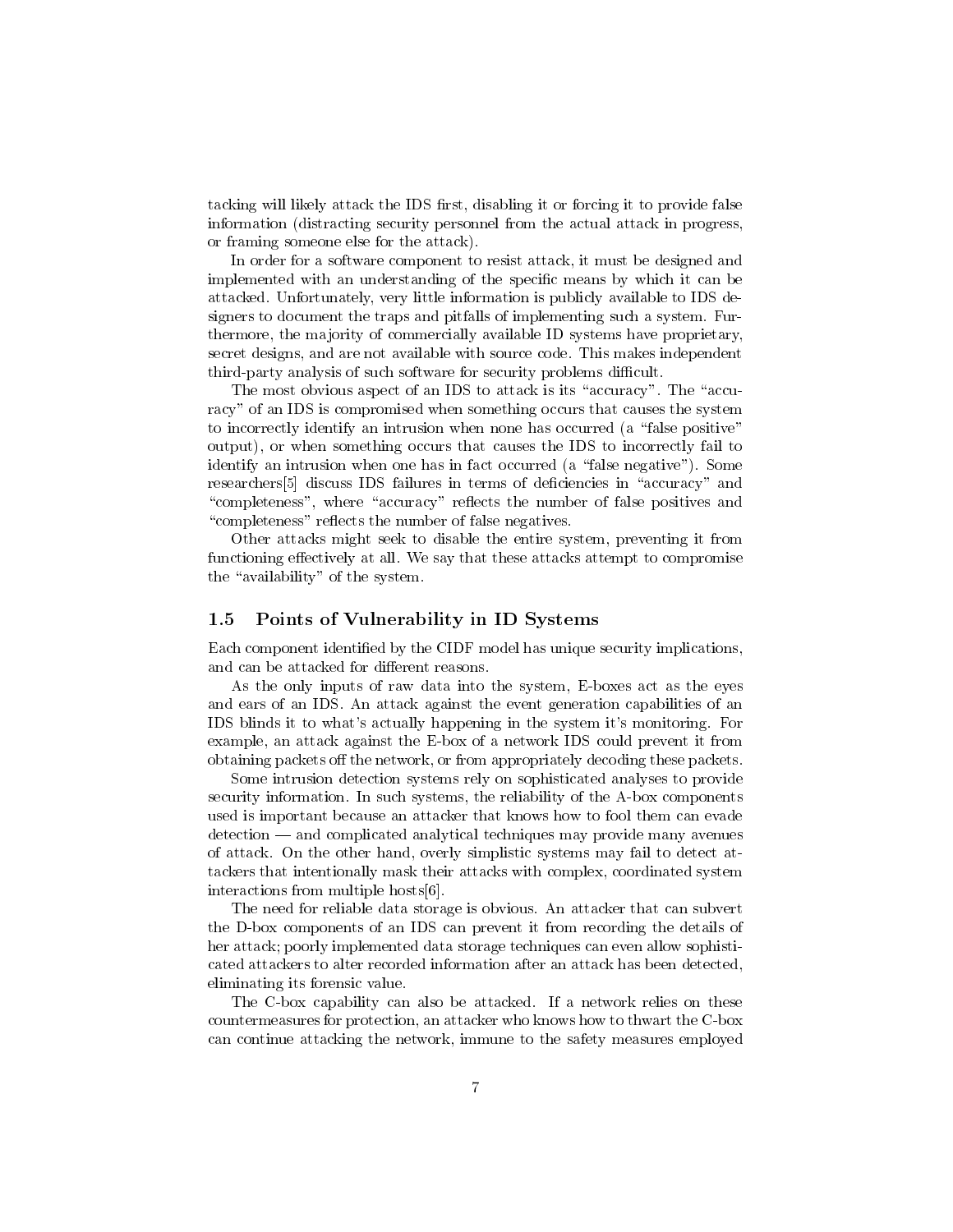tacking will likely attack the IDS first, disabling it or forcing it to provide false information (distracting security personnel from the actual attack in progress, or framing someone else for the attack).

In order for a software component to resist attack, it must be designed and implemented with an understanding of the specific means by which it can be attacked. Unfortunately, very little information is publicly available to IDS designers to document the traps and pitfalls of implementing such a system. Furthermore, the majority of commercially available ID systems have proprietary, secret designs, and are not available with source code. This makes independent third-party analysis of such software for security problems difficult.

The most obvious aspect of an IDS to attack is its "accuracy". The "accuracy" of an IDS is compromised when something occurs that causes the system to incorrectly identify an intrusion when none has occurred (a "false positive" output), or when something occurs that causes the IDS to incorrectly fail to identify an intrusion when one has in fact occurred (a "false negative"). Some researchers[5] discuss IDS failures in terms of deficiencies in "accuracy" and "completeness", where "accuracy" reflects the number of false positives and "completeness" reflects the number of false negatives.

Other attacks might seek to disable the entire system, preventing it from functioning effectively at all. We say that these attacks attempt to compromise the "availability" of the system.

## 1.5 Points of Vulnerability in ID Systems

Each component identified by the CIDF model has unique security implications, and can be attacked for different reasons.

As the only inputs of raw data into the system, E-boxes act as the eyes and ears of an IDS. An attack against the event generation capabilities of an IDS blinds it to what's actually happening in the system it's monitoring. For example, an attack against the E-box of a network IDS could prevent it from obtaining packets off the network, or from appropriately decoding these packets.

Some intrusion detection systems rely on sophisticated analyses to provide security information. In such systems, the reliability of the A-box components used is important because an attacker that knows how to fool them can evade detection — and complicated analytical techniques may provide many avenues of attack. On the other hand, overly simplistic systems may fail to detect attackers that intentionally mask their attacks with complex, coordinated system interactions from multiple hosts[6].

The need for reliable data storage is obvious. An attacker that can subvert the D-box components of an IDS can prevent it from recording the details of her attack; poorly implemented data storage techniques can even allow sophisticated attackers to alter recorded information after an attack has been detected, eliminating its forensic value.

The C-box capability can also be attacked. If a network relies on these countermeasures for protection, an attacker who knows how to thwart the C-box can continue attacking the network, immune to the safety measures employed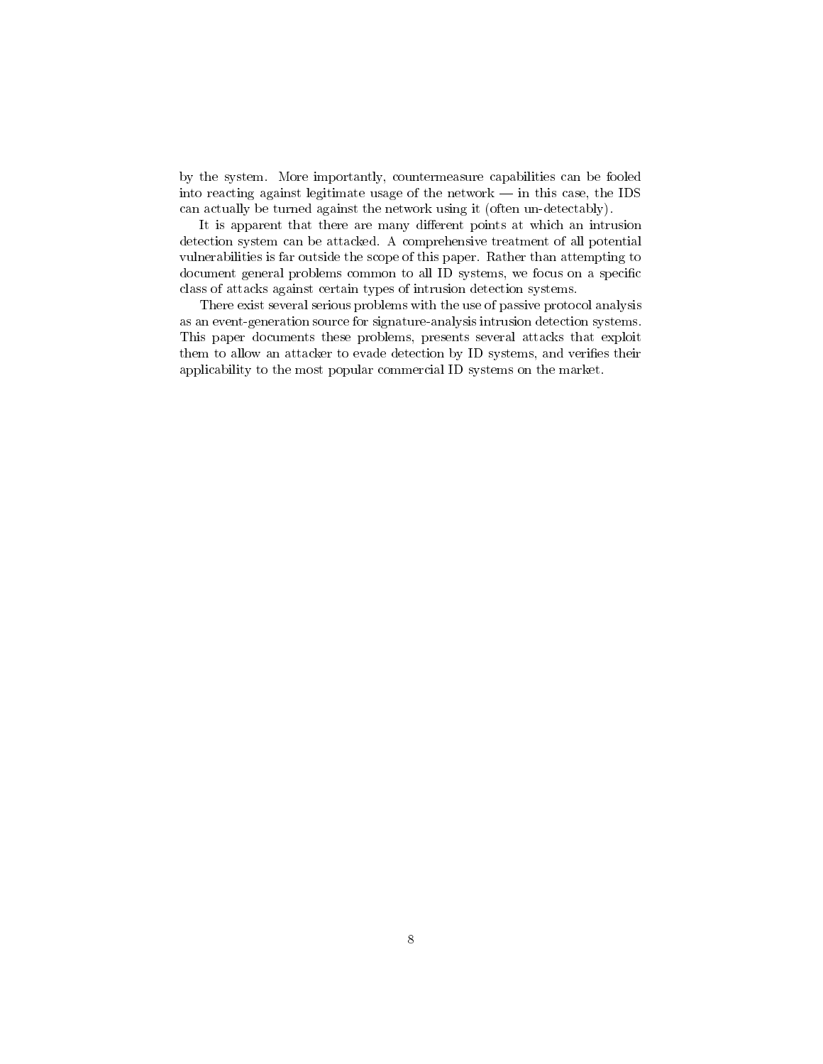by the system. More importantly, countermeasure capabilities can be fooled into reacting against legitimate usage of the network — in this case, the IDS can actually be turned against the network using it (often un-detectably).

It is apparent that there are many different points at which an intrusion detection system can be attacked. A comprehensive treatment of all potential vulnerabilities is far outside the scope of this paper. Rather than attempting to document general problems common to all ID systems, we focus on a specific class of attacks against certain types of intrusion detection systems.

There exist several serious problems with the use of passive protocol analysis as an event-generation source for signature-analysis intrusion detection systems. This paper documents these problems, presents several attacks that exploit them to allow an attacker to evade detection by ID systems, and verifies their applicability to the most popular commercial ID systems on the market.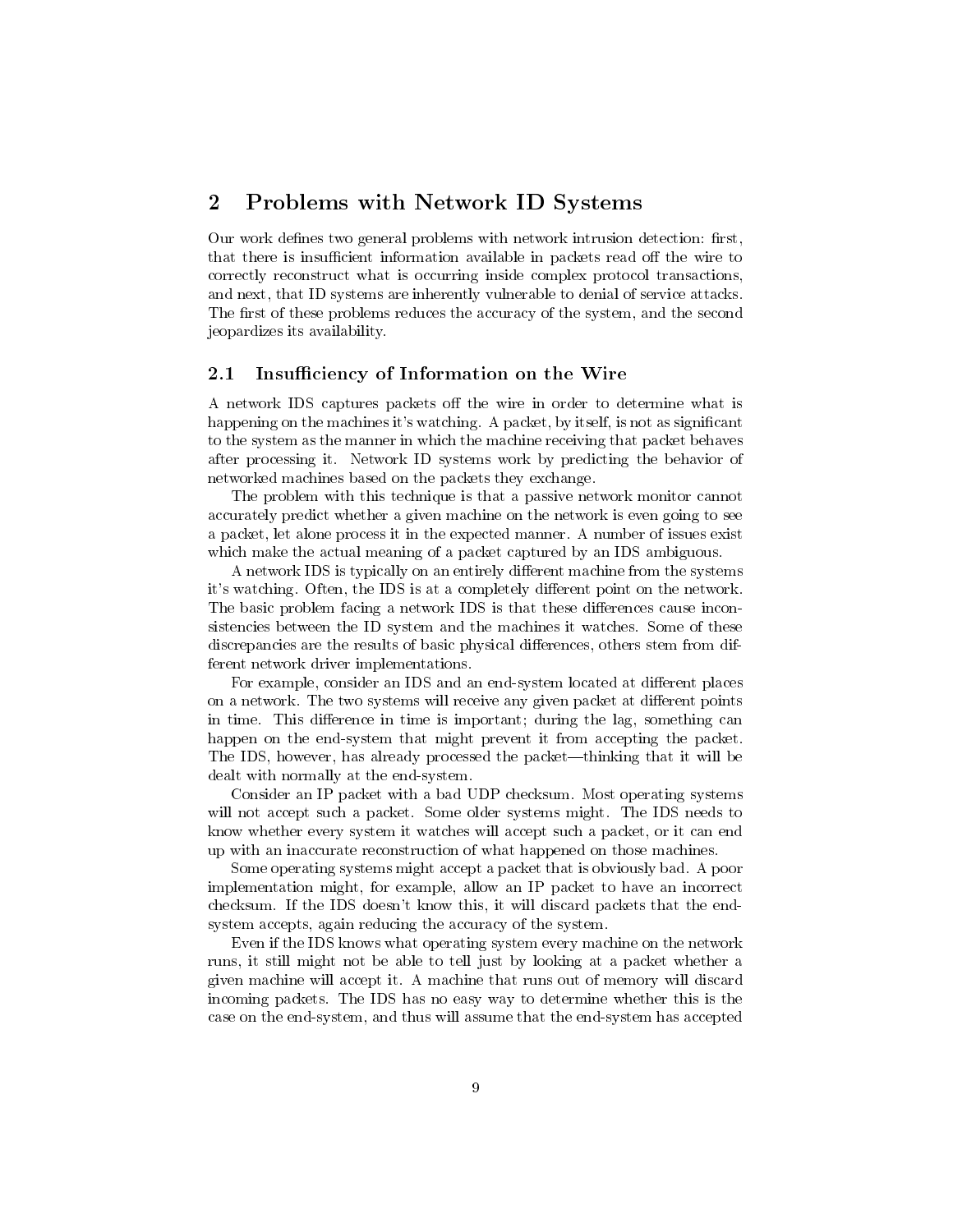## 2 Problems with Network ID Systems

Our work defines two general problems with network intrusion detection: first, that there is insufficient information available in packets read off the wire to correctly reconstruct what is occurring inside complex protocol transactions, and next, that ID systems are inherently vulnerable to denial of service attacks. The first of these problems reduces the accuracy of the system, and the second jeopardizes its availability.

### 2.1 Insufficiency of Information on the Wire

A network IDS captures packets off the wire in order to determine what is happening on the machines it's watching. A packet, by itself, is not as significant to the system as the manner in which the machine receiving that packet behaves after processing it. Network ID systems work by predicting the behavior of networked machines based on the packets they exchange.

The problem with this technique is that a passive network monitor cannot accurately predict whether a given machine on the network is even going to see a packet, let alone process it in the expected manner. A number of issues exist which make the actual meaning of a packet captured by an IDS ambiguous.

A network IDS is typically on an entirely different machine from the systems it's watching. Often, the IDS is at a completely different point on the network. The basic problem facing a network IDS is that these differences cause inconsistencies between the ID system and the machines it watches. Some of these discrepancies are the results of basic physical differences, others stem from different network driver implementations.

For example, consider an IDS and an end-system located at different places on a network. The two systems will receive any given packet at different points in time. This difference in time is important; during the lag, something can happen on the end-system that might prevent it from accepting the packet. The IDS, however, has already processed the packet—thinking that it will be dealt with normally at the end-system.

Consider an IP packet with a bad UDP checksum. Most operating systems will not accept such a packet. Some older systems might. The IDS needs to know whether every system it watches will accept such a packet, or it can end up with an inaccurate reconstruction of what happened on those machines.

Some operating systems might accept a packet that is obviously bad. A poor implementation might, for example, allow an IP packet to have an incorrect checksum. If the IDS doesn't know this, it will discard packets that the end-system accepts, again reducing the accuracy of the system.

Even if the IDS knows what operating system every machine on the network runs, it still might not be able to tell just by looking at a packet whether a given machine will accept it. A machine that runs out of memory will discard incoming packets. The IDS has no easy way to determine whether this is the case on the end-system, and thus will assume that the end-system has accepted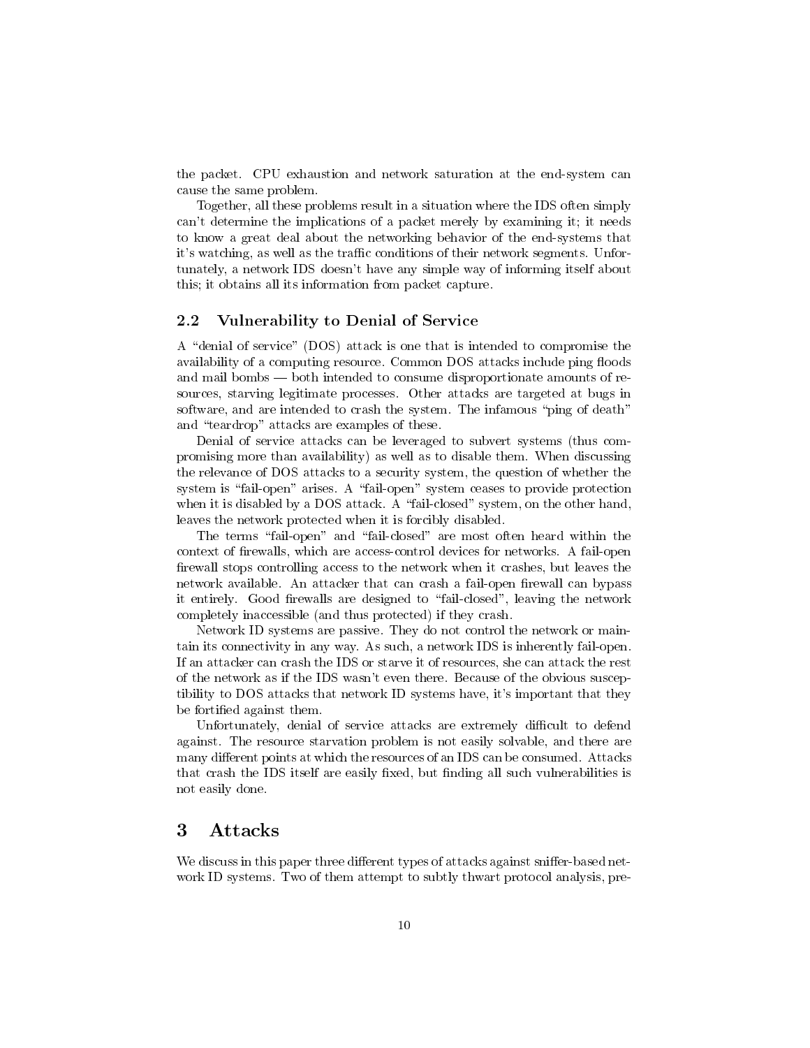the packet. CPU exhaustion and network saturation at the end-system can cause the same problem.

Together, all these problems result in a situation where the IDS often simply can't determine the implications of a packet merely by examining it; it needs to know a great deal about the networking behavior of the end-systems that it's watching, as well as the traffic conditions of their network segments. Unfortunately, a network IDS doesn't have any simple way of informing itself about this; it obtains all its information from packet capture.

### 2.2 Vulnerability to Denial of Service

A "denial of service" (DOS) attack is one that is intended to compromise the availability of a computing resource. Common DOS attacks include ping floods and mail bombs — both intended to consume disproportionate amounts of resources, starving legitimate processes. Other attacks are targeted at bugs in software, and are intended to crash the system. The infamous "ping of death" and "teardrop" attacks are examples of these.

Denial of service attacks can be leveraged to subvert systems (thus compromising more than availability) as well as to disable them. When discussing the relevance of DOS attacks to a security system, the question of whether the system is "fail-open" arises. A "fail-open" system ceases to provide protection when it is disabled by a DOS attack. A "fail-closed" system, on the other hand, leaves the network protected when it is forcibly disabled.

The terms "fail-open" and "fail-closed" are most often heard within the context of firewalls, which are access-control devices for networks. A fail-open firewall stops controlling access to the network when it crashes, but leaves the network available. An attacker that can crash a fail-open firewall can bypass it entirely. Good firewalls are designed to "fail-closed", leaving the network completely inaccessible (and thus protected) if they crash.

Network ID systems are passive. They do not control the network or maintain its connectivity in any way. As such, a network IDS is inherently fail-open. If an attacker can crash the IDS or starve it of resources, she can attack the rest of the network as if the IDS wasn't even there. Because of the obvious susceptibility to DOS attacks that network ID systems have, it's important that they be fortified against them.

Unfortunately, denial of service attacks are extremely difficult to defend against. The resource starvation problem is not easily solvable, and there are many different points at which the resources of an IDS can be consumed. Attacks that crash the IDS itself are easily fixed, but finding all such vulnerabilities is not easily done.

## 3 Attacks

We discuss in this paper three different types of attacks against sniffer-based network ID systems. Two of them attempt to subtly thwart protocol analysis, pre-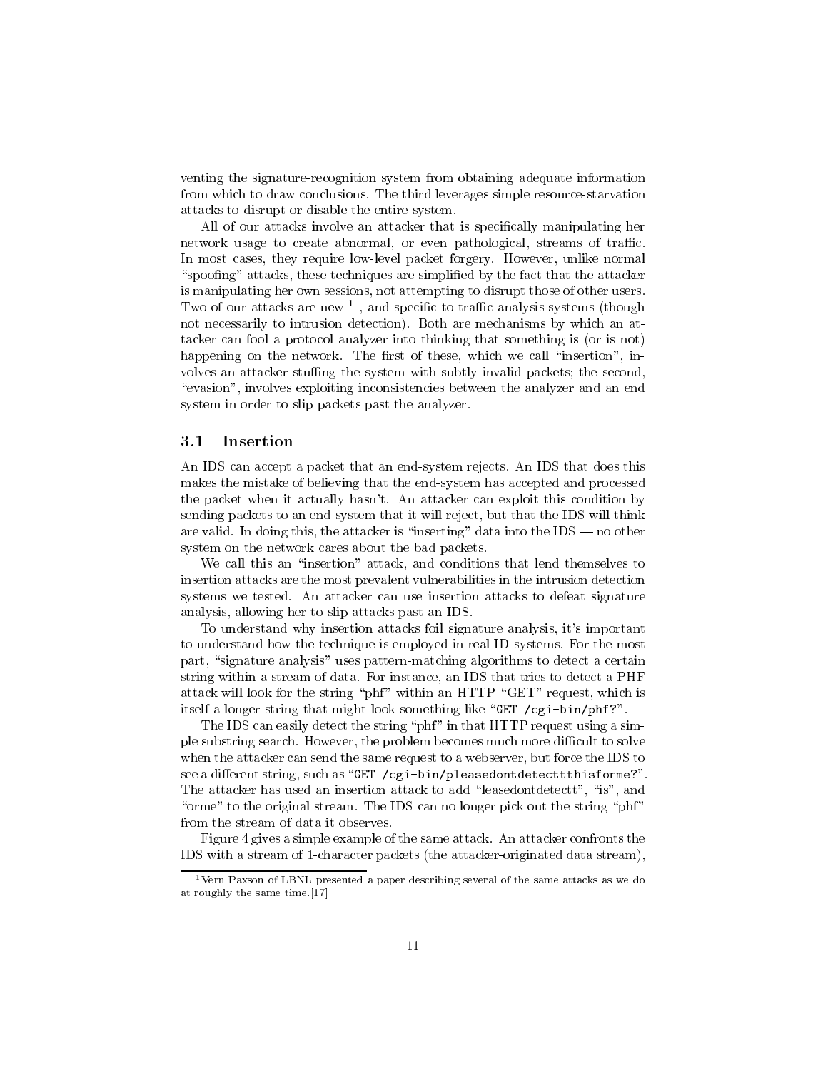venting the signature-recognition system from obtaining adequate information from which to draw conclusions. The third leverages simple resource-starvation attacks to disrupt or disable the entire system.

All of our attacks involve an attacker that is specifically manipulating her network usage to create abnormal, or even pathological, streams of traffic. In most cases, they require low-level packet forgery. However, unlike normal "spoofing" attacks, these techniques are simplified by the fact that the attacker is manipulating her own sessions, not attempting to disrupt those of other users. Two of our attacks are new [1], and specific to traffic analysis systems (though not necessarily to intrusion detection). Both are mechanisms by which an attacker can fool a protocol analyzer into thinking that something is (or is not) happening on the network. The first of these, which we call "insertion", involves an attacker stuffing the system with subtly invalid packets; the second, "evasion", involves exploiting inconsistencies between the analyzer and an end system in order to slip packets past the analyzer.

## 3.1 Insertion

An IDS can accept a packet that an end-system rejects. An IDS that does this makes the mistake of believing that the end-system has accepted and processed the packet when it actually hasn't. An attacker can exploit this condition by sending packets to an end-system that it will reject, but that the IDS will think are valid. In doing this, the attacker is "inserting" data into the IDS — no other system on the network cares about the bad packets.

We call this an "insertion" attack, and conditions that lend themselves to insertion attacks are the most prevalent vulnerabilities in the intrusion detection systems we tested. An attacker can use insertion attacks to defeat signature analysis, allowing her to slip attacks past an IDS.

To understand why insertion attacks foil signature analysis, it's important to understand how the technique is employed in real ID systems. For the most part, "signature analysis" uses pattern-matching algorithms to detect a certain string within a stream of data. For instance, an IDS that tries to detect a PHF attack will look for the string "phf" within an HTTP "GET" request, which is itself a longer string that might look something like "`GET /cgi-bin/phf?`".

The IDS can easily detect the string "phf" in that HTTP request using a simple substring search. However, the problem becomes much more difficult to solve when the attacker can send the same request to a webserver, but force the IDS to see a different string, such as "`GET /cgi-bin/pleasedontdetecttthisforme?`". The attacker has used an insertion attack to add "leasedontdetectt", "is", and "orme" to the original stream. The IDS can no longer pick out the string "phf" from the stream of data it observes.

Figure 4 gives a simple example of the same attack. An attacker confronts the IDS with a stream of 1-character packets (the attacker-originated data stream),

[1] Vern Paxson of LBNL presented a paper describing several of the same attacks as we do at roughly the same time.[17]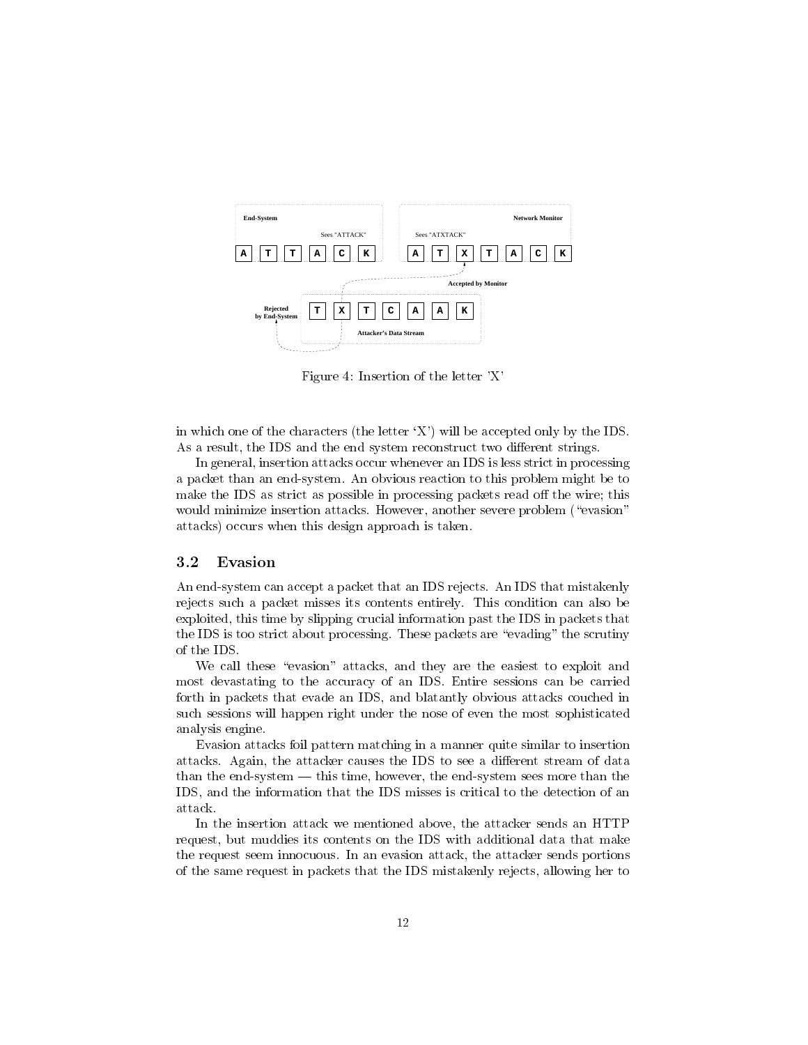Figure 4: Insertion of the letter 'X'

in which one of the characters (the letter 'X') will be accepted only by the IDS. As a result, the IDS and the end system reconstruct two different strings.

In general, insertion attacks occur whenever an IDS is less strict in processing a packet than an end-system. An obvious reaction to this problem might be to make the IDS as strict as possible in processing packets read off the wire; this would minimize insertion attacks. However, another severe problem ("evasion" attacks) occurs when this design approach is taken.

### 3.2 Evasion

An end-system can accept a packet that an IDS rejects. An IDS that mistakenly rejects such a packet misses its contents entirely. This condition can also be exploited, this time by slipping crucial information past the IDS in packets that the IDS is too strict about processing. These packets are "evading" the scrutiny of the IDS.

We call these "evasion" attacks, and they are the easiest to exploit and most devastating to the accuracy of an IDS. Entire sessions can be carried forth in packets that evade an IDS, and blatantly obvious attacks couched in such sessions will happen right under the nose of even the most sophisticated analysis engine.

Evasion attacks foil pattern matching in a manner quite similar to insertion attacks. Again, the attacker causes the IDS to see a different stream of data than the end-system — this time, however, the end-system sees more than the IDS, and the information that the IDS misses is critical to the detection of an attack.

In the insertion attack we mentioned above, the attacker sends an HTTP request, but muddies its contents on the IDS with additional data that make the request seem innocuous. In an evasion attack, the attacker sends portions of the same request in packets that the IDS mistakenly rejects, allowing her to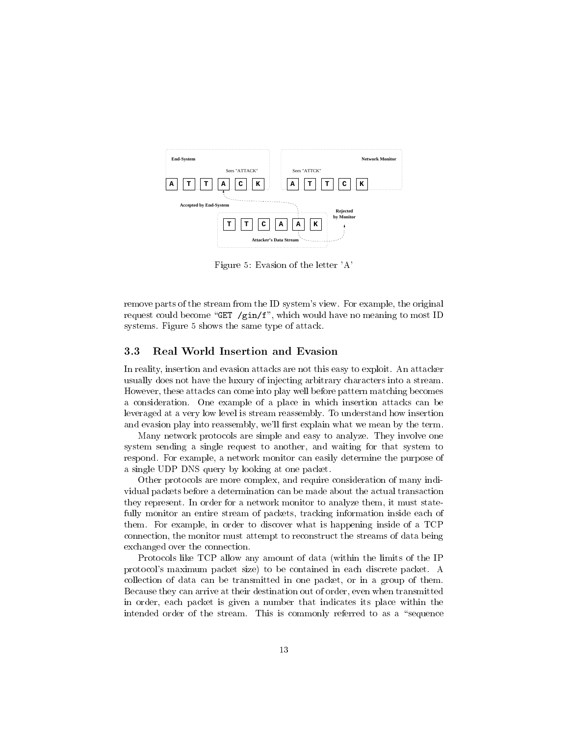Figure 5: Evasion of the letter 'A'

remove parts of the stream from the ID system's view. For example, the original request could become "GET /gin/f", which would have no meaning to most ID systems. Figure 5 shows the same type of attack.

### 3.3 Real World Insertion and Evasion

In reality, insertion and evasion attacks are not this easy to exploit. An attacker usually does not have the luxury of injecting arbitrary characters into a stream. However, these attacks can come into play well before pattern matching becomes a consideration. One example of a place in which insertion attacks can be leveraged at a very low level is stream reassembly. To understand how insertion and evasion play into reassembly, we'll first explain what we mean by the term.

Many network protocols are simple and easy to analyze. They involve one system sending a single request to another, and waiting for that system to respond. For example, a network monitor can easily determine the purpose of a single UDP DNS query by looking at one packet.

Other protocols are more complex, and require consideration of many individual packets before a determination can be made about the actual transaction they represent. In order for a network monitor to analyze them, it must statefully monitor an entire stream of packets, tracking information inside each of them. For example, in order to discover what is happening inside of a TCP connection, the monitor must attempt to reconstruct the streams of data being exchanged over the connection.

Protocols like TCP allow any amount of data (within the limits of the IP protocol's maximum packet size) to be contained in each discrete packet. A collection of data can be transmitted in one packet, or in a group of them. Because they can arrive at their destination out of order, even when transmitted in order, each packet is given a number that indicates its place within the intended order of the stream. This is commonly referred to as a "sequence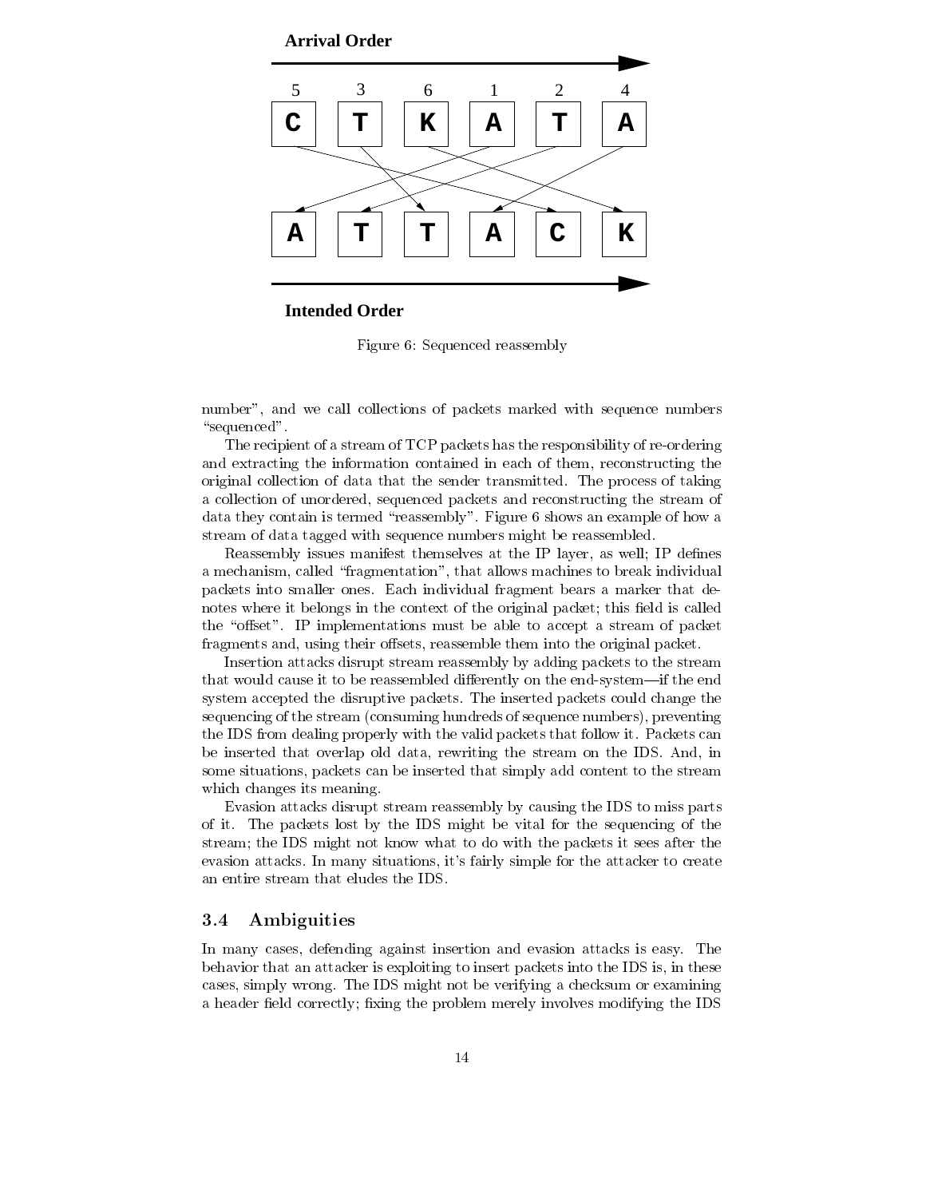Figure 6: Sequenced reassembly

number", and we call collections of packets marked with sequence numbers "sequenced".

The recipient of a stream of TCP packets has the responsibility of re-ordering and extracting the information contained in each of them, reconstructing the original collection of data that the sender transmitted. The process of taking a collection of unordered, sequenced packets and reconstructing the stream of data they contain is termed "reassembly". Figure 6 shows an example of how a stream of data tagged with sequence numbers might be reassembled.

Reassembly issues manifest themselves at the IP layer, as well; IP defines a mechanism, called "fragmentation", that allows machines to break individual packets into smaller ones. Each individual fragment bears a marker that denotes where it belongs in the context of the original packet; this field is called the "offset". IP implementations must be able to accept a stream of packet fragments and, using their offsets, reassemble them into the original packet.

Insertion attacks disrupt stream reassembly by adding packets to the stream that would cause it to be reassembled differently on the end-system—if the end system accepted the disruptive packets. The inserted packets could change the sequencing of the stream (consuming hundreds of sequence numbers), preventing the IDS from dealing properly with the valid packets that follow it. Packets can be inserted that overlap old data, rewriting the stream on the IDS. And, in some situations, packets can be inserted that simply add content to the stream which changes its meaning.

Evasion attacks disrupt stream reassembly by causing the IDS to miss parts of it. The packets lost by the IDS might be vital for the sequencing of the stream; the IDS might not know what to do with the packets it sees after the evasion attacks. In many situations, it's fairly simple for the attacker to create an entire stream that eludes the IDS.

### 3.4 Ambiguities

In many cases, defending against insertion and evasion attacks is easy. The behavior that an attacker is exploiting to insert packets into the IDS is, in these cases, simply wrong. The IDS might not be verifying a checksum or examining a header field correctly; fixing the problem merely involves modifying the IDS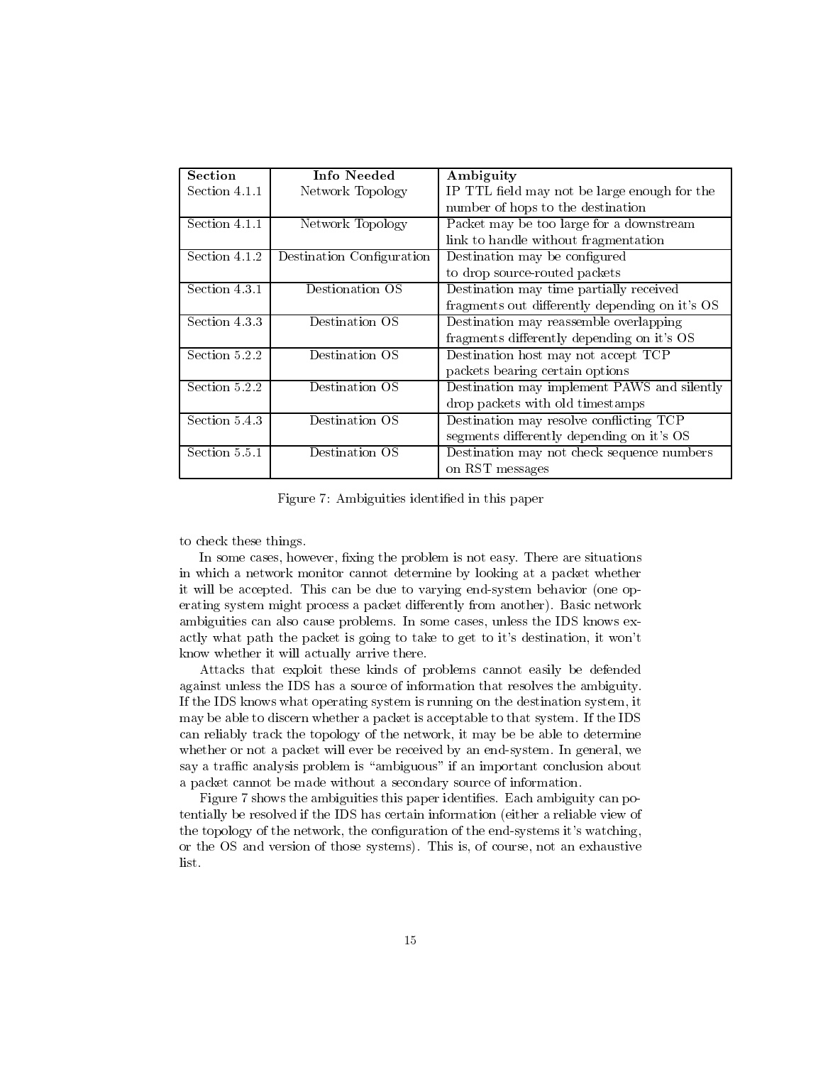| Section | Info Needed | Ambiguity |
|---|---|---|
| Section 4.1.1 | Network Topology | IP TTL field may not be large enough for the number of hops to the destination |
| Section 4.1.1 | Network Topology | Packet may be too large for a downstream link to handle without fragmentation |
| Section 4.1.2 | Destination Configuration | Destination may be configured to drop source-routed packets |
| Section 4.3.1 | Destionation OS | Destination may time partially received fragments out differently depending on it's OS |
| Section 4.3.3 | Destination OS | Destination may reassemble overlapping fragments differently depending on it's OS |
| Section 5.2.2 | Destination OS | Destination host may not accept TCP packets bearing certain options |
| Section 5.2.2 | Destination OS | Destination may implement PAWS and silently drop packets with old timestamps |
| Section 5.4.3 | Destination OS | Destination may resolve conflicting TCP segments differently depending on it's OS |
| Section 5.5.1 | Destination OS | Destination may not check sequence numbers on RST messages |

Figure 7: Ambiguities identified in this paper

to check these things.

In some cases, however, fixing the problem is not easy. There are situations in which a network monitor cannot determine by looking at a packet whether it will be accepted. This can be due to varying end-system behavior (one operating system might process a packet differently from another). Basic network ambiguities can also cause problems. In some cases, unless the IDS knows exactly what path the packet is going to take to get to it's destination, it won't know whether it will actually arrive there.

Attacks that exploit these kinds of problems cannot easily be defended against unless the IDS has a source of information that resolves the ambiguity. If the IDS knows what operating system is running on the destination system, it may be able to discern whether a packet is acceptable to that system. If the IDS can reliably track the topology of the network, it may be be able to determine whether or not a packet will ever be received by an end-system. In general, we say a traffic analysis problem is "ambiguous" if an important conclusion about a packet cannot be made without a secondary source of information.

Figure 7 shows the ambiguities this paper identifies. Each ambiguity can potentially be resolved if the IDS has certain information (either a reliable view of the topology of the network, the configuration of the end-systems it's watching, or the OS and version of those systems). This is, of course, not an exhaustive list.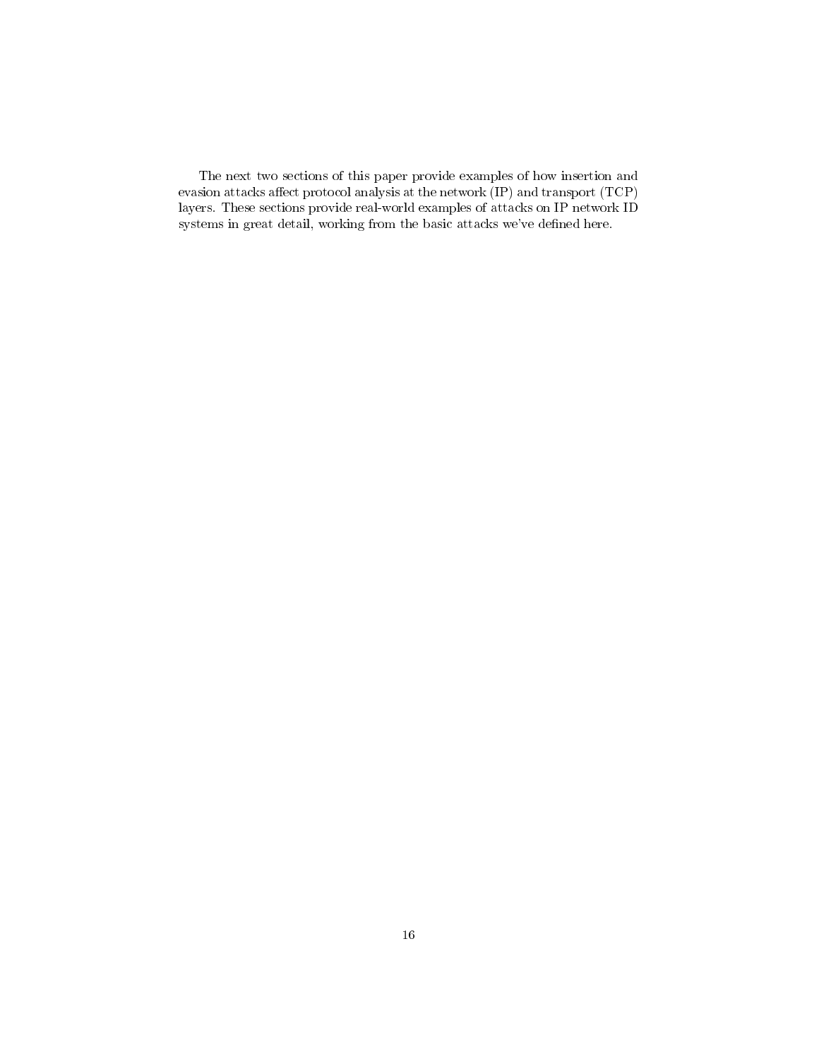The next two sections of this paper provide examples of how insertion and evasion attacks affect protocol analysis at the network (IP) and transport (TCP) layers. These sections provide real-world examples of attacks on IP network ID systems in great detail, working from the basic attacks we've defined here.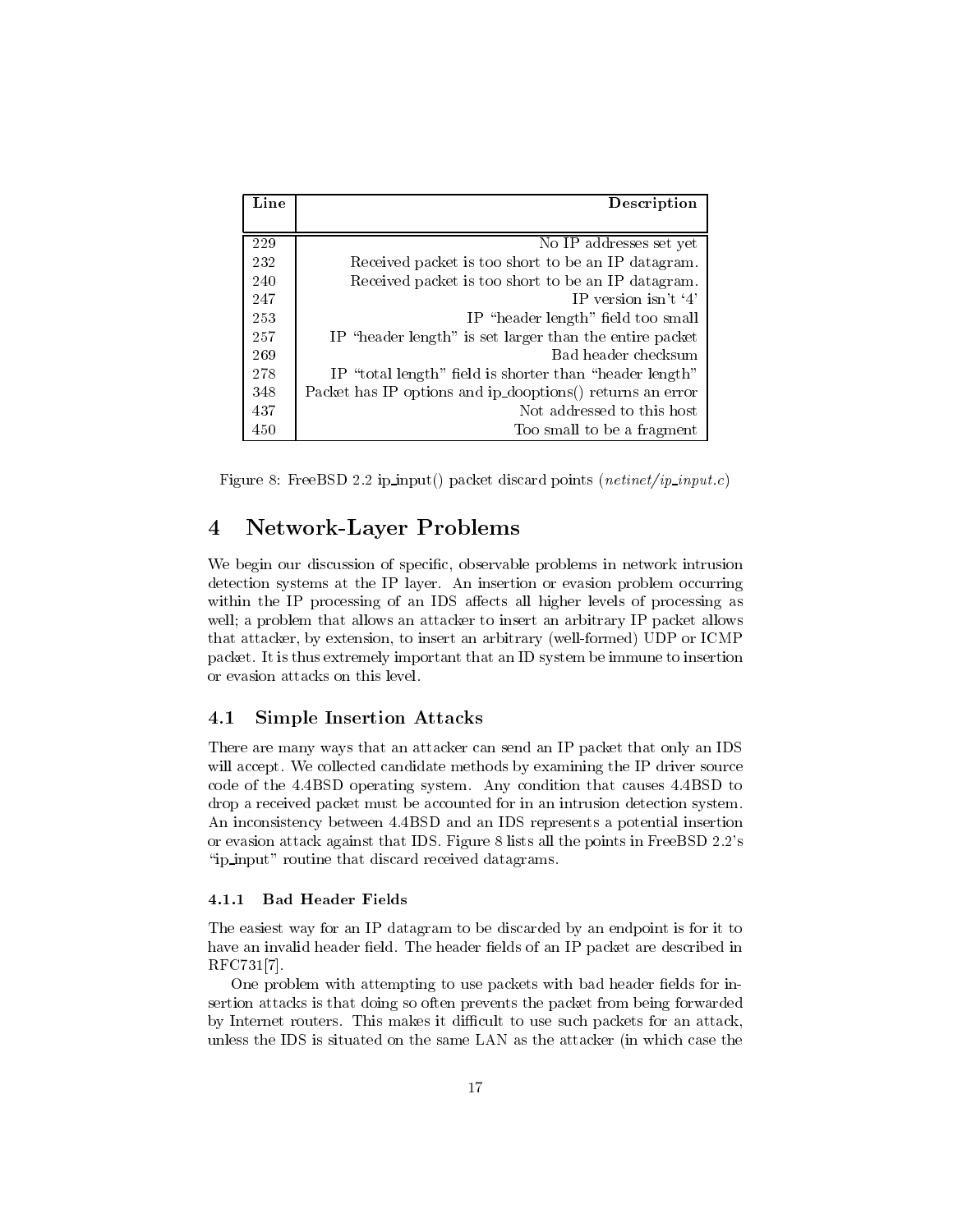| Line | Description |
|---|---|
| 229 | No IP addresses set yet |
| 232 | Received packet is too short to be an IP datagram. |
| 240 | Received packet is too short to be an IP datagram. |
| 247 | IP version isn't '4' |
| 253 | IP "header length" field too small |
| 257 | IP "header length" is set larger than the entire packet |
| 269 | Bad header checksum |
| 278 | IP "total length" field is shorter than "header length" |
| 348 | Packet has IP options and ip_dooptions() returns an error |
| 437 | Not addressed to this host |
| 450 | Too small to be a fragment |

Figure 8: FreeBSD 2.2 ip_input() packet discard points (*netinet/ip_input.c*)

# 4 Network-Layer Problems

We begin our discussion of specific, observable problems in network intrusion detection systems at the IP layer. An insertion or evasion problem occurring within the IP processing of an IDS affects all higher levels of processing as well; a problem that allows an attacker to insert an arbitrary IP packet allows that attacker, by extension, to insert an arbitrary (well-formed) UDP or ICMP packet. It is thus extremely important that an ID system be immune to insertion or evasion attacks on this level.

## 4.1 Simple Insertion Attacks

There are many ways that an attacker can send an IP packet that only an IDS will accept. We collected candidate methods by examining the IP driver source code of the 4.4BSD operating system. Any condition that causes 4.4BSD to drop a received packet must be accounted for in an intrusion detection system. An inconsistency between 4.4BSD and an IDS represents a potential insertion or evasion attack against that IDS. Figure 8 lists all the points in FreeBSD 2.2's "ip_input" routine that discard received datagrams.

### 4.1.1 Bad Header Fields

The easiest way for an IP datagram to be discarded by an endpoint is for it to have an invalid header field. The header fields of an IP packet are described in RFC731[7].

One problem with attempting to use packets with bad header fields for insertion attacks is that doing so often prevents the packet from being forwarded by Internet routers. This makes it difficult to use such packets for an attack, unless the IDS is situated on the same LAN as the attacker (in which case the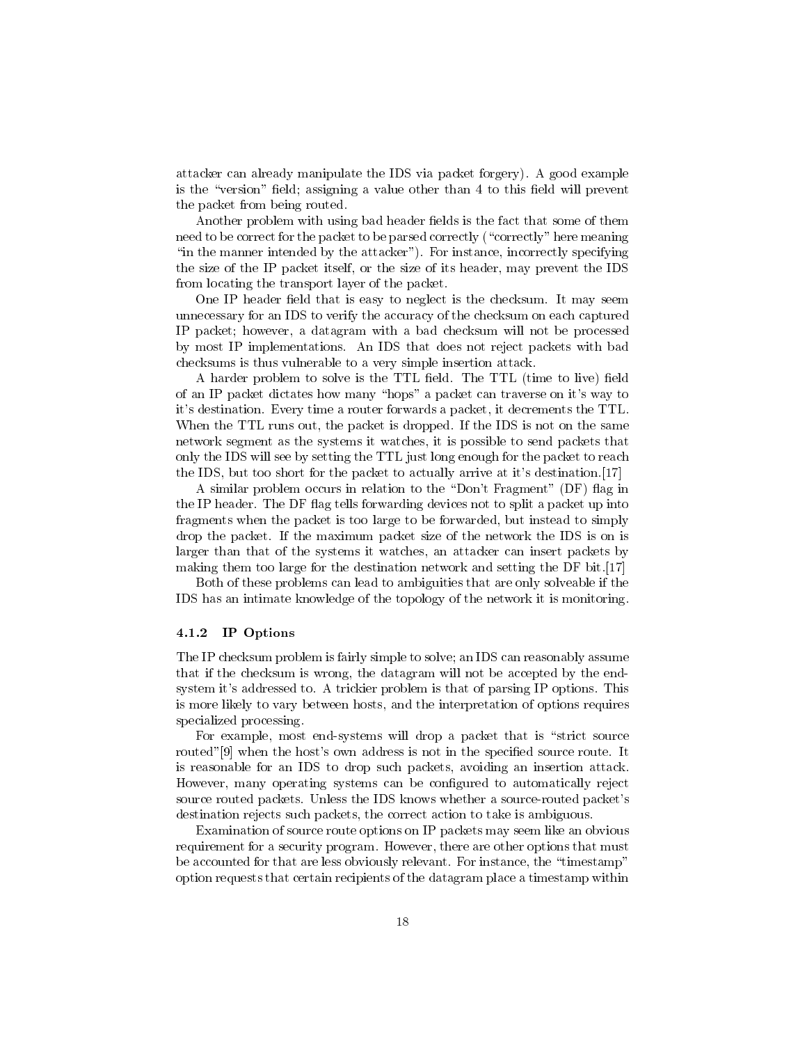attacker can already manipulate the IDS via packet forgery). A good example is the "version" field; assigning a value other than 4 to this field will prevent the packet from being routed.

Another problem with using bad header fields is the fact that some of them need to be correct for the packet to be parsed correctly ("correctly" here meaning "in the manner intended by the attacker"). For instance, incorrectly specifying the size of the IP packet itself, or the size of its header, may prevent the IDS from locating the transport layer of the packet.

One IP header field that is easy to neglect is the checksum. It may seem unnecessary for an IDS to verify the accuracy of the checksum on each captured IP packet; however, a datagram with a bad checksum will not be processed by most IP implementations. An IDS that does not reject packets with bad checksums is thus vulnerable to a very simple insertion attack.

A harder problem to solve is the TTL field. The TTL (time to live) field of an IP packet dictates how many "hops" a packet can traverse on it's way to it's destination. Every time a router forwards a packet, it decrements the TTL. When the TTL runs out, the packet is dropped. If the IDS is not on the same network segment as the systems it watches, it is possible to send packets that only the IDS will see by setting the TTL just long enough for the packet to reach the IDS, but too short for the packet to actually arrive at it's destination.[17]

A similar problem occurs in relation to the "Don't Fragment" (DF) flag in the IP header. The DF flag tells forwarding devices not to split a packet up into fragments when the packet is too large to be forwarded, but instead to simply drop the packet. If the maximum packet size of the network the IDS is on is larger than that of the systems it watches, an attacker can insert packets by making them too large for the destination network and setting the DF bit.[17]

Both of these problems can lead to ambiguities that are only solveable if the IDS has an intimate knowledge of the topology of the network it is monitoring.

### 4.1.2 IP Options

The IP checksum problem is fairly simple to solve; an IDS can reasonably assume that if the checksum is wrong, the datagram will not be accepted by the end-system it's addressed to. A trickier problem is that of parsing IP options. This is more likely to vary between hosts, and the interpretation of options requires specialized processing.

For example, most end-systems will drop a packet that is "strict source routed"[9] when the host's own address is not in the specified source route. It is reasonable for an IDS to drop such packets, avoiding an insertion attack. However, many operating systems can be configured to automatically reject source routed packets. Unless the IDS knows whether a source-routed packet's destination rejects such packets, the correct action to take is ambiguous.

Examination of source route options on IP packets may seem like an obvious requirement for a security program. However, there are other options that must be accounted for that are less obviously relevant. For instance, the "timestamp" option requests that certain recipients of the datagram place a timestamp within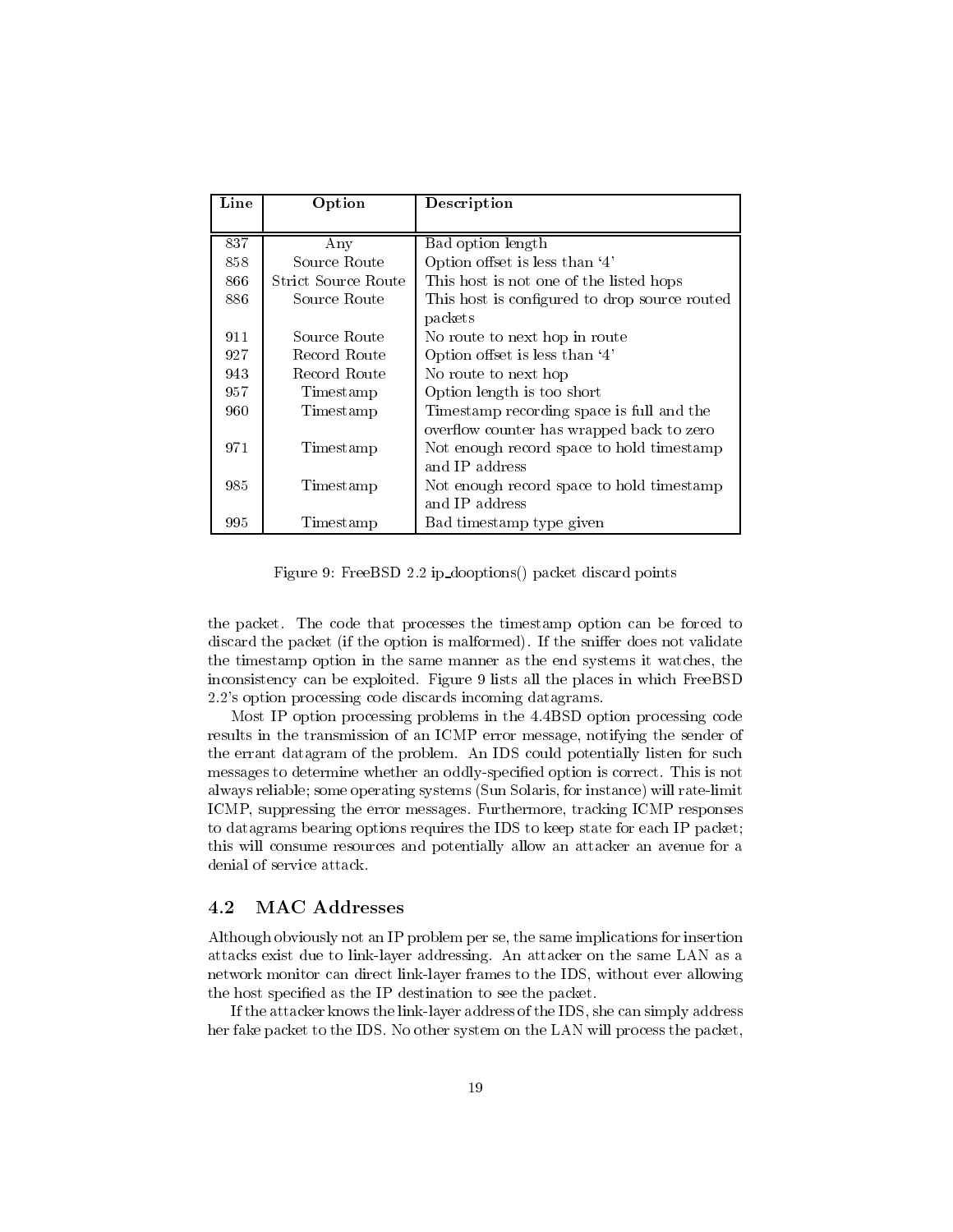| Line | Option | Description |
|---|---|---|
| 837 | Any | Bad option length |
| 858 | Source Route | Option offset is less than '4' |
| 866 | Strict Source Route | This host is not one of the listed hops |
| 886 | Source Route | This host is configured to drop source routed packets |
| 911 | Source Route | No route to next hop in route |
| 927 | Record Route | Option offset is less than '4' |
| 943 | Record Route | No route to next hop |
| 957 | Timestamp | Option length is too short |
| 960 | Timestamp | Timestamp recording space is full and the overflow counter has wrapped back to zero |
| 971 | Timestamp | Not enough record space to hold timestamp and IP address |
| 985 | Timestamp | Not enough record space to hold timestamp and IP address |
| 995 | Timestamp | Bad timestamp type given |

Figure 9: FreeBSD 2.2 ip_dooptions() packet discard points

the packet. The code that processes the timestamp option can be forced to discard the packet (if the option is malformed). If the sniffer does not validate the timestamp option in the same manner as the end systems it watches, the inconsistency can be exploited. Figure 9 lists all the places in which FreeBSD 2.2's option processing code discards incoming datagrams.

Most IP option processing problems in the 4.4BSD option processing code results in the transmission of an ICMP error message, notifying the sender of the errant datagram of the problem. An IDS could potentially listen for such messages to determine whether an oddly-specified option is correct. This is not always reliable; some operating systems (Sun Solaris, for instance) will rate-limit ICMP, suppressing the error messages. Furthermore, tracking ICMP responses to datagrams bearing options requires the IDS to keep state for each IP packet; this will consume resources and potentially allow an attacker an avenue for a denial of service attack.

## 4.2 MAC Addresses

Although obviously not an IP problem per se, the same implications for insertion attacks exist due to link-layer addressing. An attacker on the same LAN as a network monitor can direct link-layer frames to the IDS, without ever allowing the host specified as the IP destination to see the packet.

If the attacker knows the link-layer address of the IDS, she can simply address her fake packet to the IDS. No other system on the LAN will process the packet,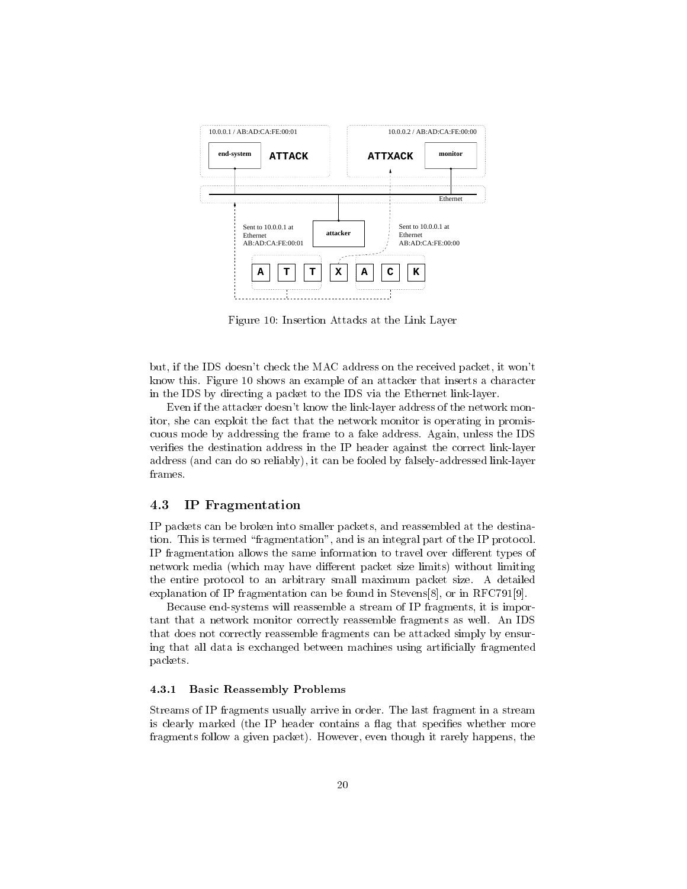Figure 10: Insertion Attacks at the Link Layer

but, if the IDS doesn't check the MAC address on the received packet, it won't know this. Figure 10 shows an example of an attacker that inserts a character in the IDS by directing a packet to the IDS via the Ethernet link-layer.

Even if the attacker doesn't know the link-layer address of the network monitor, she can exploit the fact that the network monitor is operating in promiscuous mode by addressing the frame to a fake address. Again, unless the IDS verifies the destination address in the IP header against the correct link-layer address (and can do so reliably), it can be fooled by falsely-addressed link-layer frames.

### 4.3 IP Fragmentation

IP packets can be broken into smaller packets, and reassembled at the destination. This is termed "fragmentation", and is an integral part of the IP protocol. IP fragmentation allows the same information to travel over different types of network media (which may have different packet size limits) without limiting the entire protocol to an arbitrary small maximum packet size. A detailed explanation of IP fragmentation can be found in Stevens[8], or in RFC791[9].

Because end-systems will reassemble a stream of IP fragments, it is important that a network monitor correctly reassemble fragments as well. An IDS that does not correctly reassemble fragments can be attacked simply by ensuring that all data is exchanged between machines using artificially fragmented packets.

#### 4.3.1 Basic Reassembly Problems

Streams of IP fragments usually arrive in order. The last fragment in a stream is clearly marked (the IP header contains a flag that specifies whether more fragments follow a given packet). However, even though it rarely happens, the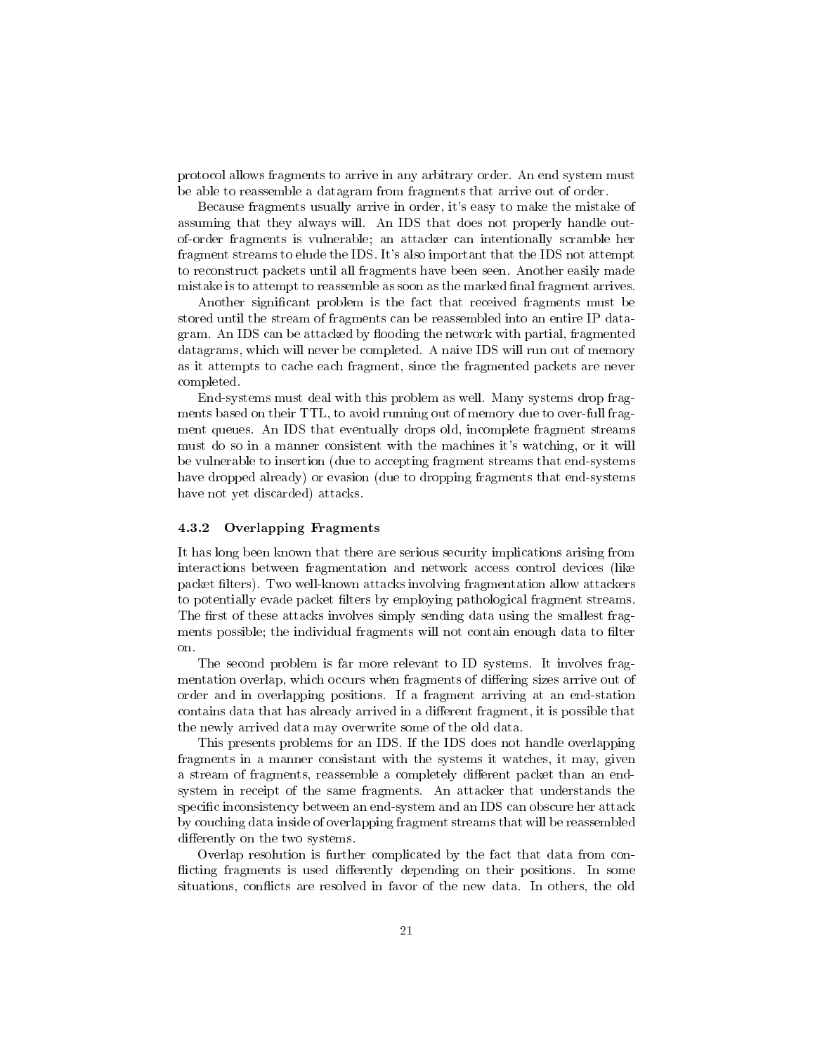protocol allows fragments to arrive in any arbitrary order. An end system must be able to reassemble a datagram from fragments that arrive out of order.

Because fragments usually arrive in order, it's easy to make the mistake of assuming that they always will. An IDS that does not properly handle out-of-order fragments is vulnerable; an attacker can intentionally scramble her fragment streams to elude the IDS. It's also important that the IDS not attempt to reconstruct packets until all fragments have been seen. Another easily made mistake is to attempt to reassemble as soon as the marked final fragment arrives.

Another significant problem is the fact that received fragments must be stored until the stream of fragments can be reassembled into an entire IP datagram. An IDS can be attacked by flooding the network with partial, fragmented datagrams, which will never be completed. A naive IDS will run out of memory as it attempts to cache each fragment, since the fragmented packets are never completed.

End-systems must deal with this problem as well. Many systems drop fragments based on their TTL, to avoid running out of memory due to over-full fragment queues. An IDS that eventually drops old, incomplete fragment streams must do so in a manner consistent with the machines it's watching, or it will be vulnerable to insertion (due to accepting fragment streams that end-systems have dropped already) or evasion (due to dropping fragments that end-systems have not yet discarded) attacks.

### 4.3.2 Overlapping Fragments

It has long been known that there are serious security implications arising from interactions between fragmentation and network access control devices (like packet filters). Two well-known attacks involving fragmentation allow attackers to potentially evade packet filters by employing pathological fragment streams. The first of these attacks involves simply sending data using the smallest fragments possible; the individual fragments will not contain enough data to filter on.

The second problem is far more relevant to ID systems. It involves fragmentation overlap, which occurs when fragments of differing sizes arrive out of order and in overlapping positions. If a fragment arriving at an end-station contains data that has already arrived in a different fragment, it is possible that the newly arrived data may overwrite some of the old data.

This presents problems for an IDS. If the IDS does not handle overlapping fragments in a manner consistant with the systems it watches, it may, given a stream of fragments, reassemble a completely different packet than an end-system in receipt of the same fragments. An attacker that understands the specific inconsistency between an end-system and an IDS can obscure her attack by couching data inside of overlapping fragment streams that will be reassembled differently on the two systems.

Overlap resolution is further complicated by the fact that data from conflicting fragments is used differently depending on their positions. In some situations, conflicts are resolved in favor of the new data. In others, the old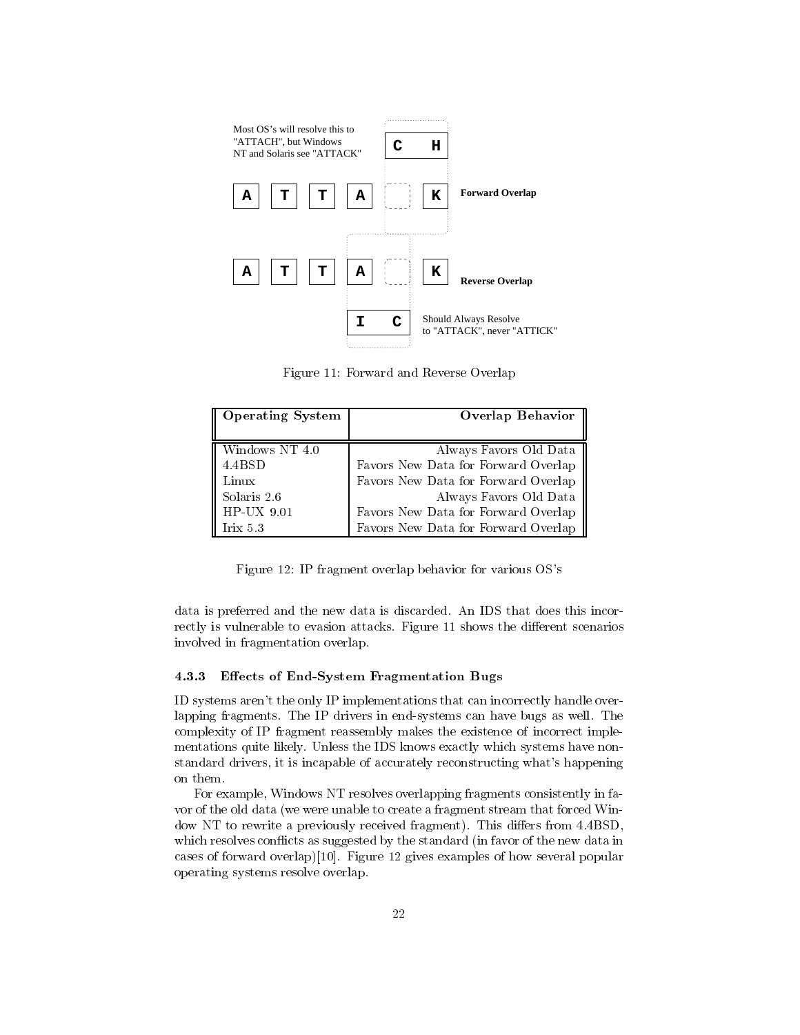Most OS's will resolve this to "ATTACH", but Windows NT and Solaris see "ATTACK"

**Forward Overlap**

**Reverse Overlap**

Should Always Resolve to "ATTACK", never "ATTICK"

Figure 11: Forward and Reverse Overlap

| Operating System | Overlap Behavior |
|---|---|
| Windows NT 4.0 | Always Favors Old Data |
| 4.4BSD | Favors New Data for Forward Overlap |
| Linux | Favors New Data for Forward Overlap |
| Solaris 2.6 | Always Favors Old Data |
| HP-UX 9.01 | Favors New Data for Forward Overlap |
| Irix 5.3 | Favors New Data for Forward Overlap |

Figure 12: IP fragment overlap behavior for various OS's

data is preferred and the new data is discarded. An IDS that does this incorrectly is vulnerable to evasion attacks. Figure 11 shows the different scenarios involved in fragmentation overlap.

### 4.3.3 Effects of End-System Fragmentation Bugs

ID systems aren't the only IP implementations that can incorrectly handle overlapping fragments. The IP drivers in end-systems can have bugs as well. The complexity of IP fragment reassembly makes the existence of incorrect implementations quite likely. Unless the IDS knows exactly which systems have non-standard drivers, it is incapable of accurately reconstructing what's happening on them.

For example, Windows NT resolves overlapping fragments consistently in favor of the old data (we were unable to create a fragment stream that forced Window NT to rewrite a previously received fragment). This differs from 4.4BSD, which resolves conflicts as suggested by the standard (in favor of the new data in cases of forward overlap)[10]. Figure 12 gives examples of how several popular operating systems resolve overlap.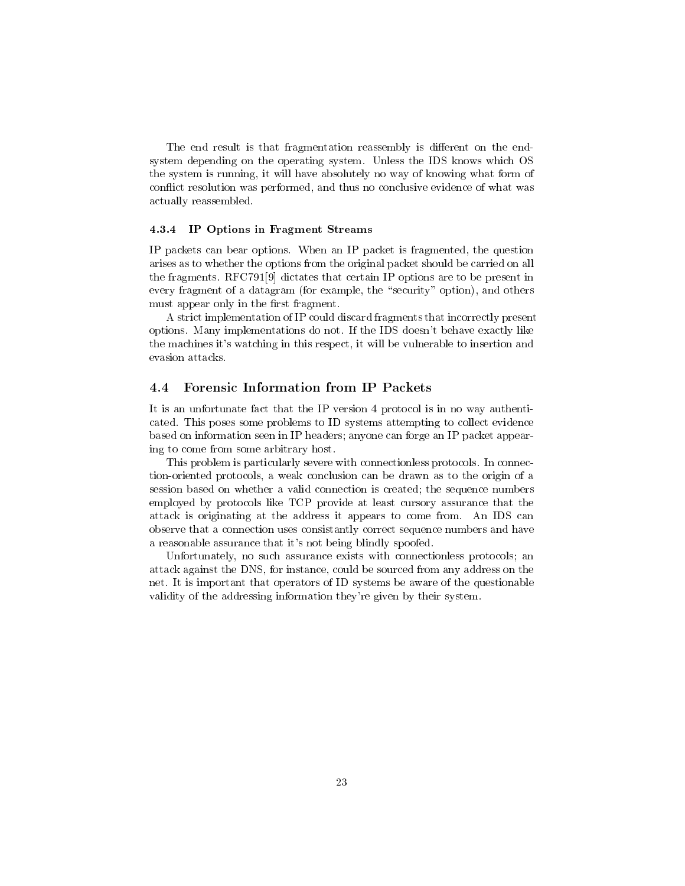The end result is that fragmentation reassembly is different on the end-system depending on the operating system. Unless the IDS knows which OS the system is running, it will have absolutely no way of knowing what form of conflict resolution was performed, and thus no conclusive evidence of what was actually reassembled.

#### 4.3.4 IP Options in Fragment Streams

IP packets can bear options. When an IP packet is fragmented, the question arises as to whether the options from the original packet should be carried on all the fragments. RFC791[9] dictates that certain IP options are to be present in every fragment of a datagram (for example, the "security" option), and others must appear only in the first fragment.

A strict implementation of IP could discard fragments that incorrectly present options. Many implementations do not. If the IDS doesn't behave exactly like the machines it's watching in this respect, it will be vulnerable to insertion and evasion attacks.

### 4.4 Forensic Information from IP Packets

It is an unfortunate fact that the IP version 4 protocol is in no way authenticated. This poses some problems to ID systems attempting to collect evidence based on information seen in IP headers; anyone can forge an IP packet appearing to come from some arbitrary host.

This problem is particularly severe with connectionless protocols. In connection-oriented protocols, a weak conclusion can be drawn as to the origin of a session based on whether a valid connection is created; the sequence numbers employed by protocols like TCP provide at least cursory assurance that the attack is originating at the address it appears to come from. An IDS can observe that a connection uses consistantly correct sequence numbers and have a reasonable assurance that it's not being blindly spoofed.

Unfortunately, no such assurance exists with connectionless protocols; an attack against the DNS, for instance, could be sourced from any address on the net. It is important that operators of ID systems be aware of the questionable validity of the addressing information they're given by their system.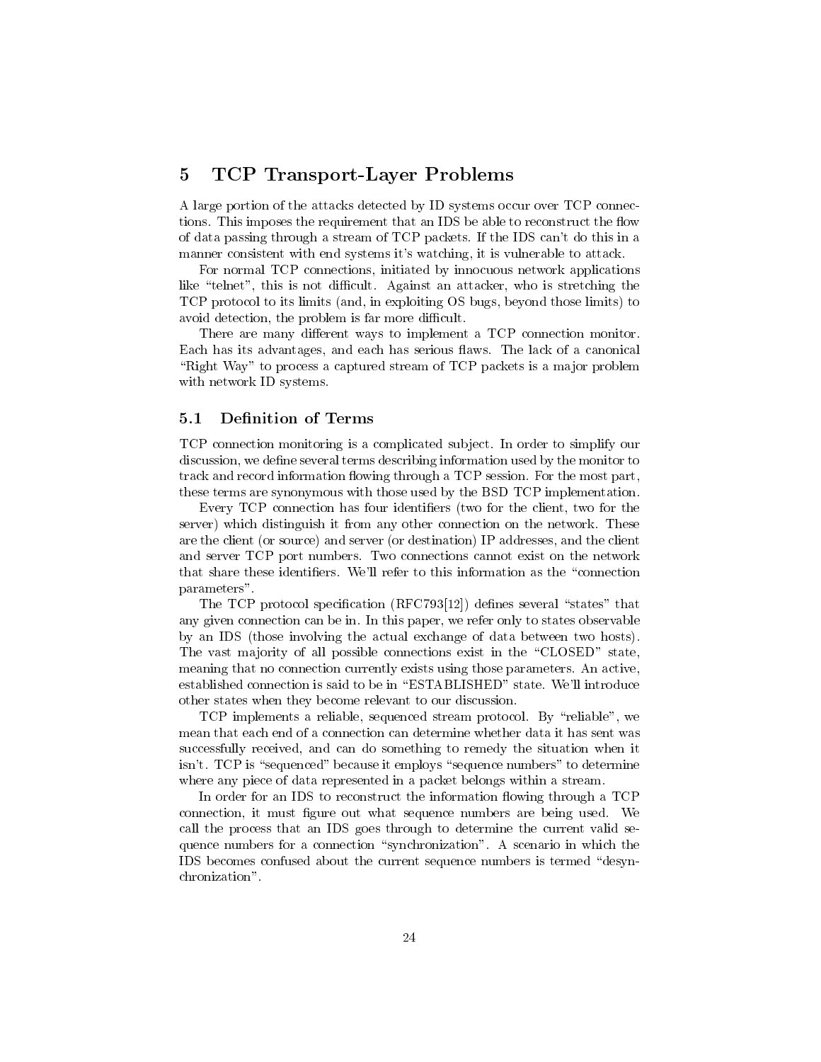## 5 TCP Transport-Layer Problems

A large portion of the attacks detected by ID systems occur over TCP connections. This imposes the requirement that an IDS be able to reconstruct the flow of data passing through a stream of TCP packets. If the IDS can't do this in a manner consistent with end systems it's watching, it is vulnerable to attack.

For normal TCP connections, initiated by innocuous network applications like "telnet", this is not difficult. Against an attacker, who is stretching the TCP protocol to its limits (and, in exploiting OS bugs, beyond those limits) to avoid detection, the problem is far more difficult.

There are many different ways to implement a TCP connection monitor. Each has its advantages, and each has serious flaws. The lack of a canonical "Right Way" to process a captured stream of TCP packets is a major problem with network ID systems.

### 5.1 Definition of Terms

TCP connection monitoring is a complicated subject. In order to simplify our discussion, we define several terms describing information used by the monitor to track and record information flowing through a TCP session. For the most part, these terms are synonymous with those used by the BSD TCP implementation.

Every TCP connection has four identifiers (two for the client, two for the server) which distinguish it from any other connection on the network. These are the client (or source) and server (or destination) IP addresses, and the client and server TCP port numbers. Two connections cannot exist on the network that share these identifiers. We'll refer to this information as the "connection parameters".

The TCP protocol specification (RFC793[12]) defines several "states" that any given connection can be in. In this paper, we refer only to states observable by an IDS (those involving the actual exchange of data between two hosts). The vast majority of all possible connections exist in the "CLOSED" state, meaning that no connection currently exists using those parameters. An active, established connection is said to be in "ESTABLISHED" state. We'll introduce other states when they become relevant to our discussion.

TCP implements a reliable, sequenced stream protocol. By "reliable", we mean that each end of a connection can determine whether data it has sent was successfully received, and can do something to remedy the situation when it isn't. TCP is "sequenced" because it employs "sequence numbers" to determine where any piece of data represented in a packet belongs within a stream.

In order for an IDS to reconstruct the information flowing through a TCP connection, it must figure out what sequence numbers are being used. We call the process that an IDS goes through to determine the current valid sequence numbers for a connection "synchronization". A scenario in which the IDS becomes confused about the current sequence numbers is termed "desynchronization".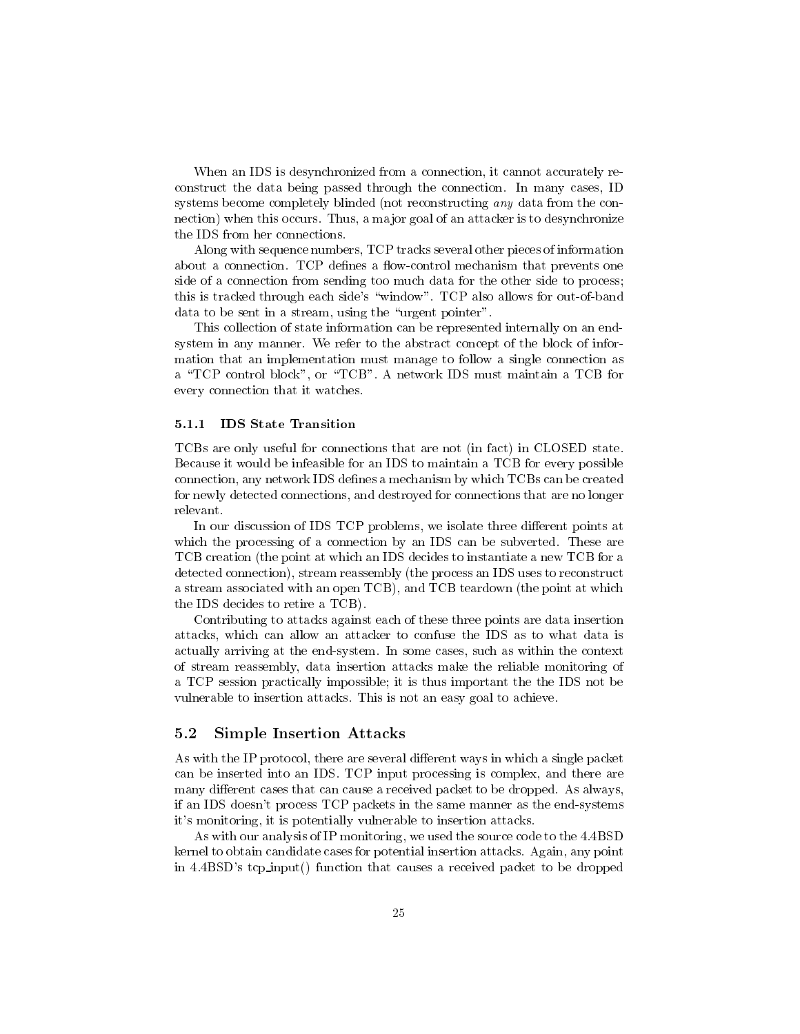When an IDS is desynchronized from a connection, it cannot accurately reconstruct the data being passed through the connection. In many cases, ID systems become completely blinded (not reconstructing *any* data from the connection) when this occurs. Thus, a major goal of an attacker is to desynchronize the IDS from her connections.

Along with sequence numbers, TCP tracks several other pieces of information about a connection. TCP defines a flow-control mechanism that prevents one side of a connection from sending too much data for the other side to process; this is tracked through each side's "window". TCP also allows for out-of-band data to be sent in a stream, using the "urgent pointer".

This collection of state information can be represented internally on an end-system in any manner. We refer to the abstract concept of the block of information that an implementation must manage to follow a single connection as a "TCP control block", or "TCB". A network IDS must maintain a TCB for every connection that it watches.

#### 5.1.1 IDS State Transition

TCBs are only useful for connections that are not (in fact) in CLOSED state. Because it would be infeasible for an IDS to maintain a TCB for every possible connection, any network IDS defines a mechanism by which TCBs can be created for newly detected connections, and destroyed for connections that are no longer relevant.

In our discussion of IDS TCP problems, we isolate three different points at which the processing of a connection by an IDS can be subverted. These are TCB creation (the point at which an IDS decides to instantiate a new TCB for a detected connection), stream reassembly (the process an IDS uses to reconstruct a stream associated with an open TCB), and TCB teardown (the point at which the IDS decides to retire a TCB).

Contributing to attacks against each of these three points are data insertion attacks, which can allow an attacker to confuse the IDS as to what data is actually arriving at the end-system. In some cases, such as within the context of stream reassembly, data insertion attacks make the reliable monitoring of a TCP session practically impossible; it is thus important the the IDS not be vulnerable to insertion attacks. This is not an easy goal to achieve.

### 5.2 Simple Insertion Attacks

As with the IP protocol, there are several different ways in which a single packet can be inserted into an IDS. TCP input processing is complex, and there are many different cases that can cause a received packet to be dropped. As always, if an IDS doesn't process TCP packets in the same manner as the end-systems it's monitoring, it is potentially vulnerable to insertion attacks.

As with our analysis of IP monitoring, we used the source code to the 4.4BSD kernel to obtain candidate cases for potential insertion attacks. Again, any point in 4.4BSD's tcp_input() function that causes a received packet to be dropped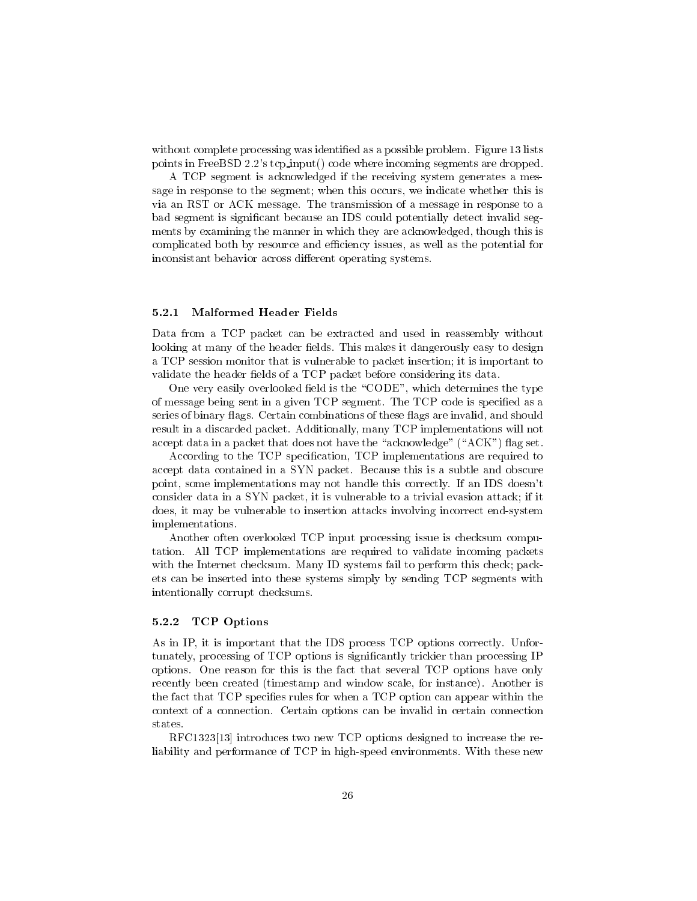without complete processing was identified as a possible problem. Figure 13 lists points in FreeBSD 2.2's tcp_input() code where incoming segments are dropped.

A TCP segment is acknowledged if the receiving system generates a message in response to the segment; when this occurs, we indicate whether this is via an RST or ACK message. The transmission of a message in response to a bad segment is significant because an IDS could potentially detect invalid segments by examining the manner in which they are acknowledged, though this is complicated both by resource and efficiency issues, as well as the potential for inconsistant behavior across different operating systems.

#### 5.2.1 Malformed Header Fields

Data from a TCP packet can be extracted and used in reassembly without looking at many of the header fields. This makes it dangerously easy to design a TCP session monitor that is vulnerable to packet insertion; it is important to validate the header fields of a TCP packet before considering its data.

One very easily overlooked field is the "CODE", which determines the type of message being sent in a given TCP segment. The TCP code is specified as a series of binary flags. Certain combinations of these flags are invalid, and should result in a discarded packet. Additionally, many TCP implementations will not accept data in a packet that does not have the "acknowledge" ("ACK") flag set.

According to the TCP specification, TCP implementations are required to accept data contained in a SYN packet. Because this is a subtle and obscure point, some implementations may not handle this correctly. If an IDS doesn't consider data in a SYN packet, it is vulnerable to a trivial evasion attack; if it does, it may be vulnerable to insertion attacks involving incorrect end-system implementations.

Another often overlooked TCP input processing issue is checksum computation. All TCP implementations are required to validate incoming packets with the Internet checksum. Many ID systems fail to perform this check; packets can be inserted into these systems simply by sending TCP segments with intentionally corrupt checksums.

#### 5.2.2 TCP Options

As in IP, it is important that the IDS process TCP options correctly. Unfortunately, processing of TCP options is significantly trickier than processing IP options. One reason for this is the fact that several TCP options have only recently been created (timestamp and window scale, for instance). Another is the fact that TCP specifies rules for when a TCP option can appear within the context of a connection. Certain options can be invalid in certain connection states.

RFC1323[13] introduces two new TCP options designed to increase the reliability and performance of TCP in high-speed environments. With these new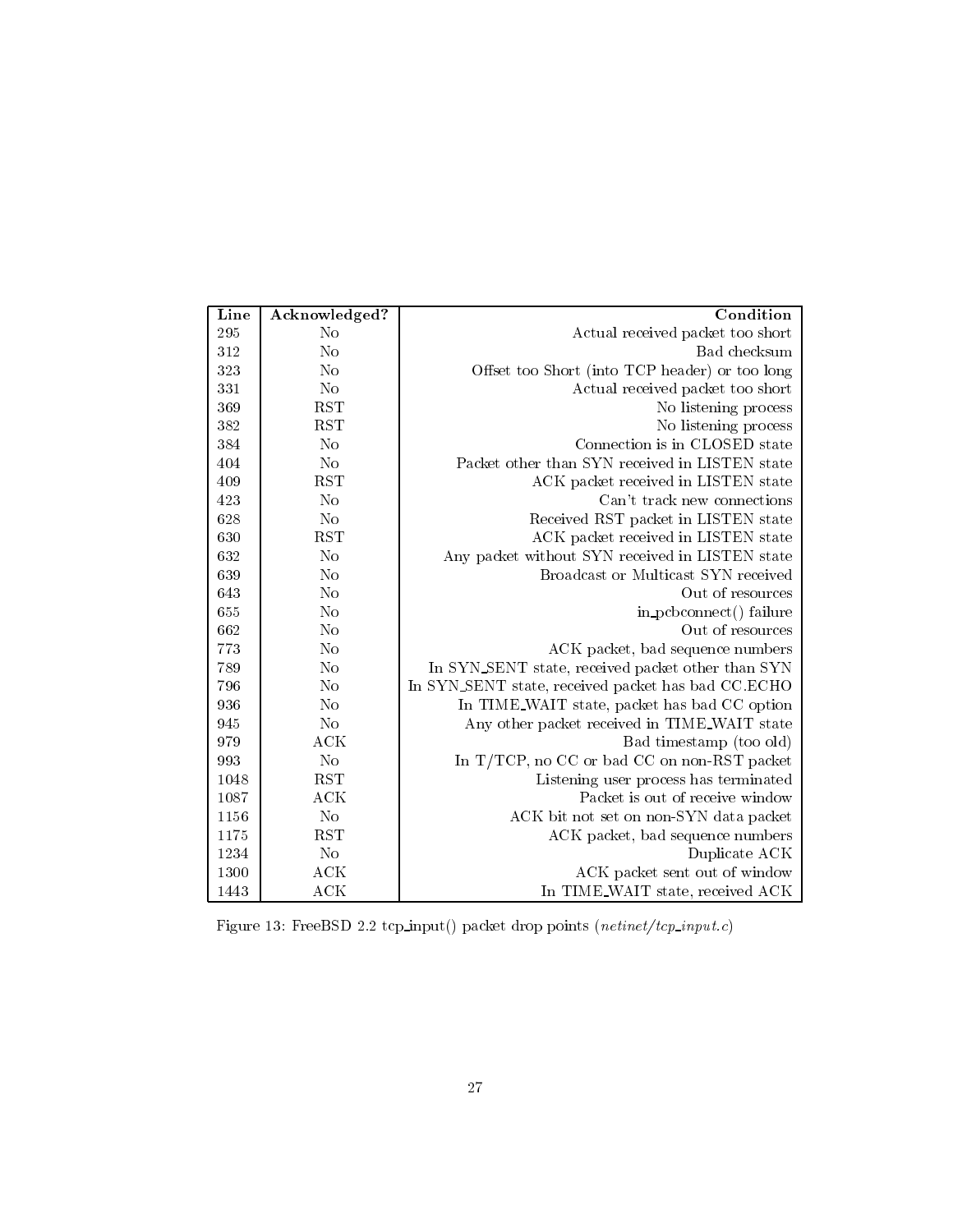| Line | Acknowledged? | Condition |
|---|---|---|
| 295 | No | Actual received packet too short |
| 312 | No | Bad checksum |
| 323 | No | Offset too Short (into TCP header) or too long |
| 331 | No | Actual received packet too short |
| 369 | RST | No listening process |
| 382 | RST | No listening process |
| 384 | No | Connection is in CLOSED state |
| 404 | No | Packet other than SYN received in LISTEN state |
| 409 | RST | ACK packet received in LISTEN state |
| 423 | No | Can't track new connections |
| 628 | No | Received RST packet in LISTEN state |
| 630 | RST | ACK packet received in LISTEN state |
| 632 | No | Any packet without SYN received in LISTEN state |
| 639 | No | Broadcast or Multicast SYN received |
| 643 | No | Out of resources |
| 655 | No | in_pcbconnect() failure |
| 662 | No | Out of resources |
| 773 | No | ACK packet, bad sequence numbers |
| 789 | No | In SYN_SENT state, received packet other than SYN |
| 796 | No | In SYN_SENT state, received packet has bad CC.ECHO |
| 936 | No | In TIME_WAIT state, packet has bad CC option |
| 945 | No | Any other packet received in TIME_WAIT state |
| 979 | ACK | Bad timestamp (too old) |
| 993 | No | In T/TCP, no CC or bad CC on non-RST packet |
| 1048 | RST | Listening user process has terminated |
| 1087 | ACK | Packet is out of receive window |
| 1156 | No | ACK bit not set on non-SYN data packet |
| 1175 | RST | ACK packet, bad sequence numbers |
| 1234 | No | Duplicate ACK |
| 1300 | ACK | ACK packet sent out of window |
| 1443 | ACK | In TIME_WAIT state, received ACK |

Figure 13: FreeBSD 2.2 tcp_input() packet drop points (*netinet/tcp_input.c*)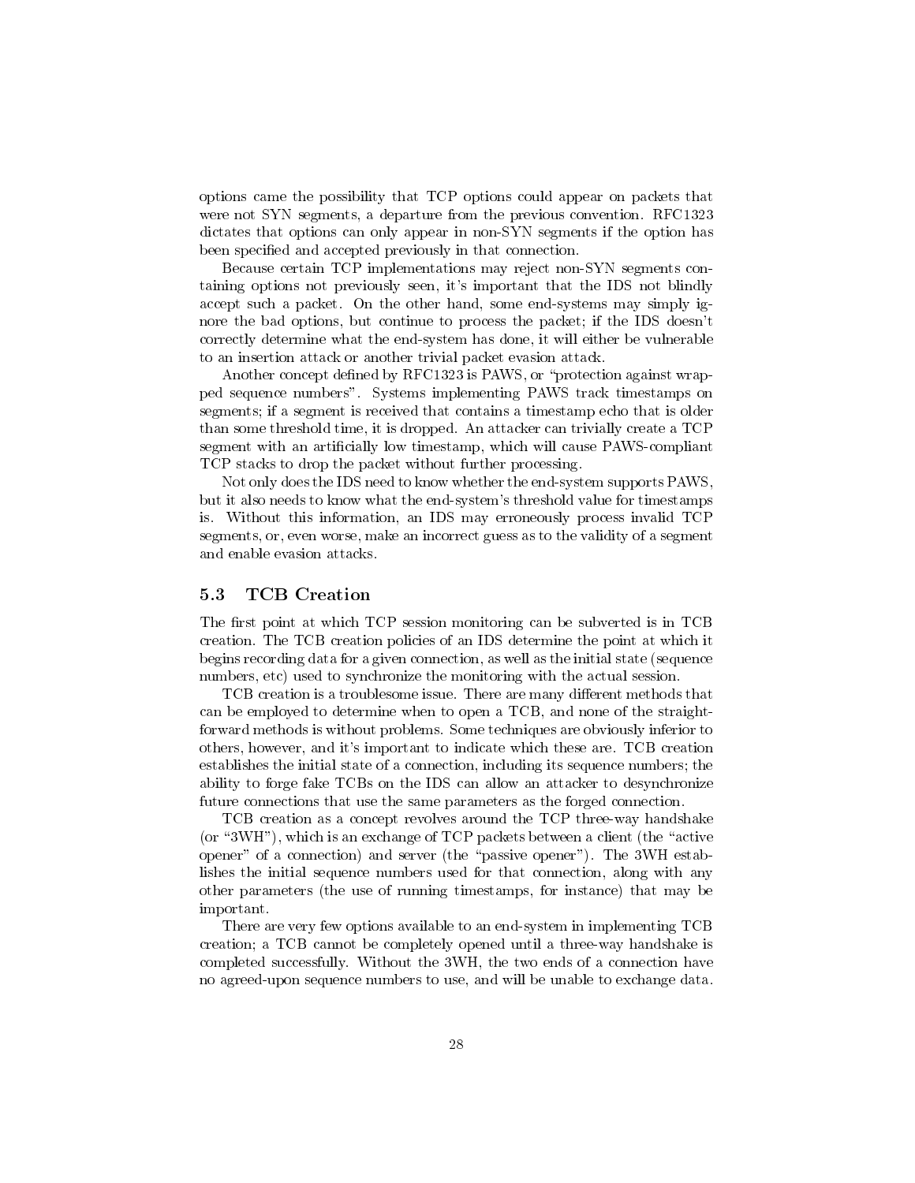options came the possibility that TCP options could appear on packets that were not SYN segments, a departure from the previous convention. RFC1323 dictates that options can only appear in non-SYN segments if the option has been specified and accepted previously in that connection.

Because certain TCP implementations may reject non-SYN segments containing options not previously seen, it's important that the IDS not blindly accept such a packet. On the other hand, some end-systems may simply ignore the bad options, but continue to process the packet; if the IDS doesn't correctly determine what the end-system has done, it will either be vulnerable to an insertion attack or another trivial packet evasion attack.

Another concept defined by RFC1323 is PAWS, or "protection against wrapped sequence numbers". Systems implementing PAWS track timestamps on segments; if a segment is received that contains a timestamp echo that is older than some threshold time, it is dropped. An attacker can trivially create a TCP segment with an artificially low timestamp, which will cause PAWS-compliant TCP stacks to drop the packet without further processing.

Not only does the IDS need to know whether the end-system supports PAWS, but it also needs to know what the end-system's threshold value for timestamps is. Without this information, an IDS may erroneously process invalid TCP segments, or, even worse, make an incorrect guess as to the validity of a segment and enable evasion attacks.

## 5.3 TCB Creation

The first point at which TCP session monitoring can be subverted is in TCB creation. The TCB creation policies of an IDS determine the point at which it begins recording data for a given connection, as well as the initial state (sequence numbers, etc) used to synchronize the monitoring with the actual session.

TCB creation is a troublesome issue. There are many different methods that can be employed to determine when to open a TCB, and none of the straightforward methods is without problems. Some techniques are obviously inferior to others, however, and it's important to indicate which these are. TCB creation establishes the initial state of a connection, including its sequence numbers; the ability to forge fake TCBs on the IDS can allow an attacker to desynchronize future connections that use the same parameters as the forged connection.

TCB creation as a concept revolves around the TCP three-way handshake (or "3WH"), which is an exchange of TCP packets between a client (the "active opener" of a connection) and server (the "passive opener"). The 3WH establishes the initial sequence numbers used for that connection, along with any other parameters (the use of running timestamps, for instance) that may be important.

There are very few options available to an end-system in implementing TCB creation; a TCB cannot be completely opened until a three-way handshake is completed successfully. Without the 3WH, the two ends of a connection have no agreed-upon sequence numbers to use, and will be unable to exchange data.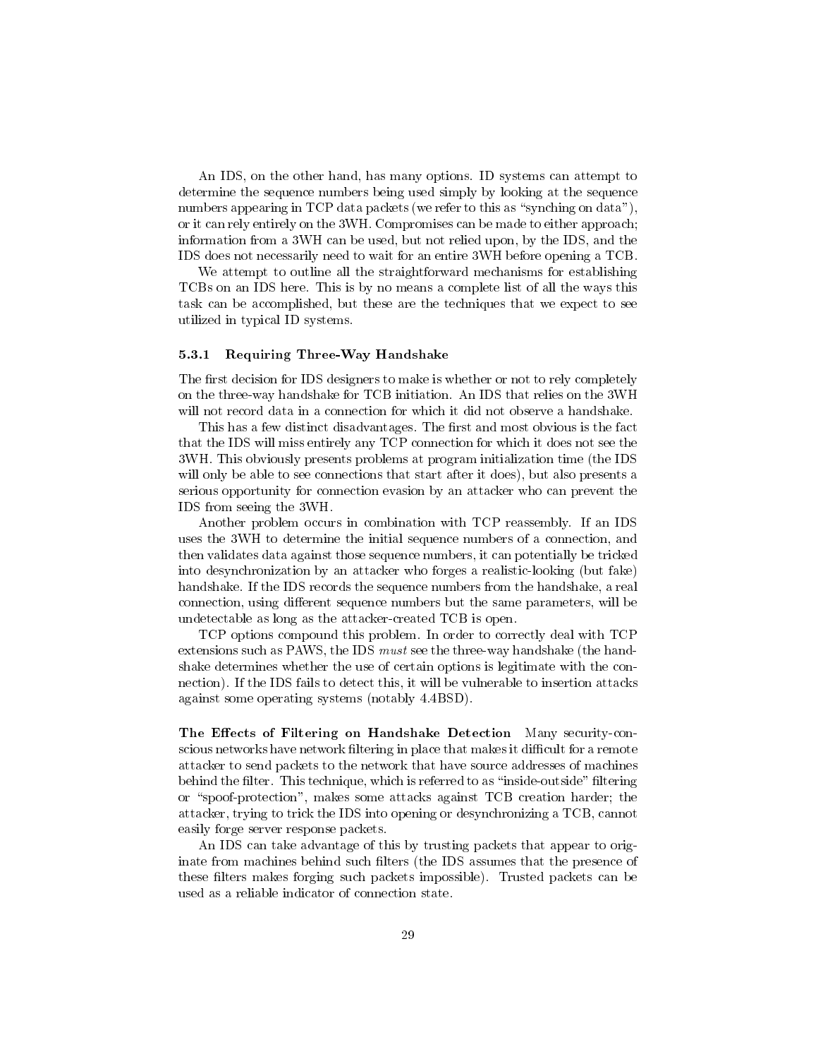An IDS, on the other hand, has many options. ID systems can attempt to determine the sequence numbers being used simply by looking at the sequence numbers appearing in TCP data packets (we refer to this as "synching on data"), or it can rely entirely on the 3WH. Compromises can be made to either approach; information from a 3WH can be used, but not relied upon, by the IDS, and the IDS does not necessarily need to wait for an entire 3WH before opening a TCB.

We attempt to outline all the straightforward mechanisms for establishing TCBs on an IDS here. This is by no means a complete list of all the ways this task can be accomplished, but these are the techniques that we expect to see utilized in typical ID systems.

### 5.3.1 Requiring Three-Way Handshake

The first decision for IDS designers to make is whether or not to rely completely on the three-way handshake for TCB initiation. An IDS that relies on the 3WH will not record data in a connection for which it did not observe a handshake.

This has a few distinct disadvantages. The first and most obvious is the fact that the IDS will miss entirely any TCP connection for which it does not see the 3WH. This obviously presents problems at program initialization time (the IDS will only be able to see connections that start after it does), but also presents a serious opportunity for connection evasion by an attacker who can prevent the IDS from seeing the 3WH.

Another problem occurs in combination with TCP reassembly. If an IDS uses the 3WH to determine the initial sequence numbers of a connection, and then validates data against those sequence numbers, it can potentially be tricked into desynchronization by an attacker who forges a realistic-looking (but fake) handshake. If the IDS records the sequence numbers from the handshake, a real connection, using different sequence numbers but the same parameters, will be undetectable as long as the attacker-created TCB is open.

TCP options compound this problem. In order to correctly deal with TCP extensions such as PAWS, the IDS *must* see the three-way handshake (the handshake determines whether the use of certain options is legitimate with the connection). If the IDS fails to detect this, it will be vulnerable to insertion attacks against some operating systems (notably 4.4BSD).

**The Effects of Filtering on Handshake Detection** Many security-conscious networks have network filtering in place that makes it difficult for a remote attacker to send packets to the network that have source addresses of machines behind the filter. This technique, which is referred to as "inside-outside" filtering or "spoof-protection", makes some attacks against TCB creation harder; the attacker, trying to trick the IDS into opening or desynchronizing a TCB, cannot easily forge server response packets.

An IDS can take advantage of this by trusting packets that appear to originate from machines behind such filters (the IDS assumes that the presence of these filters makes forging such packets impossible). Trusted packets can be used as a reliable indicator of connection state.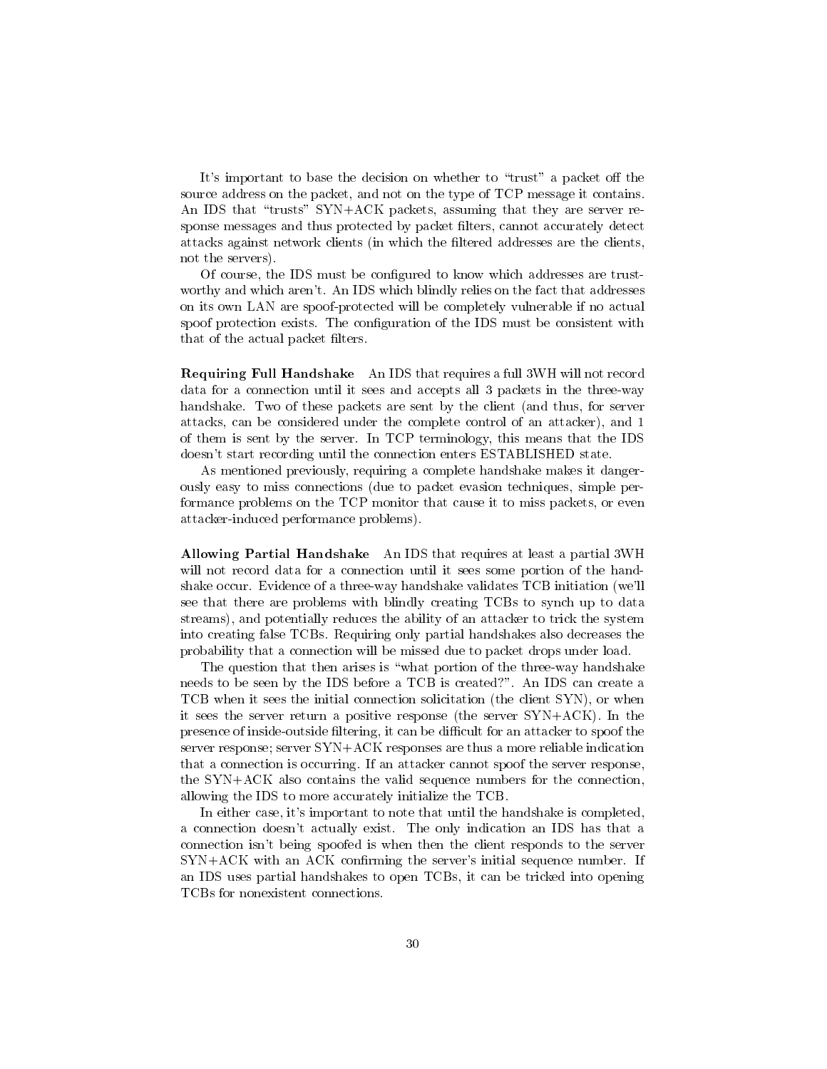It's important to base the decision on whether to "trust" a packet off the source address on the packet, and not on the type of TCP message it contains. An IDS that "trusts" SYN+ACK packets, assuming that they are server response messages and thus protected by packet filters, cannot accurately detect attacks against network clients (in which the filtered addresses are the clients, not the servers).

Of course, the IDS must be configured to know which addresses are trustworthy and which aren't. An IDS which blindly relies on the fact that addresses on its own LAN are spoof-protected will be completely vulnerable if no actual spoof protection exists. The configuration of the IDS must be consistent with that of the actual packet filters.

**Requiring Full Handshake** An IDS that requires a full 3WH will not record data for a connection until it sees and accepts all 3 packets in the three-way handshake. Two of these packets are sent by the client (and thus, for server attacks, can be considered under the complete control of an attacker), and 1 of them is sent by the server. In TCP terminology, this means that the IDS doesn't start recording until the connection enters ESTABLISHED state.

As mentioned previously, requiring a complete handshake makes it dangerously easy to miss connections (due to packet evasion techniques, simple performance problems on the TCP monitor that cause it to miss packets, or even attacker-induced performance problems).

**Allowing Partial Handshake** An IDS that requires at least a partial 3WH will not record data for a connection until it sees some portion of the handshake occur. Evidence of a three-way handshake validates TCB initiation (we'll see that there are problems with blindly creating TCBs to synch up to data streams), and potentially reduces the ability of an attacker to trick the system into creating false TCBs. Requiring only partial handshakes also decreases the probability that a connection will be missed due to packet drops under load.

The question that then arises is "what portion of the three-way handshake needs to be seen by the IDS before a TCB is created?". An IDS can create a TCB when it sees the initial connection solicitation (the client SYN), or when it sees the server return a positive response (the server SYN+ACK). In the presence of inside-outside filtering, it can be difficult for an attacker to spoof the server response; server SYN+ACK responses are thus a more reliable indication that a connection is occurring. If an attacker cannot spoof the server response, the SYN+ACK also contains the valid sequence numbers for the connection, allowing the IDS to more accurately initialize the TCB.

In either case, it's important to note that until the handshake is completed, a connection doesn't actually exist. The only indication an IDS has that a connection isn't being spoofed is when then the client responds to the server SYN+ACK with an ACK confirming the server's initial sequence number. If an IDS uses partial handshakes to open TCBs, it can be tricked into opening TCBs for nonexistent connections.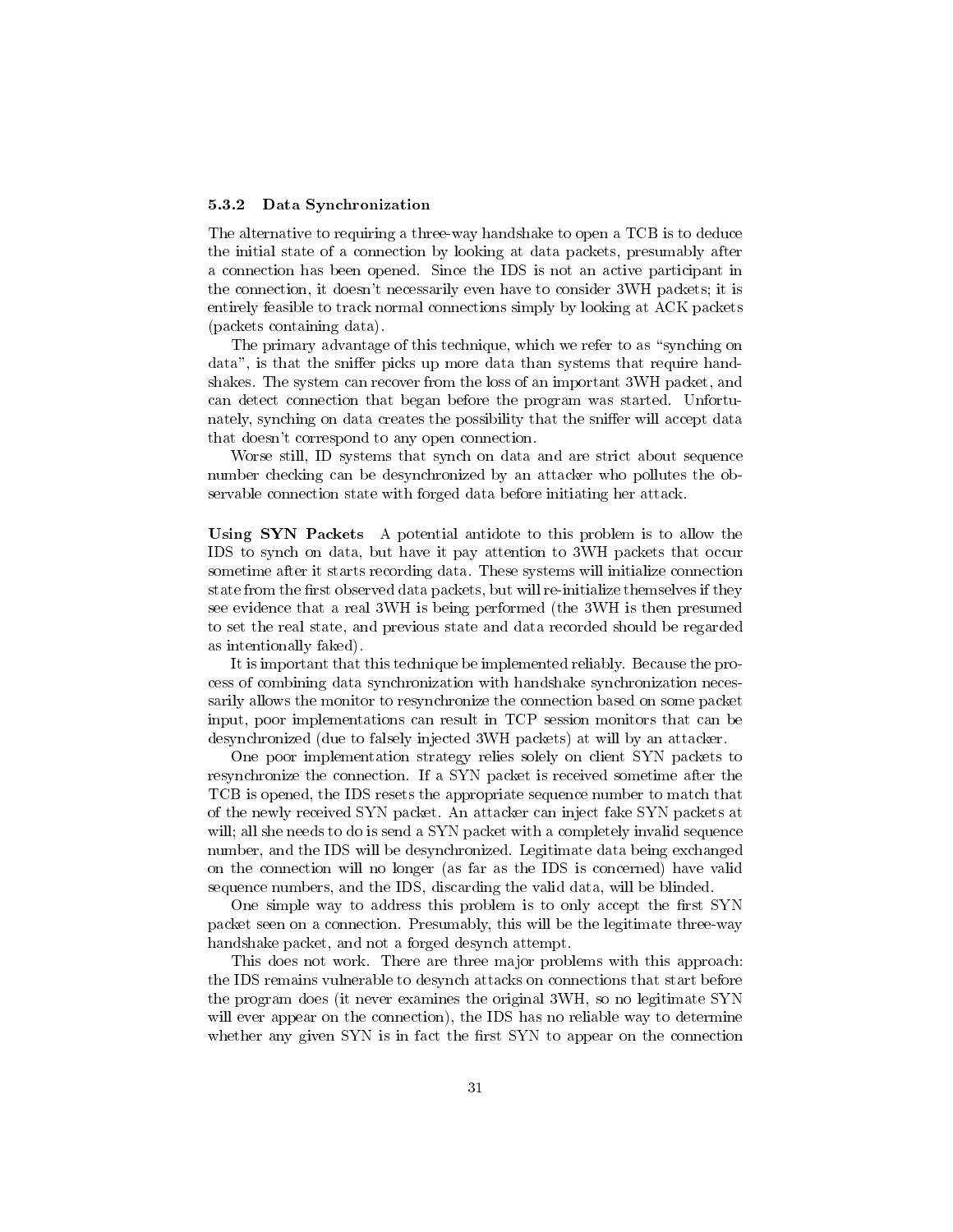### 5.3.2 Data Synchronization

The alternative to requiring a three-way handshake to open a TCB is to deduce the initial state of a connection by looking at data packets, presumably after a connection has been opened. Since the IDS is not an active participant in the connection, it doesn't necessarily even have to consider 3WH packets; it is entirely feasible to track normal connections simply by looking at ACK packets (packets containing data).

The primary advantage of this technique, which we refer to as "synching on data", is that the sniffer picks up more data than systems that require handshakes. The system can recover from the loss of an important 3WH packet, and can detect connection that began before the program was started. Unfortunately, synching on data creates the possibility that the sniffer will accept data that doesn't correspond to any open connection.

Worse still, ID systems that synch on data and are strict about sequence number checking can be desynchronized by an attacker who pollutes the observable connection state with forged data before initiating her attack.

**Using SYN Packets** A potential antidote to this problem is to allow the IDS to synch on data, but have it pay attention to 3WH packets that occur sometime after it starts recording data. These systems will initialize connection state from the first observed data packets, but will re-initialize themselves if they see evidence that a real 3WH is being performed (the 3WH is then presumed to set the real state, and previous state and data recorded should be regarded as intentionally faked).

It is important that this technique be implemented reliably. Because the process of combining data synchronization with handshake synchronization necessarily allows the monitor to resynchronize the connection based on some packet input, poor implementations can result in TCP session monitors that can be desynchronized (due to falsely injected 3WH packets) at will by an attacker.

One poor implementation strategy relies solely on client SYN packets to resynchronize the connection. If a SYN packet is received sometime after the TCB is opened, the IDS resets the appropriate sequence number to match that of the newly received SYN packet. An attacker can inject fake SYN packets at will; all she needs to do is send a SYN packet with a completely invalid sequence number, and the IDS will be desynchronized. Legitimate data being exchanged on the connection will no longer (as far as the IDS is concerned) have valid sequence numbers, and the IDS, discarding the valid data, will be blinded.

One simple way to address this problem is to only accept the first SYN packet seen on a connection. Presumably, this will be the legitimate three-way handshake packet, and not a forged desynch attempt.

This does not work. There are three major problems with this approach: the IDS remains vulnerable to desynch attacks on connections that start before the program does (it never examines the original 3WH, so no legitimate SYN will ever appear on the connection), the IDS has no reliable way to determine whether any given SYN is in fact the first SYN to appear on the connection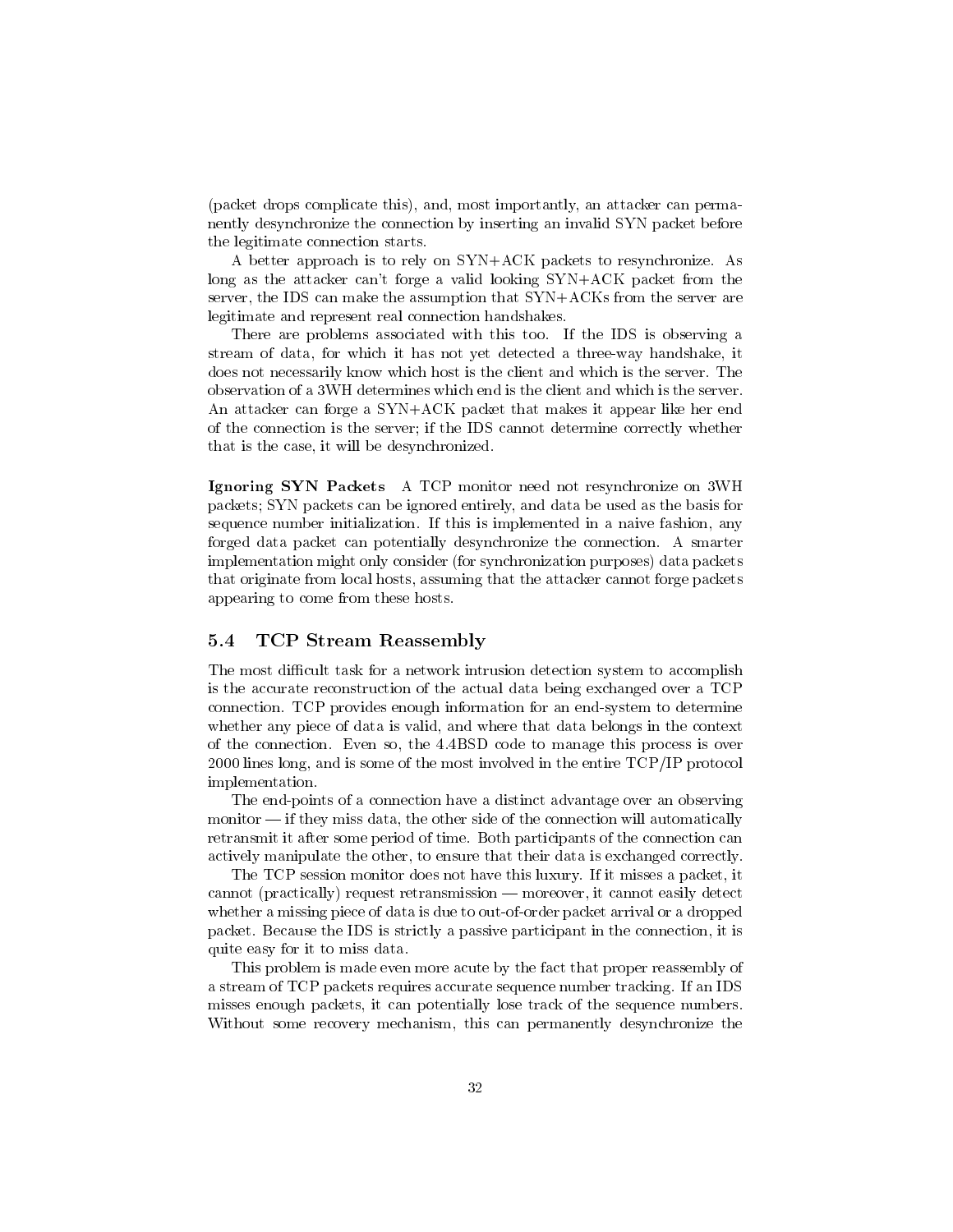(packet drops complicate this), and, most importantly, an attacker can permanently desynchronize the connection by inserting an invalid SYN packet before the legitimate connection starts.

A better approach is to rely on SYN+ACK packets to resynchronize. As long as the attacker can't forge a valid looking SYN+ACK packet from the server, the IDS can make the assumption that SYN+ACKs from the server are legitimate and represent real connection handshakes.

There are problems associated with this too. If the IDS is observing a stream of data, for which it has not yet detected a three-way handshake, it does not necessarily know which host is the client and which is the server. The observation of a 3WH determines which end is the client and which is the server. An attacker can forge a SYN+ACK packet that makes it appear like her end of the connection is the server; if the IDS cannot determine correctly whether that is the case, it will be desynchronized.

**Ignoring SYN Packets** A TCP monitor need not resynchronize on 3WH packets; SYN packets can be ignored entirely, and data be used as the basis for sequence number initialization. If this is implemented in a naive fashion, any forged data packet can potentially desynchronize the connection. A smarter implementation might only consider (for synchronization purposes) data packets that originate from local hosts, assuming that the attacker cannot forge packets appearing to come from these hosts.

### 5.4 TCP Stream Reassembly

The most difficult task for a network intrusion detection system to accomplish is the accurate reconstruction of the actual data being exchanged over a TCP connection. TCP provides enough information for an end-system to determine whether any piece of data is valid, and where that data belongs in the context of the connection. Even so, the 4.4BSD code to manage this process is over 2000 lines long, and is some of the most involved in the entire TCP/IP protocol implementation.

The end-points of a connection have a distinct advantage over an observing monitor — if they miss data, the other side of the connection will automatically retransmit it after some period of time. Both participants of the connection can actively manipulate the other, to ensure that their data is exchanged correctly.

The TCP session monitor does not have this luxury. If it misses a packet, it cannot (practically) request retransmission — moreover, it cannot easily detect whether a missing piece of data is due to out-of-order packet arrival or a dropped packet. Because the IDS is strictly a passive participant in the connection, it is quite easy for it to miss data.

This problem is made even more acute by the fact that proper reassembly of a stream of TCP packets requires accurate sequence number tracking. If an IDS misses enough packets, it can potentially lose track of the sequence numbers. Without some recovery mechanism, this can permanently desynchronize the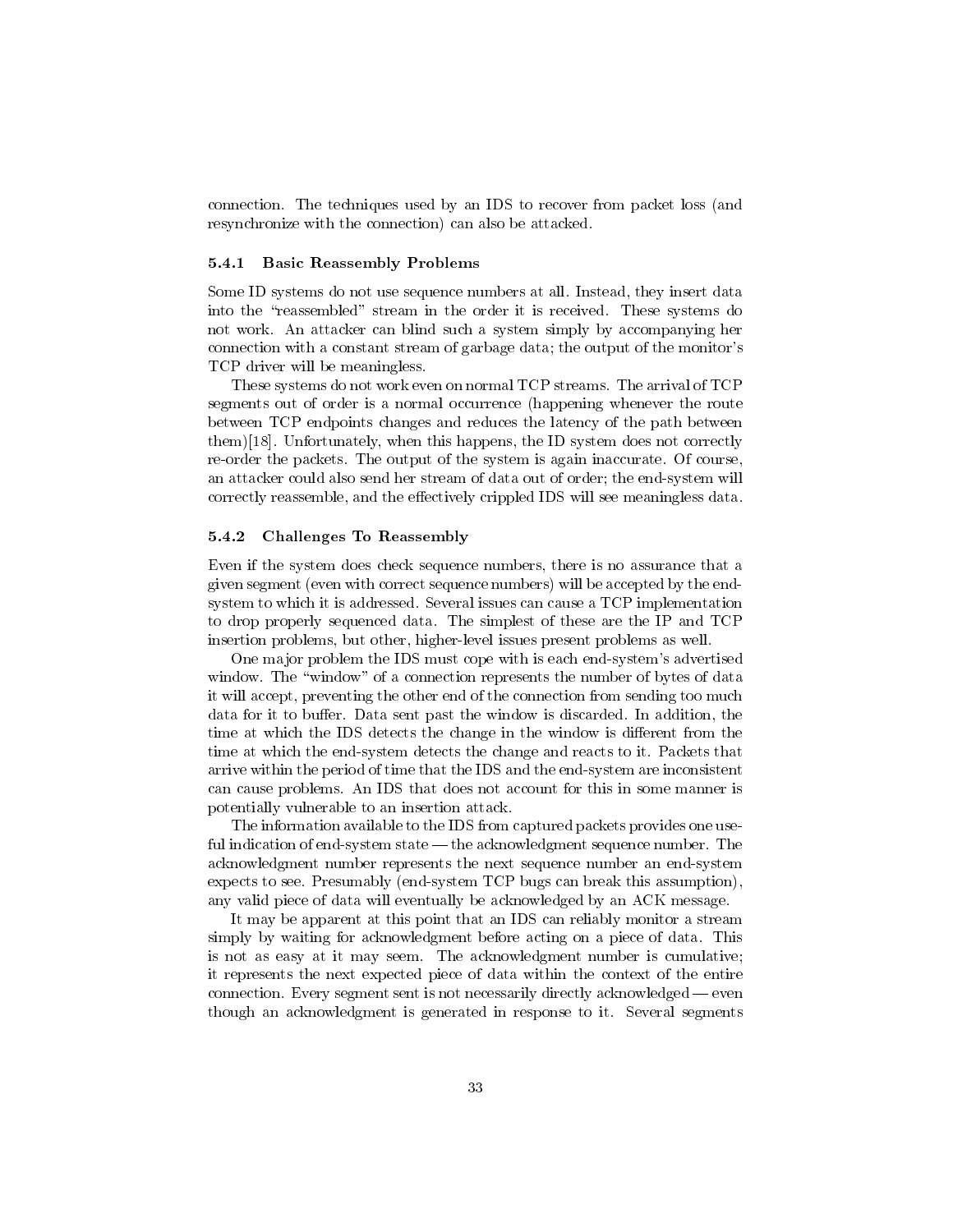connection. The techniques used by an IDS to recover from packet loss (and resynchronize with the connection) can also be attacked.

### 5.4.1 Basic Reassembly Problems

Some ID systems do not use sequence numbers at all. Instead, they insert data into the "reassembled" stream in the order it is received. These systems do not work. An attacker can blind such a system simply by accompanying her connection with a constant stream of garbage data; the output of the monitor's TCP driver will be meaningless.

These systems do not work even on normal TCP streams. The arrival of TCP segments out of order is a normal occurrence (happening whenever the route between TCP endpoints changes and reduces the latency of the path between them)[18]. Unfortunately, when this happens, the ID system does not correctly re-order the packets. The output of the system is again inaccurate. Of course, an attacker could also send her stream of data out of order; the end-system will correctly reassemble, and the effectively crippled IDS will see meaningless data.

### 5.4.2 Challenges To Reassembly

Even if the system does check sequence numbers, there is no assurance that a given segment (even with correct sequence numbers) will be accepted by the end-system to which it is addressed. Several issues can cause a TCP implementation to drop properly sequenced data. The simplest of these are the IP and TCP insertion problems, but other, higher-level issues present problems as well.

One major problem the IDS must cope with is each end-system's advertised window. The "window" of a connection represents the number of bytes of data it will accept, preventing the other end of the connection from sending too much data for it to buffer. Data sent past the window is discarded. In addition, the time at which the IDS detects the change in the window is different from the time at which the end-system detects the change and reacts to it. Packets that arrive within the period of time that the IDS and the end-system are inconsistent can cause problems. An IDS that does not account for this in some manner is potentially vulnerable to an insertion attack.

The information available to the IDS from captured packets provides one useful indication of end-system state — the acknowledgment sequence number. The acknowledgment number represents the next sequence number an end-system expects to see. Presumably (end-system TCP bugs can break this assumption), any valid piece of data will eventually be acknowledged by an ACK message.

It may be apparent at this point that an IDS can reliably monitor a stream simply by waiting for acknowledgment before acting on a piece of data. This is not as easy at it may seem. The acknowledgment number is cumulative; it represents the next expected piece of data within the context of the entire connection. Every segment sent is not necessarily directly acknowledged — even though an acknowledgment is generated in response to it. Several segments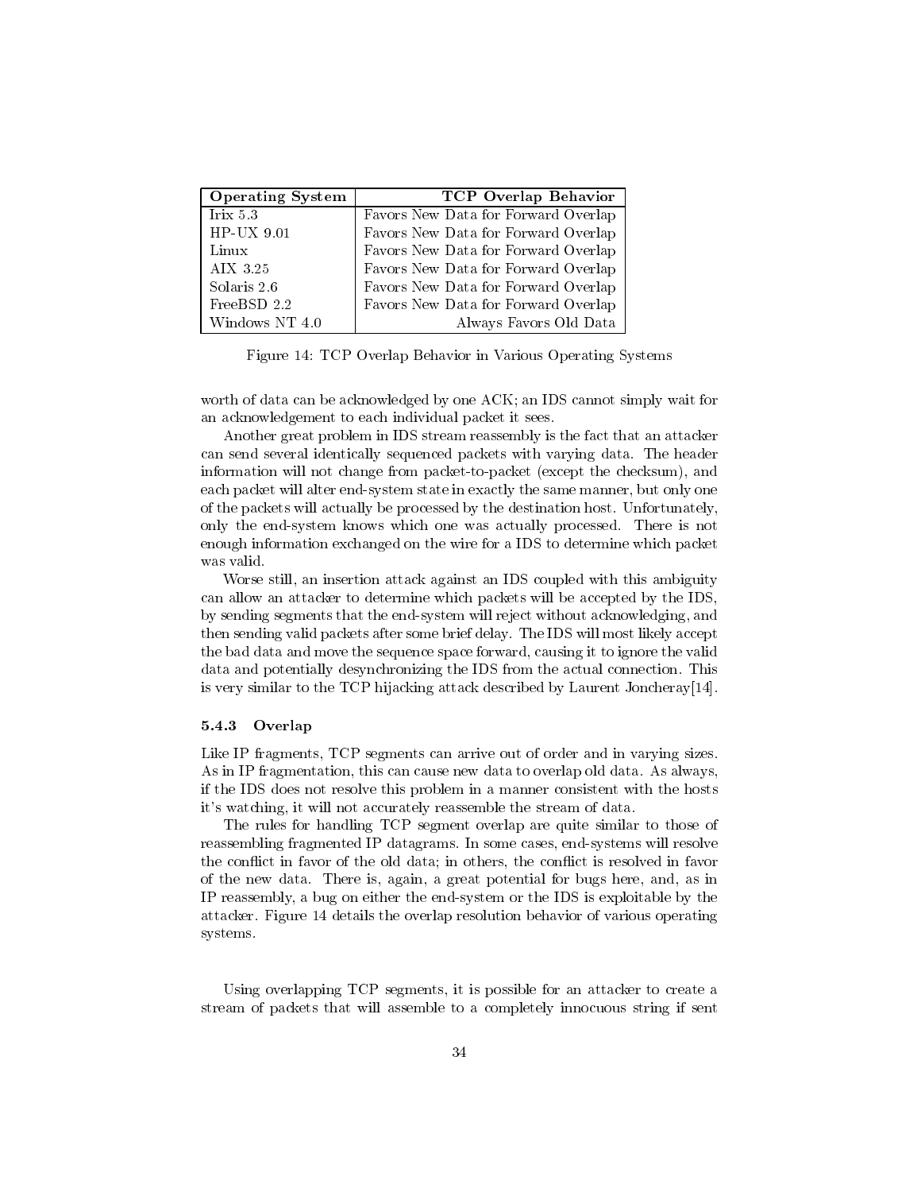| Operating System | TCP Overlap Behavior |
|---|---|
| Irix 5.3 | Favors New Data for Forward Overlap |
| HP-UX 9.01 | Favors New Data for Forward Overlap |
| Linux | Favors New Data for Forward Overlap |
| AIX 3.25 | Favors New Data for Forward Overlap |
| Solaris 2.6 | Favors New Data for Forward Overlap |
| FreeBSD 2.2 | Favors New Data for Forward Overlap |
| Windows NT 4.0 | Always Favors Old Data |

Figure 14: TCP Overlap Behavior in Various Operating Systems

worth of data can be acknowledged by one ACK; an IDS cannot simply wait for an acknowledgement to each individual packet it sees.

Another great problem in IDS stream reassembly is the fact that an attacker can send several identically sequenced packets with varying data. The header information will not change from packet-to-packet (except the checksum), and each packet will alter end-system state in exactly the same manner, but only one of the packets will actually be processed by the destination host. Unfortunately, only the end-system knows which one was actually processed. There is not enough information exchanged on the wire for a IDS to determine which packet was valid.

Worse still, an insertion attack against an IDS coupled with this ambiguity can allow an attacker to determine which packets will be accepted by the IDS, by sending segments that the end-system will reject without acknowledging, and then sending valid packets after some brief delay. The IDS will most likely accept the bad data and move the sequence space forward, causing it to ignore the valid data and potentially desynchronizing the IDS from the actual connection. This is very similar to the TCP hijacking attack described by Laurent Joncheray[14].

### 5.4.3 Overlap

Like IP fragments, TCP segments can arrive out of order and in varying sizes. As in IP fragmentation, this can cause new data to overlap old data. As always, if the IDS does not resolve this problem in a manner consistent with the hosts it's watching, it will not accurately reassemble the stream of data.

The rules for handling TCP segment overlap are quite similar to those of reassembling fragmented IP datagrams. In some cases, end-systems will resolve the conflict in favor of the old data; in others, the conflict is resolved in favor of the new data. There is, again, a great potential for bugs here, and, as in IP reassembly, a bug on either the end-system or the IDS is exploitable by the attacker. Figure 14 details the overlap resolution behavior of various operating systems.

Using overlapping TCP segments, it is possible for an attacker to create a stream of packets that will assemble to a completely innocuous string if sent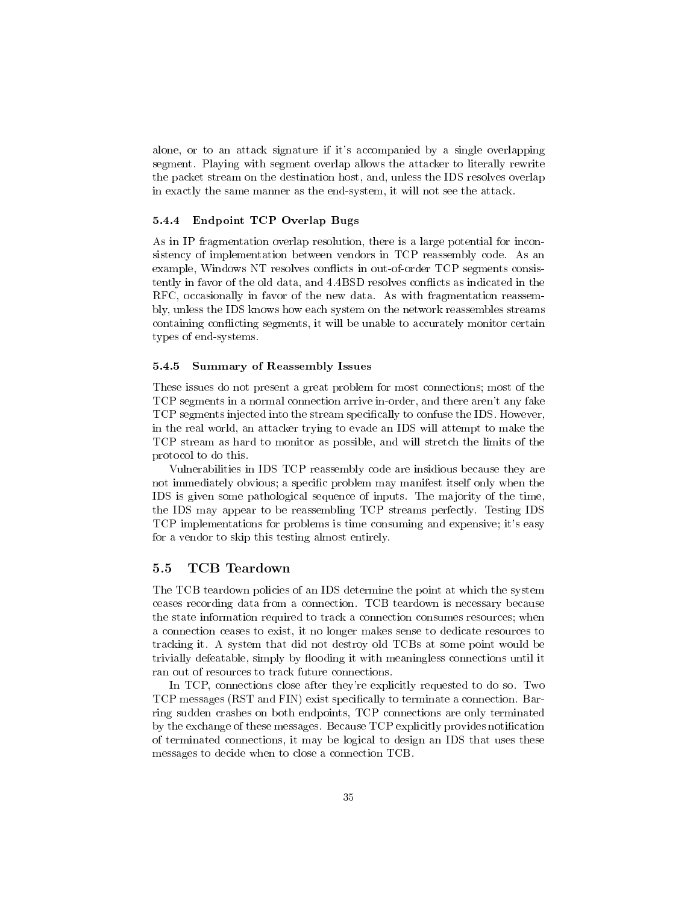alone, or to an attack signature if it's accompanied by a single overlapping segment. Playing with segment overlap allows the attacker to literally rewrite the packet stream on the destination host, and, unless the IDS resolves overlap in exactly the same manner as the end-system, it will not see the attack.

#### 5.4.4 Endpoint TCP Overlap Bugs

As in IP fragmentation overlap resolution, there is a large potential for inconsistency of implementation between vendors in TCP reassembly code. As an example, Windows NT resolves conflicts in out-of-order TCP segments consistently in favor of the old data, and 4.4BSD resolves conflicts as indicated in the RFC, occasionally in favor of the new data. As with fragmentation reassembly, unless the IDS knows how each system on the network reassembles streams containing conflicting segments, it will be unable to accurately monitor certain types of end-systems.

#### 5.4.5 Summary of Reassembly Issues

These issues do not present a great problem for most connections; most of the TCP segments in a normal connection arrive in-order, and there aren't any fake TCP segments injected into the stream specifically to confuse the IDS. However, in the real world, an attacker trying to evade an IDS will attempt to make the TCP stream as hard to monitor as possible, and will stretch the limits of the protocol to do this.

Vulnerabilities in IDS TCP reassembly code are insidious because they are not immediately obvious; a specific problem may manifest itself only when the IDS is given some pathological sequence of inputs. The majority of the time, the IDS may appear to be reassembling TCP streams perfectly. Testing IDS TCP implementations for problems is time consuming and expensive; it's easy for a vendor to skip this testing almost entirely.

### 5.5 TCB Teardown

The TCB teardown policies of an IDS determine the point at which the system ceases recording data from a connection. TCB teardown is necessary because the state information required to track a connection consumes resources; when a connection ceases to exist, it no longer makes sense to dedicate resources to tracking it. A system that did not destroy old TCBs at some point would be trivially defeatable, simply by flooding it with meaningless connections until it ran out of resources to track future connections.

In TCP, connections close after they're explicitly requested to do so. Two TCP messages (RST and FIN) exist specifically to terminate a connection. Barring sudden crashes on both endpoints, TCP connections are only terminated by the exchange of these messages. Because TCP explicitly provides notification of terminated connections, it may be logical to design an IDS that uses these messages to decide when to close a connection TCB.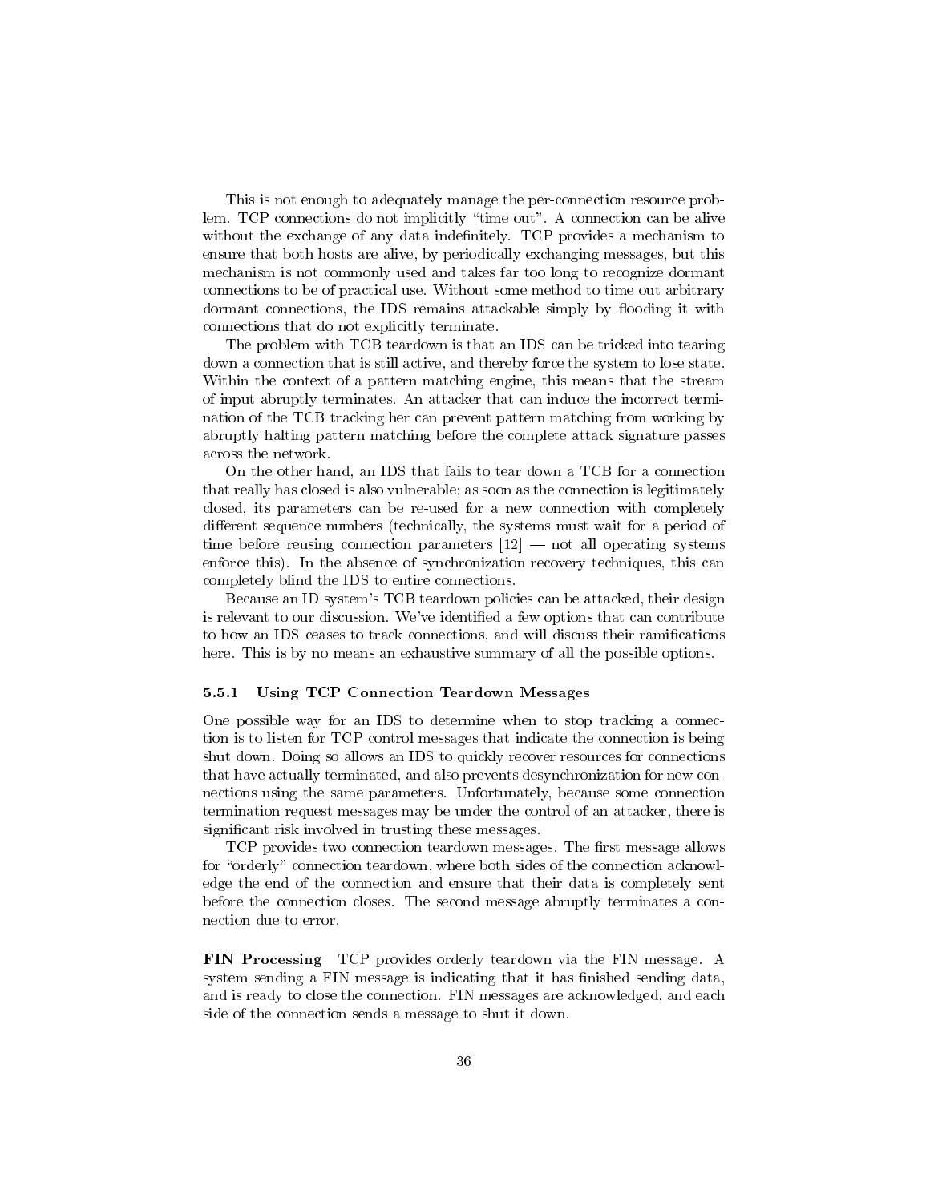This is not enough to adequately manage the per-connection resource problem. TCP connections do not implicitly "time out". A connection can be alive without the exchange of any data indefinitely. TCP provides a mechanism to ensure that both hosts are alive, by periodically exchanging messages, but this mechanism is not commonly used and takes far too long to recognize dormant connections to be of practical use. Without some method to time out arbitrary dormant connections, the IDS remains attackable simply by flooding it with connections that do not explicitly terminate.

The problem with TCB teardown is that an IDS can be tricked into tearing down a connection that is still active, and thereby force the system to lose state. Within the context of a pattern matching engine, this means that the stream of input abruptly terminates. An attacker that can induce the incorrect termination of the TCB tracking her can prevent pattern matching from working by abruptly halting pattern matching before the complete attack signature passes across the network.

On the other hand, an IDS that fails to tear down a TCB for a connection that really has closed is also vulnerable; as soon as the connection is legitimately closed, its parameters can be re-used for a new connection with completely different sequence numbers (technically, the systems must wait for a period of time before reusing connection parameters [12] — not all operating systems enforce this). In the absence of synchronization recovery techniques, this can completely blind the IDS to entire connections.

Because an ID system's TCB teardown policies can be attacked, their design is relevant to our discussion. We've identified a few options that can contribute to how an IDS ceases to track connections, and will discuss their ramifications here. This is by no means an exhaustive summary of all the possible options.

### 5.5.1 Using TCP Connection Teardown Messages

One possible way for an IDS to determine when to stop tracking a connection is to listen for TCP control messages that indicate the connection is being shut down. Doing so allows an IDS to quickly recover resources for connections that have actually terminated, and also prevents desynchronization for new connections using the same parameters. Unfortunately, because some connection termination request messages may be under the control of an attacker, there is significant risk involved in trusting these messages.

TCP provides two connection teardown messages. The first message allows for "orderly" connection teardown, where both sides of the connection acknowledge the end of the connection and ensure that their data is completely sent before the connection closes. The second message abruptly terminates a connection due to error.

**FIN Processing** TCP provides orderly teardown via the FIN message. A system sending a FIN message is indicating that it has finished sending data, and is ready to close the connection. FIN messages are acknowledged, and each side of the connection sends a message to shut it down.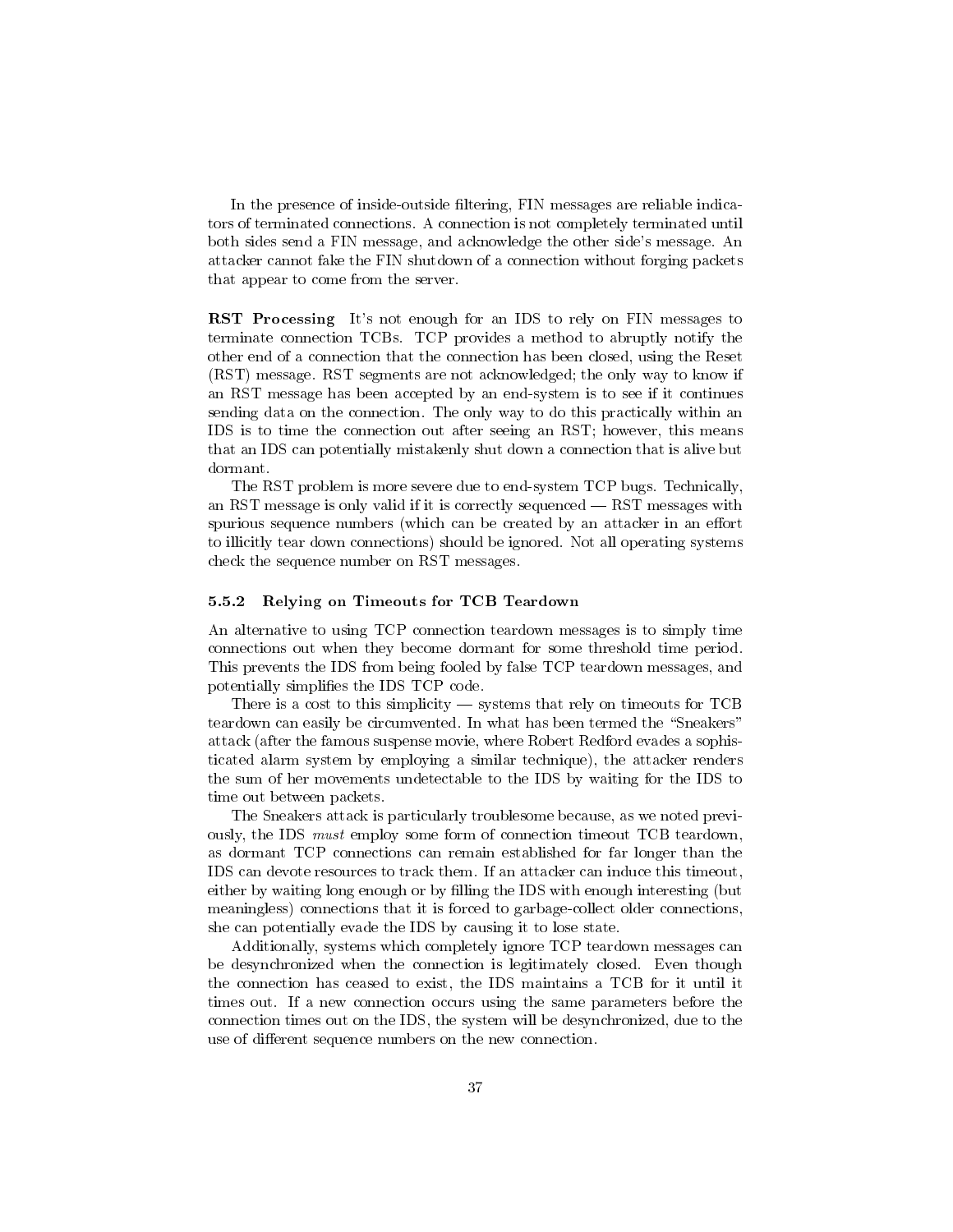In the presence of inside-outside filtering, FIN messages are reliable indicators of terminated connections. A connection is not completely terminated until both sides send a FIN message, and acknowledge the other side's message. An attacker cannot fake the FIN shutdown of a connection without forging packets that appear to come from the server.

**RST Processing** It's not enough for an IDS to rely on FIN messages to terminate connection TCBs. TCP provides a method to abruptly notify the other end of a connection that the connection has been closed, using the Reset (RST) message. RST segments are not acknowledged; the only way to know if an RST message has been accepted by an end-system is to see if it continues sending data on the connection. The only way to do this practically within an IDS is to time the connection out after seeing an RST; however, this means that an IDS can potentially mistakenly shut down a connection that is alive but dormant.

The RST problem is more severe due to end-system TCP bugs. Technically, an RST message is only valid if it is correctly sequenced — RST messages with spurious sequence numbers (which can be created by an attacker in an effort to illicitly tear down connections) should be ignored. Not all operating systems check the sequence number on RST messages.

### 5.5.2 Relying on Timeouts for TCB Teardown

An alternative to using TCP connection teardown messages is to simply time connections out when they become dormant for some threshold time period. This prevents the IDS from being fooled by false TCP teardown messages, and potentially simplifies the IDS TCP code.

There is a cost to this simplicity — systems that rely on timeouts for TCB teardown can easily be circumvented. In what has been termed the "Sneakers" attack (after the famous suspense movie, where Robert Redford evades a sophisticated alarm system by employing a similar technique), the attacker renders the sum of her movements undetectable to the IDS by waiting for the IDS to time out between packets.

The Sneakers attack is particularly troublesome because, as we noted previously, the IDS *must* employ some form of connection timeout TCB teardown, as dormant TCP connections can remain established for far longer than the IDS can devote resources to track them. If an attacker can induce this timeout, either by waiting long enough or by filling the IDS with enough interesting (but meaningless) connections that it is forced to garbage-collect older connections, she can potentially evade the IDS by causing it to lose state.

Additionally, systems which completely ignore TCP teardown messages can be desynchronized when the connection is legitimately closed. Even though the connection has ceased to exist, the IDS maintains a TCB for it until it times out. If a new connection occurs using the same parameters before the connection times out on the IDS, the system will be desynchronized, due to the use of different sequence numbers on the new connection.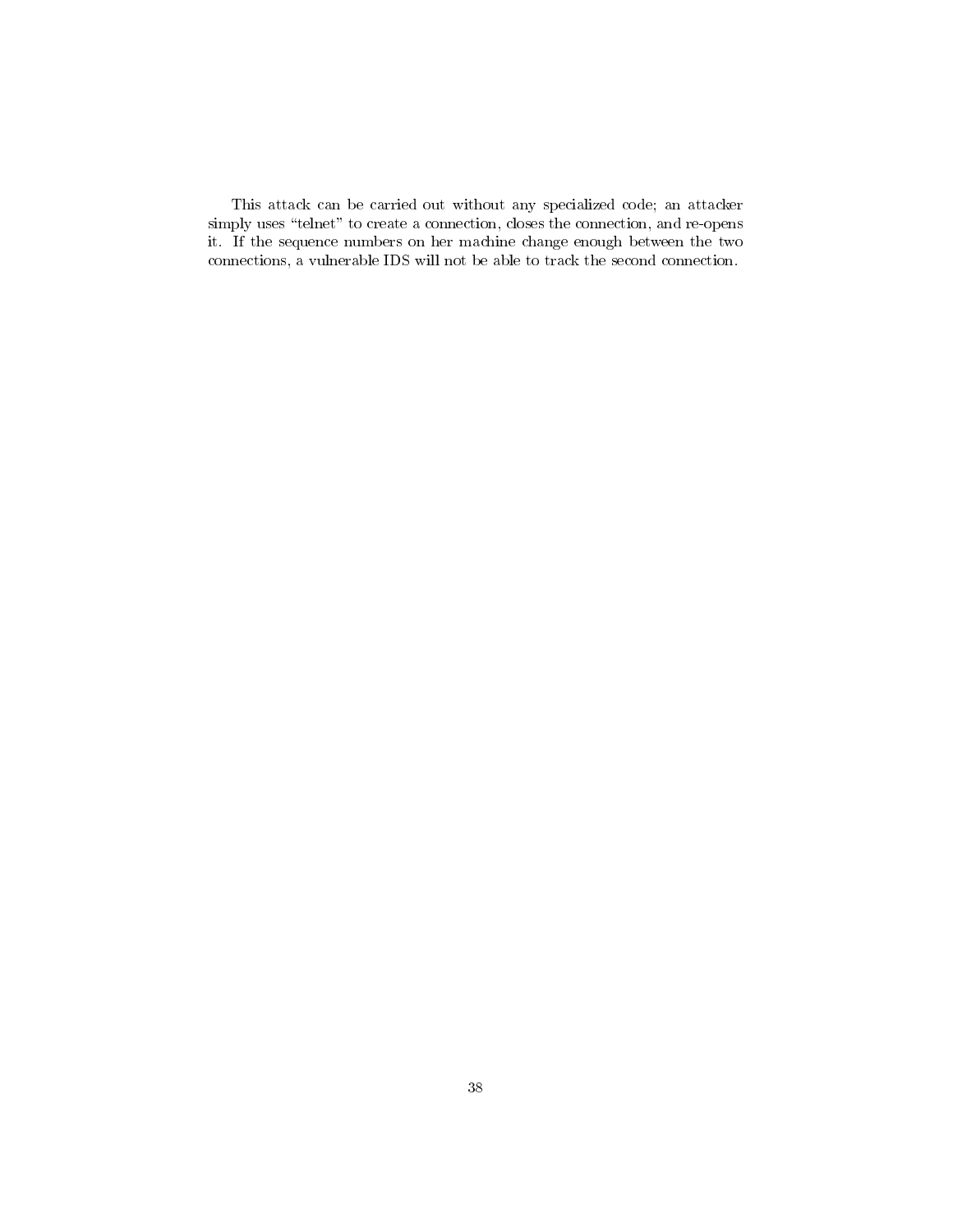This attack can be carried out without any specialized code; an attacker simply uses "telnet" to create a connection, closes the connection, and re-opens it. If the sequence numbers on her machine change enough between the two connections, a vulnerable IDS will not be able to track the second connection.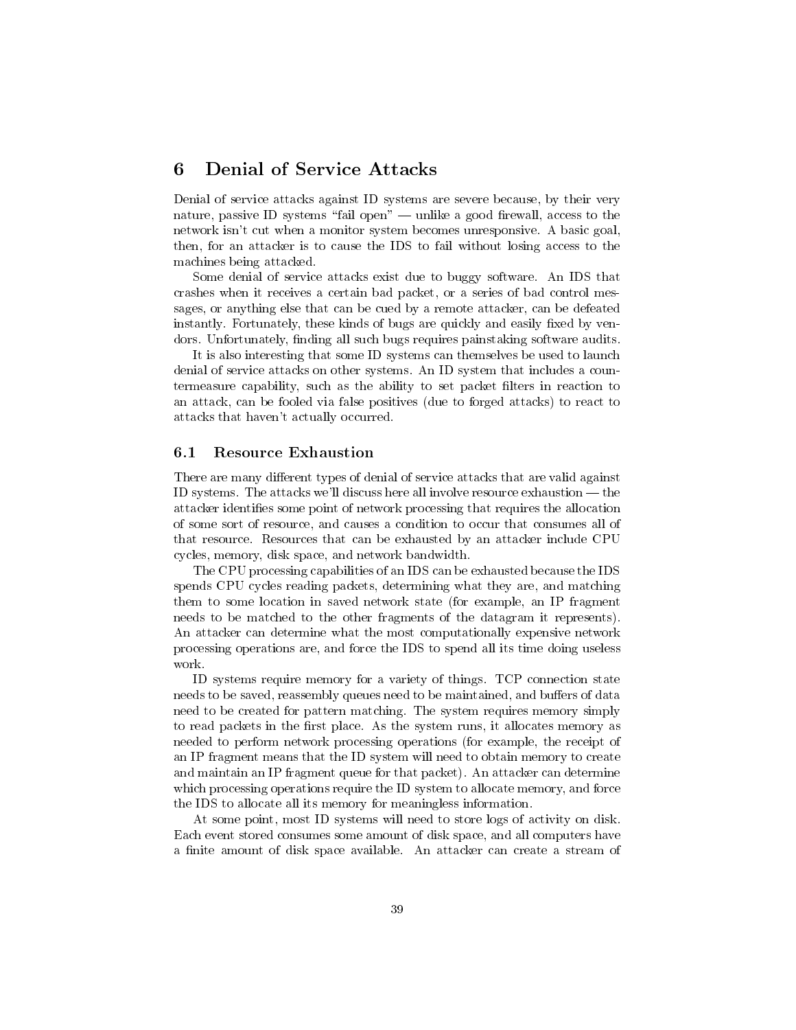## 6 Denial of Service Attacks

Denial of service attacks against ID systems are severe because, by their very nature, passive ID systems "fail open" — unlike a good firewall, access to the network isn't cut when a monitor system becomes unresponsive. A basic goal, then, for an attacker is to cause the IDS to fail without losing access to the machines being attacked.

Some denial of service attacks exist due to buggy software. An IDS that crashes when it receives a certain bad packet, or a series of bad control messages, or anything else that can be cued by a remote attacker, can be defeated instantly. Fortunately, these kinds of bugs are quickly and easily fixed by vendors. Unfortunately, finding all such bugs requires painstaking software audits.

It is also interesting that some ID systems can themselves be used to launch denial of service attacks on other systems. An ID system that includes a countermeasure capability, such as the ability to set packet filters in reaction to an attack, can be fooled via false positives (due to forged attacks) to react to attacks that haven't actually occurred.

### 6.1 Resource Exhaustion

There are many different types of denial of service attacks that are valid against ID systems. The attacks we'll discuss here all involve resource exhaustion — the attacker identifies some point of network processing that requires the allocation of some sort of resource, and causes a condition to occur that consumes all of that resource. Resources that can be exhausted by an attacker include CPU cycles, memory, disk space, and network bandwidth.

The CPU processing capabilities of an IDS can be exhausted because the IDS spends CPU cycles reading packets, determining what they are, and matching them to some location in saved network state (for example, an IP fragment needs to be matched to the other fragments of the datagram it represents). An attacker can determine what the most computationally expensive network processing operations are, and force the IDS to spend all its time doing useless work.

ID systems require memory for a variety of things. TCP connection state needs to be saved, reassembly queues need to be maintained, and buffers of data need to be created for pattern matching. The system requires memory simply to read packets in the first place. As the system runs, it allocates memory as needed to perform network processing operations (for example, the receipt of an IP fragment means that the ID system will need to obtain memory to create and maintain an IP fragment queue for that packet). An attacker can determine which processing operations require the ID system to allocate memory, and force the IDS to allocate all its memory for meaningless information.

At some point, most ID systems will need to store logs of activity on disk. Each event stored consumes some amount of disk space, and all computers have a finite amount of disk space available. An attacker can create a stream of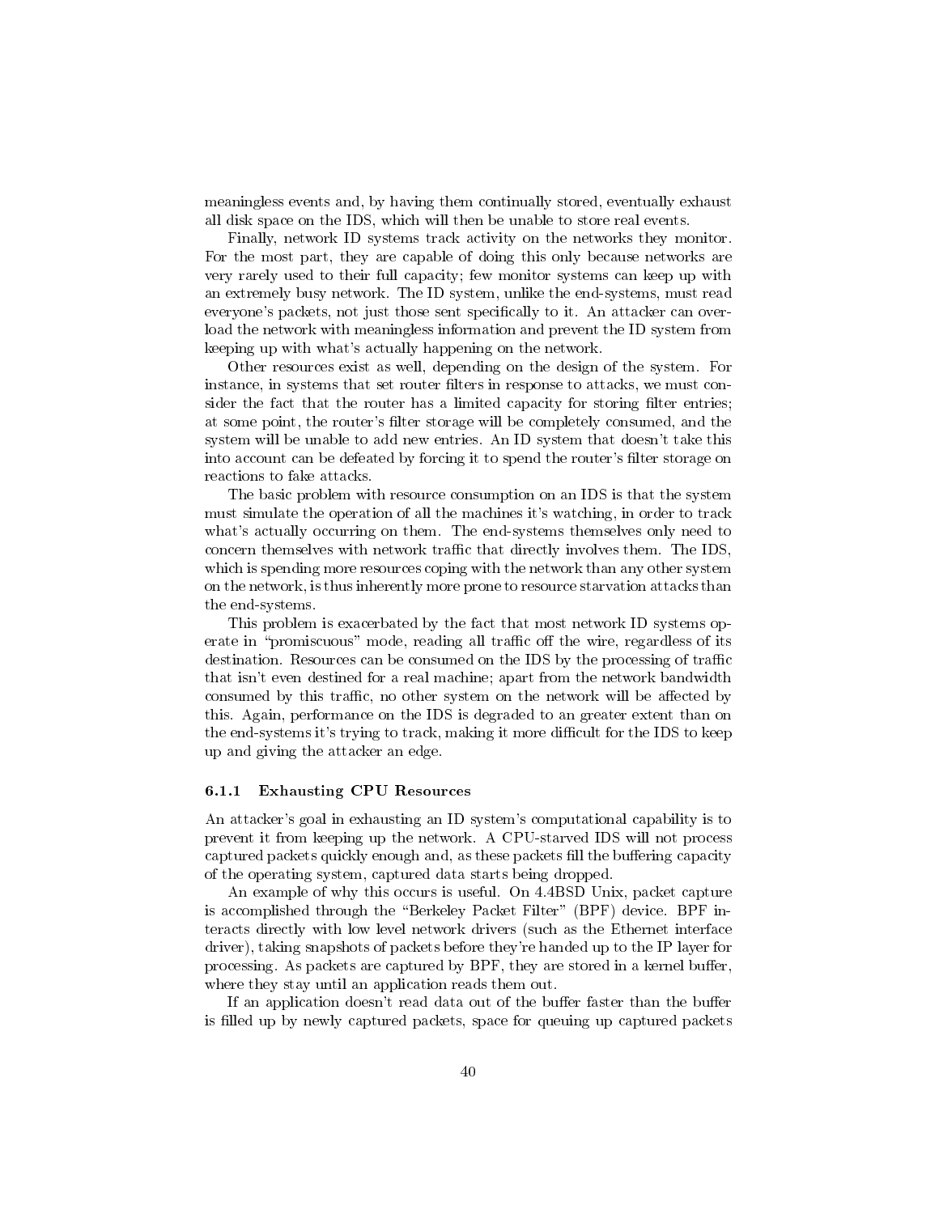meaningless events and, by having them continually stored, eventually exhaust all disk space on the IDS, which will then be unable to store real events.

Finally, network ID systems track activity on the networks they monitor. For the most part, they are capable of doing this only because networks are very rarely used to their full capacity; few monitor systems can keep up with an extremely busy network. The ID system, unlike the end-systems, must read everyone's packets, not just those sent specifically to it. An attacker can overload the network with meaningless information and prevent the ID system from keeping up with what's actually happening on the network.

Other resources exist as well, depending on the design of the system. For instance, in systems that set router filters in response to attacks, we must consider the fact that the router has a limited capacity for storing filter entries; at some point, the router's filter storage will be completely consumed, and the system will be unable to add new entries. An ID system that doesn't take this into account can be defeated by forcing it to spend the router's filter storage on reactions to fake attacks.

The basic problem with resource consumption on an IDS is that the system must simulate the operation of all the machines it's watching, in order to track what's actually occurring on them. The end-systems themselves only need to concern themselves with network traffic that directly involves them. The IDS, which is spending more resources coping with the network than any other system on the network, is thus inherently more prone to resource starvation attacks than the end-systems.

This problem is exacerbated by the fact that most network ID systems operate in "promiscuous" mode, reading all traffic off the wire, regardless of its destination. Resources can be consumed on the IDS by the processing of traffic that isn't even destined for a real machine; apart from the network bandwidth consumed by this traffic, no other system on the network will be affected by this. Again, performance on the IDS is degraded to an greater extent than on the end-systems it's trying to track, making it more difficult for the IDS to keep up and giving the attacker an edge.

#### 6.1.1 Exhausting CPU Resources

An attacker's goal in exhausting an ID system's computational capability is to prevent it from keeping up the network. A CPU-starved IDS will not process captured packets quickly enough and, as these packets fill the buffering capacity of the operating system, captured data starts being dropped.

An example of why this occurs is useful. On 4.4BSD Unix, packet capture is accomplished through the "Berkeley Packet Filter" (BPF) device. BPF interacts directly with low level network drivers (such as the Ethernet interface driver), taking snapshots of packets before they're handed up to the IP layer for processing. As packets are captured by BPF, they are stored in a kernel buffer, where they stay until an application reads them out.

If an application doesn't read data out of the buffer faster than the buffer is filled up by newly captured packets, space for queuing up captured packets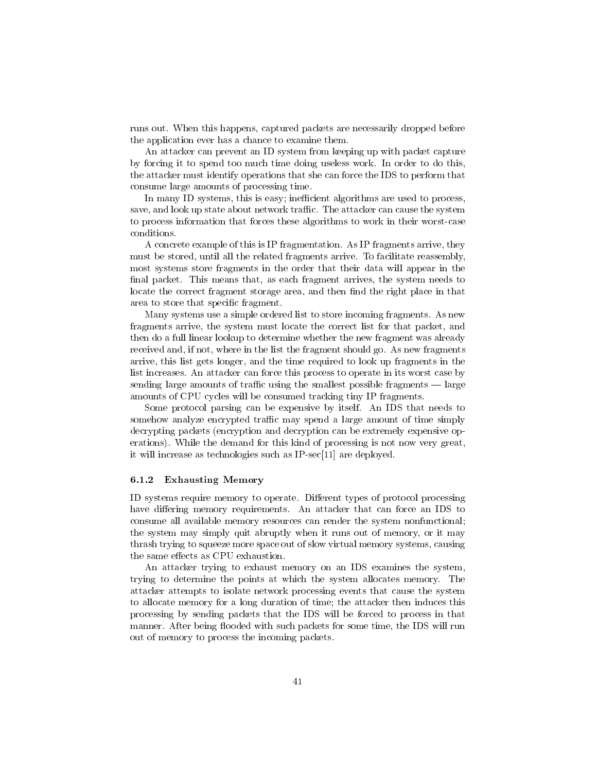runs out. When this happens, captured packets are necessarily dropped before the application ever has a chance to examine them.

An attacker can prevent an ID system from keeping up with packet capture by forcing it to spend too much time doing useless work. In order to do this, the attacker must identify operations that she can force the IDS to perform that consume large amounts of processing time.

In many ID systems, this is easy; inefficient algorithms are used to process, save, and look up state about network traffic. The attacker can cause the system to process information that forces these algorithms to work in their worst-case conditions.

A concrete example of this is IP fragmentation. As IP fragments arrive, they must be stored, until all the related fragments arrive. To facilitate reassembly, most systems store fragments in the order that their data will appear in the final packet. This means that, as each fragment arrives, the system needs to locate the correct fragment storage area, and then find the right place in that area to store that specific fragment.

Many systems use a simple ordered list to store incoming fragments. As new fragments arrive, the system must locate the correct list for that packet, and then do a full linear lookup to determine whether the new fragment was already received and, if not, where in the list the fragment should go. As new fragments arrive, this list gets longer, and the time required to look up fragments in the list increases. An attacker can force this process to operate in its worst case by sending large amounts of traffic using the smallest possible fragments — large amounts of CPU cycles will be consumed tracking tiny IP fragments.

Some protocol parsing can be expensive by itself. An IDS that needs to somehow analyze encrypted traffic may spend a large amount of time simply decrypting packets (encryption and decryption can be extremely expensive operations). While the demand for this kind of processing is not now very great, it will increase as technologies such as IP-sec[11] are deployed.

#### 6.1.2 Exhausting Memory

ID systems require memory to operate. Different types of protocol processing have differing memory requirements. An attacker that can force an IDS to consume all available memory resources can render the system nonfunctional; the system may simply quit abruptly when it runs out of memory, or it may thrash trying to squeeze more space out of slow virtual memory systems, causing the same effects as CPU exhaustion.

An attacker trying to exhaust memory on an IDS examines the system, trying to determine the points at which the system allocates memory. The attacker attempts to isolate network processing events that cause the system to allocate memory for a long duration of time; the attacker then induces this processing by sending packets that the IDS will be forced to process in that manner. After being flooded with such packets for some time, the IDS will run out of memory to process the incoming packets.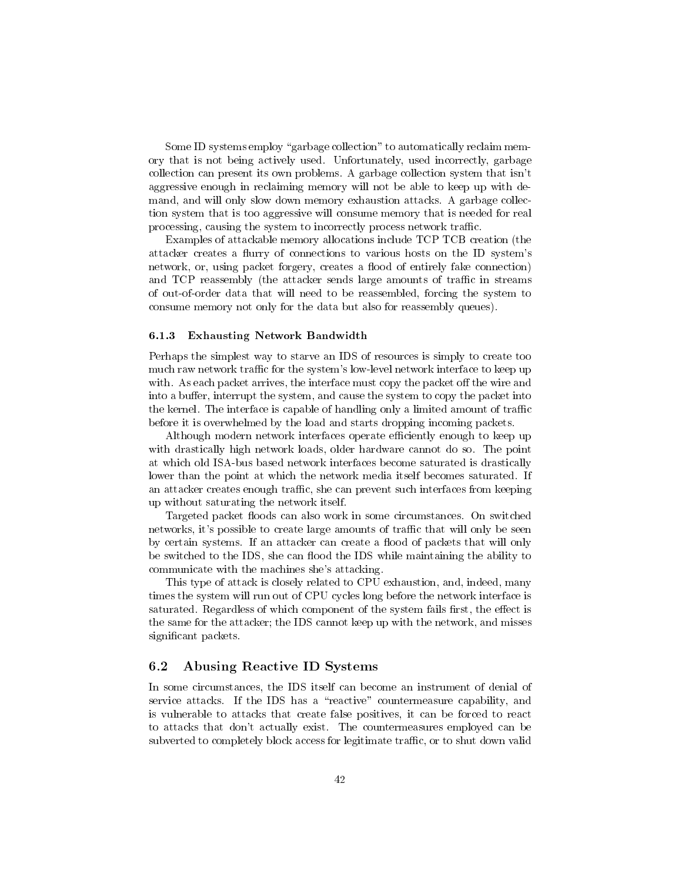Some ID systems employ “garbage collection” to automatically reclaim memory that is not being actively used. Unfortunately, used incorrectly, garbage collection can present its own problems. A garbage collection system that isn't aggressive enough in reclaiming memory will not be able to keep up with demand, and will only slow down memory exhaustion attacks. A garbage collection system that is too aggressive will consume memory that is needed for real processing, causing the system to incorrectly process network traffic.

Examples of attackable memory allocations include TCP TCB creation (the attacker creates a flurry of connections to various hosts on the ID system's network, or, using packet forgery, creates a flood of entirely fake connection) and TCP reassembly (the attacker sends large amounts of traffic in streams of out-of-order data that will need to be reassembled, forcing the system to consume memory not only for the data but also for reassembly queues).

### 6.1.3 Exhausting Network Bandwidth

Perhaps the simplest way to starve an IDS of resources is simply to create too much raw network traffic for the system's low-level network interface to keep up with. As each packet arrives, the interface must copy the packet off the wire and into a buffer, interrupt the system, and cause the system to copy the packet into the kernel. The interface is capable of handling only a limited amount of traffic before it is overwhelmed by the load and starts dropping incoming packets.

Although modern network interfaces operate efficiently enough to keep up with drastically high network loads, older hardware cannot do so. The point at which old ISA-bus based network interfaces become saturated is drastically lower than the point at which the network media itself becomes saturated. If an attacker creates enough traffic, she can prevent such interfaces from keeping up without saturating the network itself.

Targeted packet floods can also work in some circumstances. On switched networks, it's possible to create large amounts of traffic that will only be seen by certain systems. If an attacker can create a flood of packets that will only be switched to the IDS, she can flood the IDS while maintaining the ability to communicate with the machines she's attacking.

This type of attack is closely related to CPU exhaustion, and, indeed, many times the system will run out of CPU cycles long before the network interface is saturated. Regardless of which component of the system fails first, the effect is the same for the attacker; the IDS cannot keep up with the network, and misses significant packets.

## 6.2 Abusing Reactive ID Systems

In some circumstances, the IDS itself can become an instrument of denial of service attacks. If the IDS has a “reactive” countermeasure capability, and is vulnerable to attacks that create false positives, it can be forced to react to attacks that don't actually exist. The countermeasures employed can be subverted to completely block access for legitimate traffic, or to shut down valid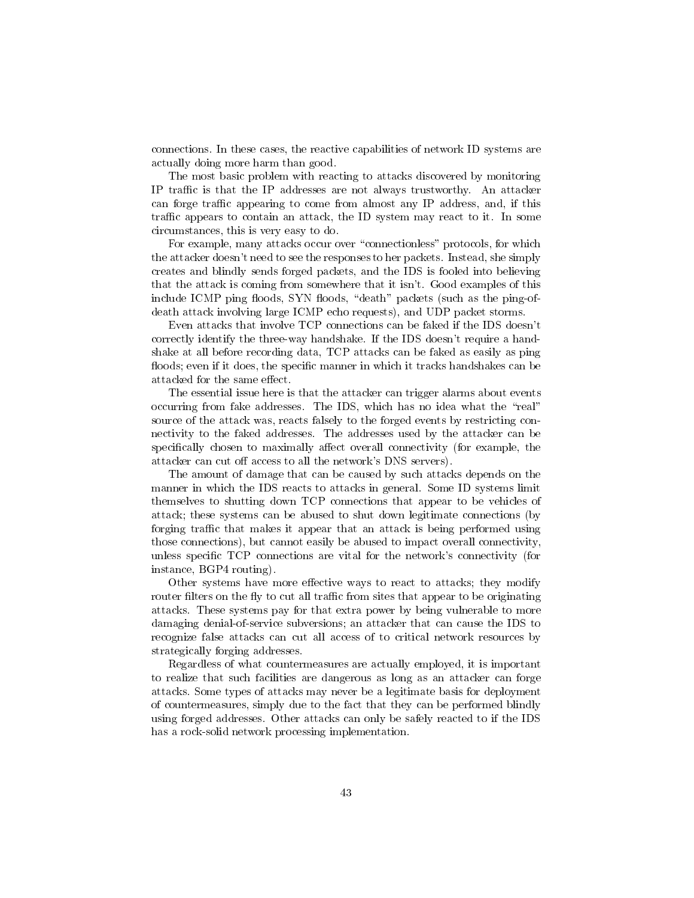connections. In these cases, the reactive capabilities of network ID systems are actually doing more harm than good.

The most basic problem with reacting to attacks discovered by monitoring IP traffic is that the IP addresses are not always trustworthy. An attacker can forge traffic appearing to come from almost any IP address, and, if this traffic appears to contain an attack, the ID system may react to it. In some circumstances, this is very easy to do.

For example, many attacks occur over "connectionless" protocols, for which the attacker doesn't need to see the responses to her packets. Instead, she simply creates and blindly sends forged packets, and the IDS is fooled into believing that the attack is coming from somewhere that it isn't. Good examples of this include ICMP ping floods, SYN floods, "death" packets (such as the ping-of-death attack involving large ICMP echo requests), and UDP packet storms.

Even attacks that involve TCP connections can be faked if the IDS doesn't correctly identify the three-way handshake. If the IDS doesn't require a handshake at all before recording data, TCP attacks can be faked as easily as ping floods; even if it does, the specific manner in which it tracks handshakes can be attacked for the same effect.

The essential issue here is that the attacker can trigger alarms about events occurring from fake addresses. The IDS, which has no idea what the "real" source of the attack was, reacts falsely to the forged events by restricting connectivity to the faked addresses. The addresses used by the attacker can be specifically chosen to maximally affect overall connectivity (for example, the attacker can cut off access to all the network's DNS servers).

The amount of damage that can be caused by such attacks depends on the manner in which the IDS reacts to attacks in general. Some ID systems limit themselves to shutting down TCP connections that appear to be vehicles of attack; these systems can be abused to shut down legitimate connections (by forging traffic that makes it appear that an attack is being performed using those connections), but cannot easily be abused to impact overall connectivity, unless specific TCP connections are vital for the network's connectivity (for instance, BGP4 routing).

Other systems have more effective ways to react to attacks; they modify router filters on the fly to cut all traffic from sites that appear to be originating attacks. These systems pay for that extra power by being vulnerable to more damaging denial-of-service subversions; an attacker that can cause the IDS to recognize false attacks can cut all access of to critical network resources by strategically forging addresses.

Regardless of what countermeasures are actually employed, it is important to realize that such facilities are dangerous as long as an attacker can forge attacks. Some types of attacks may never be a legitimate basis for deployment of countermeasures, simply due to the fact that they can be performed blindly using forged addresses. Other attacks can only be safely reacted to if the IDS has a rock-solid network processing implementation.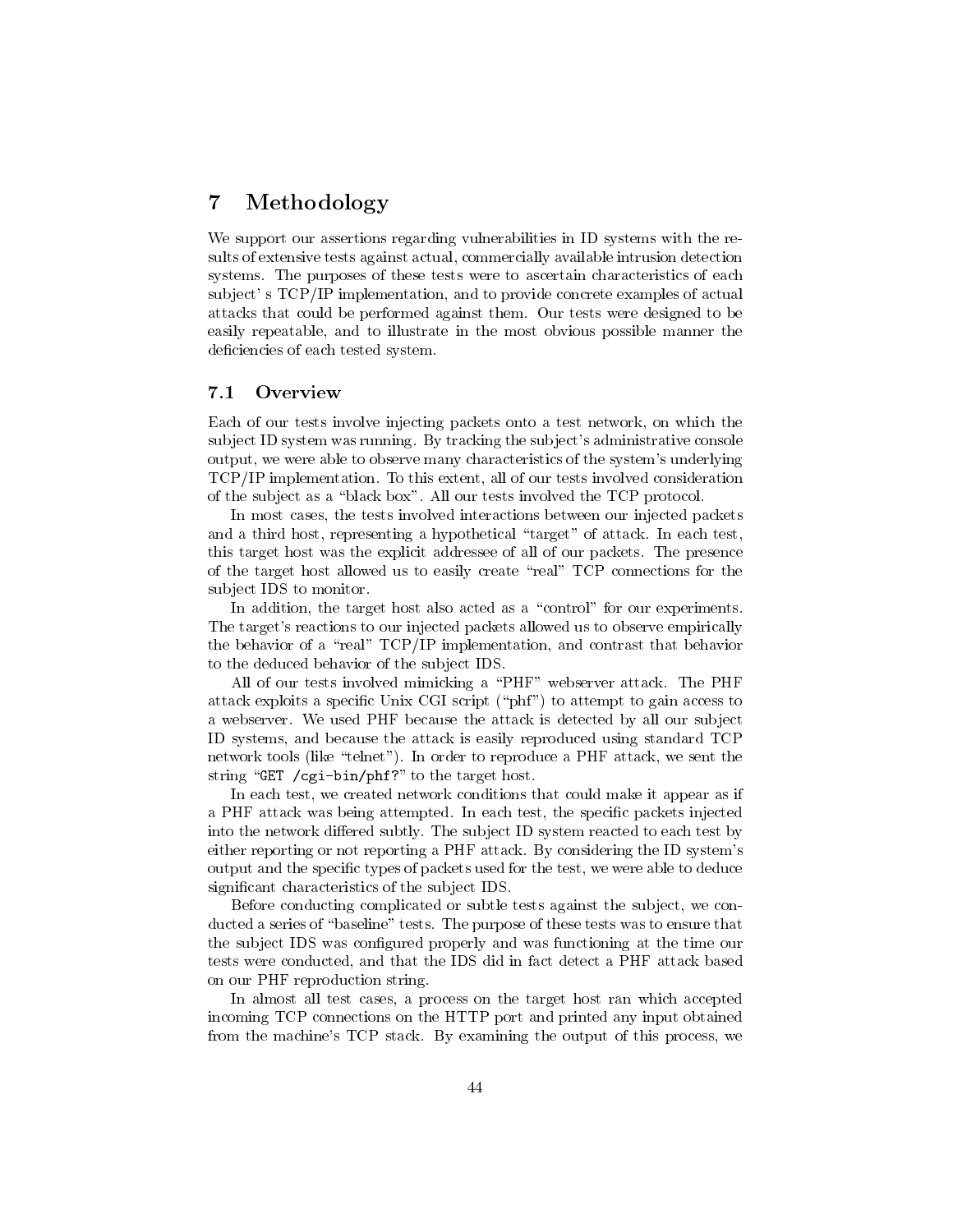# 7 Methodology

We support our assertions regarding vulnerabilities in ID systems with the results of extensive tests against actual, commercially available intrusion detection systems. The purposes of these tests were to ascertain characteristics of each subject' s TCP/IP implementation, and to provide concrete examples of actual attacks that could be performed against them. Our tests were designed to be easily repeatable, and to illustrate in the most obvious possible manner the deficiencies of each tested system.

## 7.1 Overview

Each of our tests involve injecting packets onto a test network, on which the subject ID system was running. By tracking the subject's administrative console output, we were able to observe many characteristics of the system's underlying TCP/IP implementation. To this extent, all of our tests involved consideration of the subject as a "black box". All our tests involved the TCP protocol.

In most cases, the tests involved interactions between our injected packets and a third host, representing a hypothetical "target" of attack. In each test, this target host was the explicit addressee of all of our packets. The presence of the target host allowed us to easily create "real" TCP connections for the subject IDS to monitor.

In addition, the target host also acted as a "control" for our experiments. The target's reactions to our injected packets allowed us to observe empirically the behavior of a "real" TCP/IP implementation, and contrast that behavior to the deduced behavior of the subject IDS.

All of our tests involved mimicking a "PHF" webserver attack. The PHF attack exploits a specific Unix CGI script ("phf") to attempt to gain access to a webserver. We used PHF because the attack is detected by all our subject ID systems, and because the attack is easily reproduced using standard TCP network tools (like "telnet"). In order to reproduce a PHF attack, we sent the string "`GET /cgi-bin/phf?`" to the target host.

In each test, we created network conditions that could make it appear as if a PHF attack was being attempted. In each test, the specific packets injected into the network differed subtly. The subject ID system reacted to each test by either reporting or not reporting a PHF attack. By considering the ID system's output and the specific types of packets used for the test, we were able to deduce significant characteristics of the subject IDS.

Before conducting complicated or subtle tests against the subject, we conducted a series of "baseline" tests. The purpose of these tests was to ensure that the subject IDS was configured properly and was functioning at the time our tests were conducted, and that the IDS did in fact detect a PHF attack based on our PHF reproduction string.

In almost all test cases, a process on the target host ran which accepted incoming TCP connections on the HTTP port and printed any input obtained from the machine's TCP stack. By examining the output of this process, we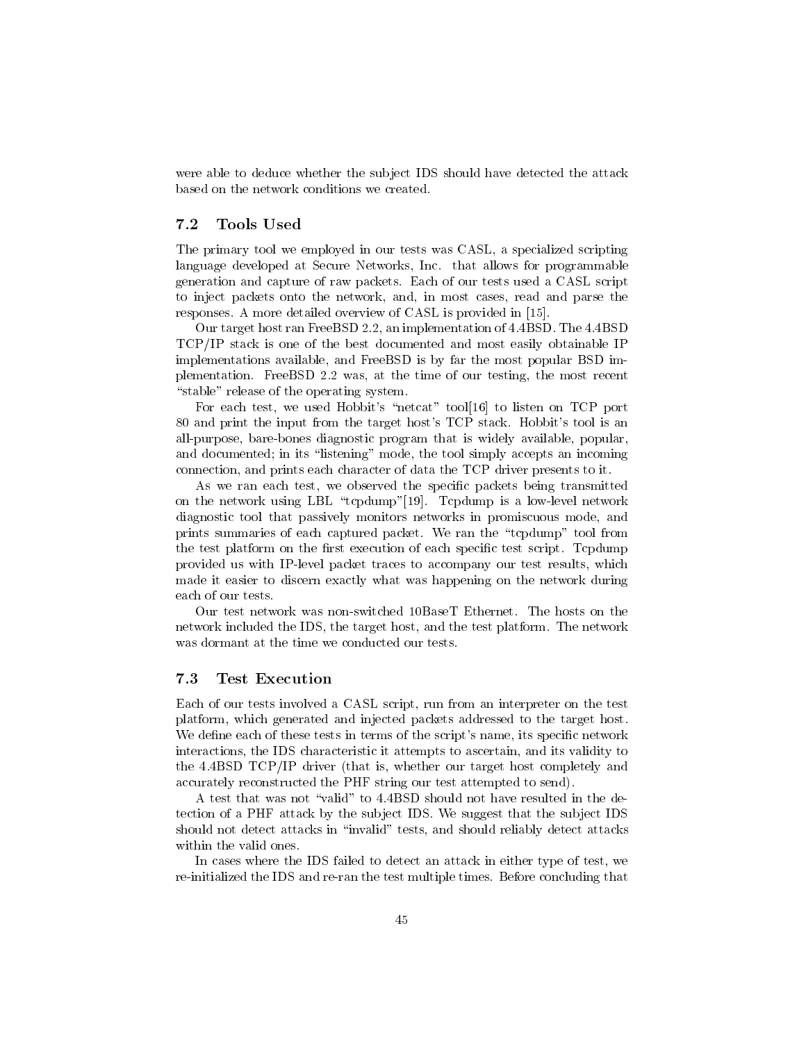were able to deduce whether the subject IDS should have detected the attack based on the network conditions we created.

### 7.2 Tools Used

The primary tool we employed in our tests was CASL, a specialized scripting language developed at Secure Networks, Inc. that allows for programmable generation and capture of raw packets. Each of our tests used a CASL script to inject packets onto the network, and, in most cases, read and parse the responses. A more detailed overview of CASL is provided in [15].

Our target host ran FreeBSD 2.2, an implementation of 4.4BSD. The 4.4BSD TCP/IP stack is one of the best documented and most easily obtainable IP implementations available, and FreeBSD is by far the most popular BSD implementation. FreeBSD 2.2 was, at the time of our testing, the most recent "stable" release of the operating system.

For each test, we used Hobbit's "netcat" tool[16] to listen on TCP port 80 and print the input from the target host's TCP stack. Hobbit's tool is an all-purpose, bare-bones diagnostic program that is widely available, popular, and documented; in its "listening" mode, the tool simply accepts an incoming connection, and prints each character of data the TCP driver presents to it.

As we ran each test, we observed the specific packets being transmitted on the network using LBL "tcpdump"[19]. Tcpdump is a low-level network diagnostic tool that passively monitors networks in promiscuous mode, and prints summaries of each captured packet. We ran the "tcpdump" tool from the test platform on the first execution of each specific test script. Tcpdump provided us with IP-level packet traces to accompany our test results, which made it easier to discern exactly what was happening on the network during each of our tests.

Our test network was non-switched 10BaseT Ethernet. The hosts on the network included the IDS, the target host, and the test platform. The network was dormant at the time we conducted our tests.

### 7.3 Test Execution

Each of our tests involved a CASL script, run from an interpreter on the test platform, which generated and injected packets addressed to the target host. We define each of these tests in terms of the script's name, its specific network interactions, the IDS characteristic it attempts to ascertain, and its validity to the 4.4BSD TCP/IP driver (that is, whether our target host completely and accurately reconstructed the PHF string our test attempted to send).

A test that was not "valid" to 4.4BSD should not have resulted in the detection of a PHF attack by the subject IDS. We suggest that the subject IDS should not detect attacks in "invalid" tests, and should reliably detect attacks within the valid ones.

In cases where the IDS failed to detect an attack in either type of test, we re-initialized the IDS and re-ran the test multiple times. Before concluding that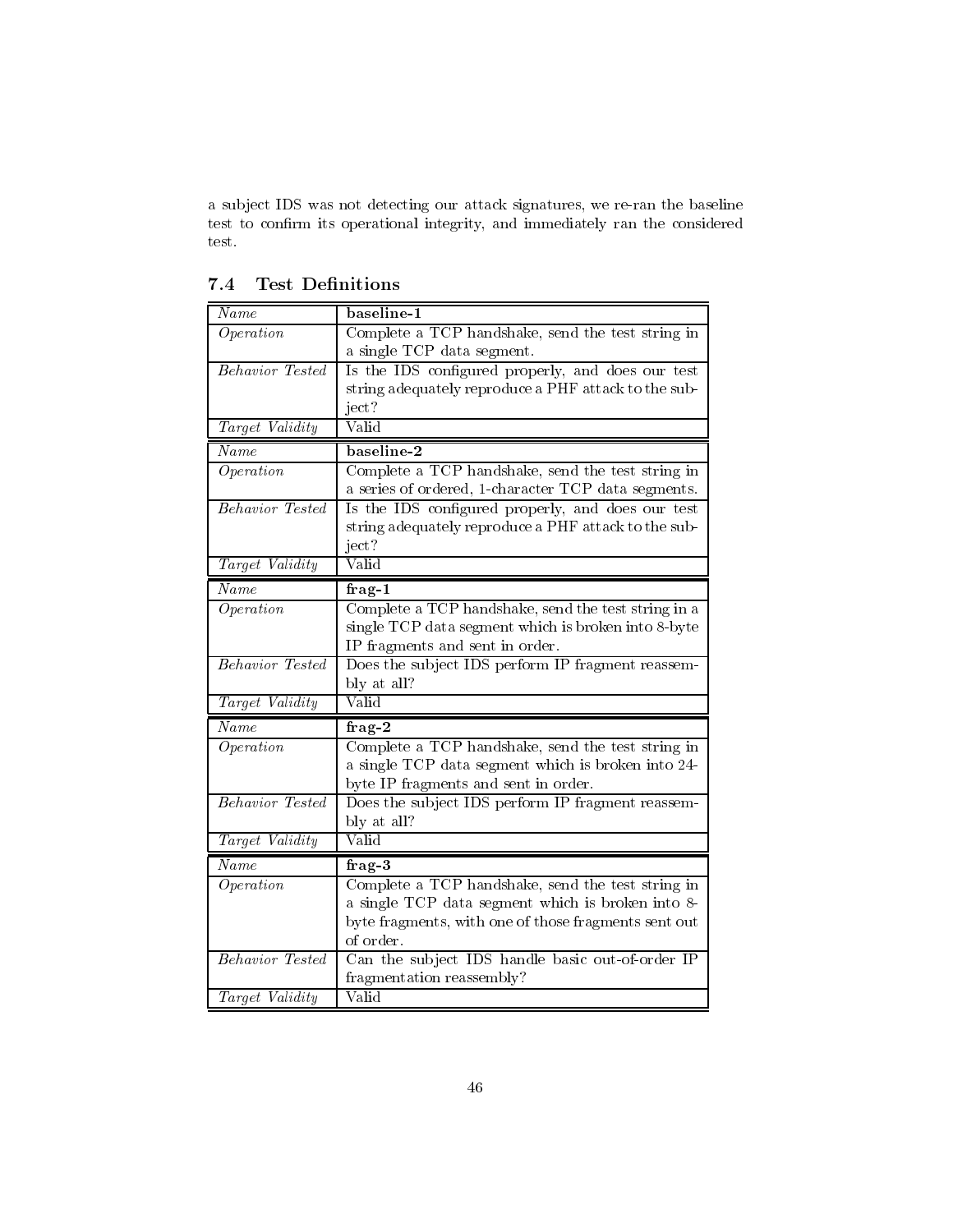a subject IDS was not detecting our attack signatures, we re-ran the baseline test to confirm its operational integrity, and immediately ran the considered test.

### 7.4 Test Definitions

| *Name* | **baseline-1** |
|---|---|
| *Operation* | Complete a TCP handshake, send the test string in a single TCP data segment. |
| *Behavior Tested* | Is the IDS configured properly, and does our test string adequately reproduce a PHF attack to the subject? |
| *Target Validity* | Valid |

| *Name* | **baseline-2** |
|---|---|
| *Operation* | Complete a TCP handshake, send the test string in a series of ordered, 1-character TCP data segments. |
| *Behavior Tested* | Is the IDS configured properly, and does our test string adequately reproduce a PHF attack to the subject? |
| *Target Validity* | Valid |

| *Name* | **frag-1** |
|---|---|
| *Operation* | Complete a TCP handshake, send the test string in a single TCP data segment which is broken into 8-byte IP fragments and sent in order. |
| *Behavior Tested* | Does the subject IDS perform IP fragment reassembly at all? |
| *Target Validity* | Valid |

| *Name* | **frag-2** |
|---|---|
| *Operation* | Complete a TCP handshake, send the test string in a single TCP data segment which is broken into 24-byte IP fragments and sent in order. |
| *Behavior Tested* | Does the subject IDS perform IP fragment reassembly at all? |
| *Target Validity* | Valid |

| *Name* | **frag-3** |
|---|---|
| *Operation* | Complete a TCP handshake, send the test string in a single TCP data segment which is broken into 8-byte fragments, with one of those fragments sent out of order. |
| *Behavior Tested* | Can the subject IDS handle basic out-of-order IP fragmentation reassembly? |
| *Target Validity* | Valid |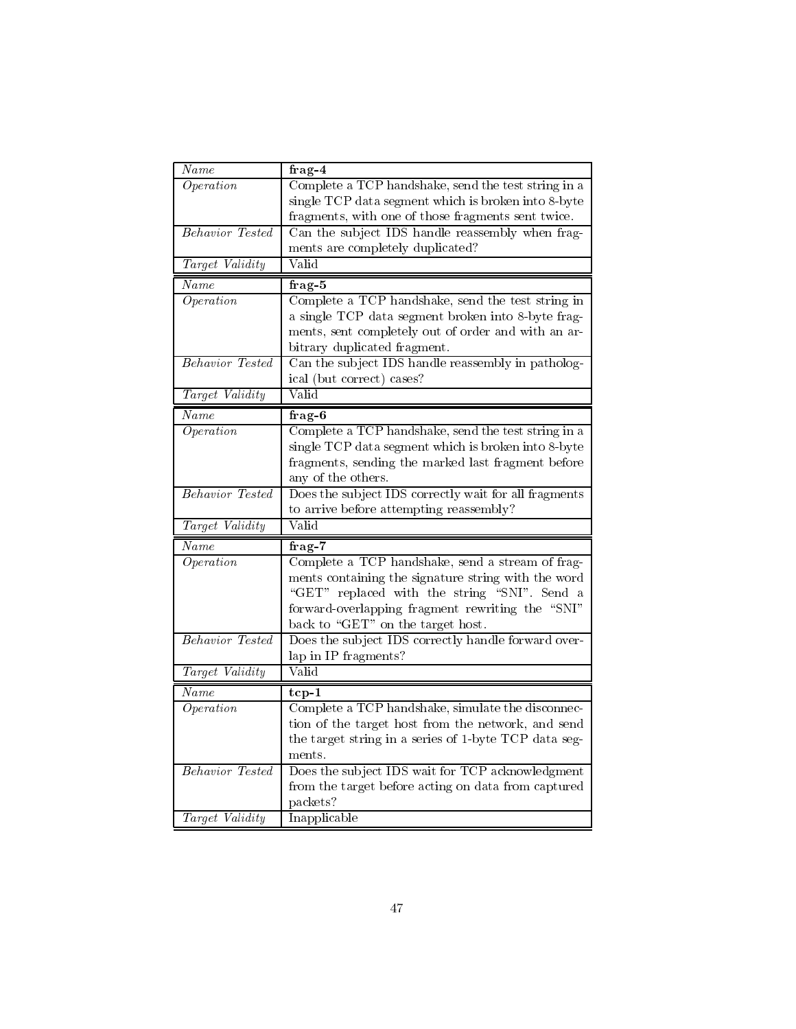| *Name* | **frag-4** |
|---|---|
| *Operation* | Complete a TCP handshake, send the test string in a single TCP data segment which is broken into 8-byte fragments, with one of those fragments sent twice. |
| *Behavior Tested* | Can the subject IDS handle reassembly when fragments are completely duplicated? |
| *Target Validity* | Valid |

| *Name* | **frag-5** |
|---|---|
| *Operation* | Complete a TCP handshake, send the test string in a single TCP data segment broken into 8-byte fragments, sent completely out of order and with an arbitrary duplicated fragment. |
| *Behavior Tested* | Can the subject IDS handle reassembly in pathological (but correct) cases? |
| *Target Validity* | Valid |

| *Name* | **frag-6** |
|---|---|
| *Operation* | Complete a TCP handshake, send the test string in a single TCP data segment which is broken into 8-byte fragments, sending the marked last fragment before any of the others. |
| *Behavior Tested* | Does the subject IDS correctly wait for all fragments to arrive before attempting reassembly? |
| *Target Validity* | Valid |

| *Name* | **frag-7** |
|---|---|
| *Operation* | Complete a TCP handshake, send a stream of fragments containing the signature string with the word "GET" replaced with the string "SNI". Send a forward-overlapping fragment rewriting the "SNI" back to "GET" on the target host. |
| *Behavior Tested* | Does the subject IDS correctly handle forward overlap in IP fragments? |
| *Target Validity* | Valid |

| *Name* | **tcp-1** |
|---|---|
| *Operation* | Complete a TCP handshake, simulate the disconnection of the target host from the network, and send the target string in a series of 1-byte TCP data segments. |
| *Behavior Tested* | Does the subject IDS wait for TCP acknowledgment from the target before acting on data from captured packets? |
| *Target Validity* | Inapplicable |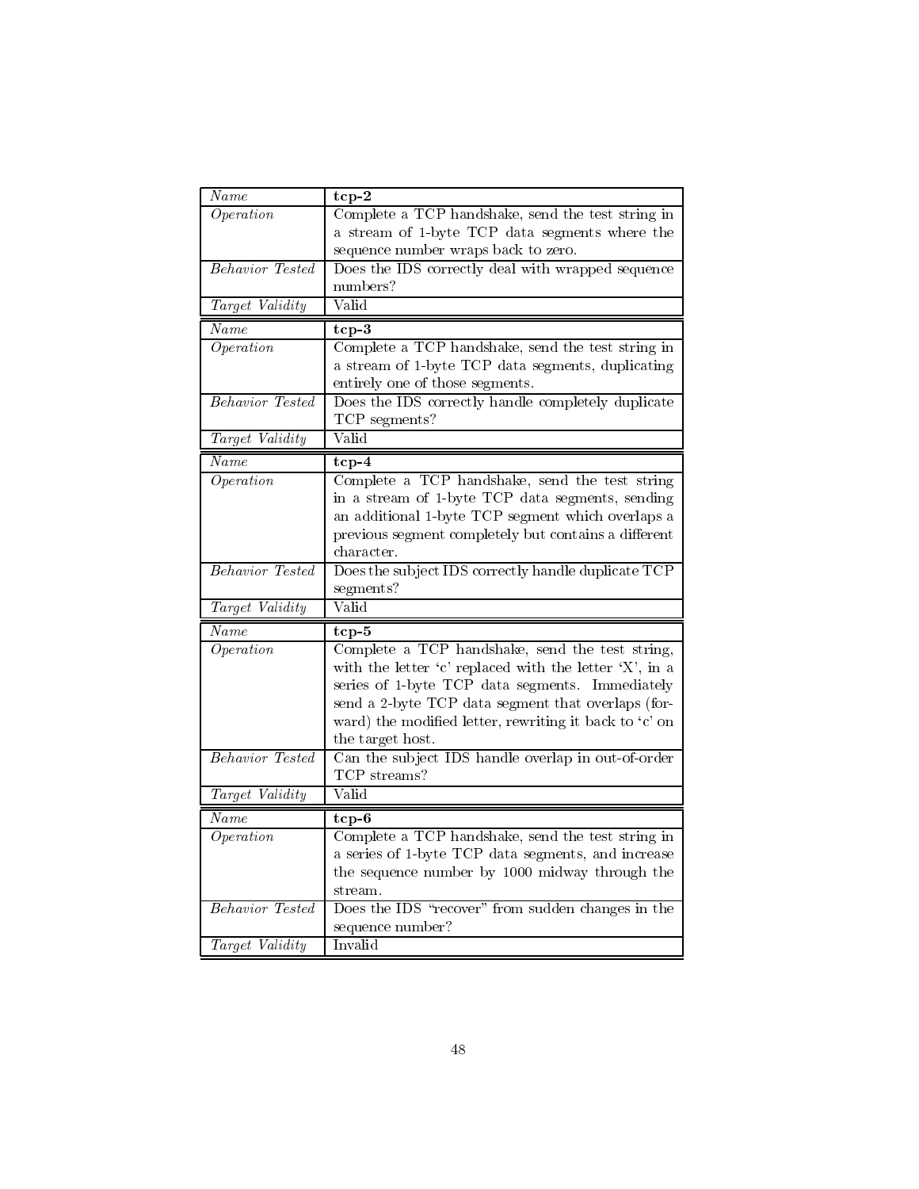| *Name* | **tcp-2** |
|---|---|
| *Operation* | Complete a TCP handshake, send the test string in a stream of 1-byte TCP data segments where the sequence number wraps back to zero. |
| *Behavior Tested* | Does the IDS correctly deal with wrapped sequence numbers? |
| *Target Validity* | Valid |

| *Name* | **tcp-3** |
|---|---|
| *Operation* | Complete a TCP handshake, send the test string in a stream of 1-byte TCP data segments, duplicating entirely one of those segments. |
| *Behavior Tested* | Does the IDS correctly handle completely duplicate TCP segments? |
| *Target Validity* | Valid |

| *Name* | **tcp-4** |
|---|---|
| *Operation* | Complete a TCP handshake, send the test string in a stream of 1-byte TCP data segments, sending an additional 1-byte TCP segment which overlaps a previous segment completely but contains a different character. |
| *Behavior Tested* | Does the subject IDS correctly handle duplicate TCP segments? |
| *Target Validity* | Valid |

| *Name* | **tcp-5** |
|---|---|
| *Operation* | Complete a TCP handshake, send the test string, with the letter 'c' replaced with the letter 'X', in a series of 1-byte TCP data segments. Immediately send a 2-byte TCP data segment that overlaps (forward) the modified letter, rewriting it back to 'c' on the target host. |
| *Behavior Tested* | Can the subject IDS handle overlap in out-of-order TCP streams? |
| *Target Validity* | Valid |

| *Name* | **tcp-6** |
|---|---|
| *Operation* | Complete a TCP handshake, send the test string in a series of 1-byte TCP data segments, and increase the sequence number by 1000 midway through the stream. |
| *Behavior Tested* | Does the IDS "recover" from sudden changes in the sequence number? |
| *Target Validity* | Invalid |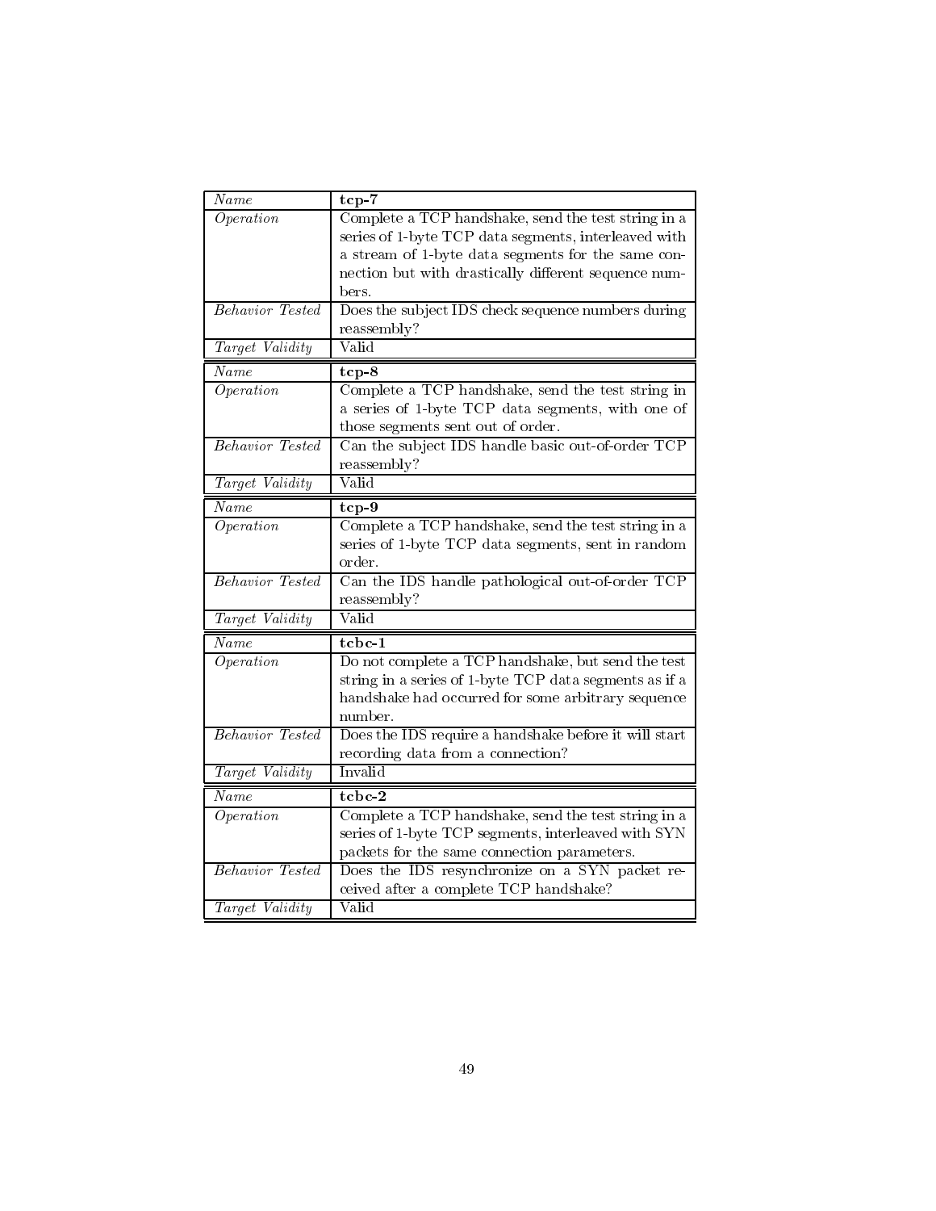| *Name* | **tcp-7** |
|---|---|
| *Operation* | Complete a TCP handshake, send the test string in a series of 1-byte TCP data segments, interleaved with a stream of 1-byte data segments for the same connection but with drastically different sequence numbers. |
| *Behavior Tested* | Does the subject IDS check sequence numbers during reassembly? |
| *Target Validity* | Valid |

| *Name* | **tcp-8** |
|---|---|
| *Operation* | Complete a TCP handshake, send the test string in a series of 1-byte TCP data segments, with one of those segments sent out of order. |
| *Behavior Tested* | Can the subject IDS handle basic out-of-order TCP reassembly? |
| *Target Validity* | Valid |

| *Name* | **tcp-9** |
|---|---|
| *Operation* | Complete a TCP handshake, send the test string in a series of 1-byte TCP data segments, sent in random order. |
| *Behavior Tested* | Can the IDS handle pathological out-of-order TCP reassembly? |
| *Target Validity* | Valid |

| *Name* | **tcbc-1** |
|---|---|
| *Operation* | Do not complete a TCP handshake, but send the test string in a series of 1-byte TCP data segments as if a handshake had occurred for some arbitrary sequence number. |
| *Behavior Tested* | Does the IDS require a handshake before it will start recording data from a connection? |
| *Target Validity* | Invalid |

| *Name* | **tcbc-2** |
|---|---|
| *Operation* | Complete a TCP handshake, send the test string in a series of 1-byte TCP segments, interleaved with SYN packets for the same connection parameters. |
| *Behavior Tested* | Does the IDS resynchronize on a SYN packet received after a complete TCP handshake? |
| *Target Validity* | Valid |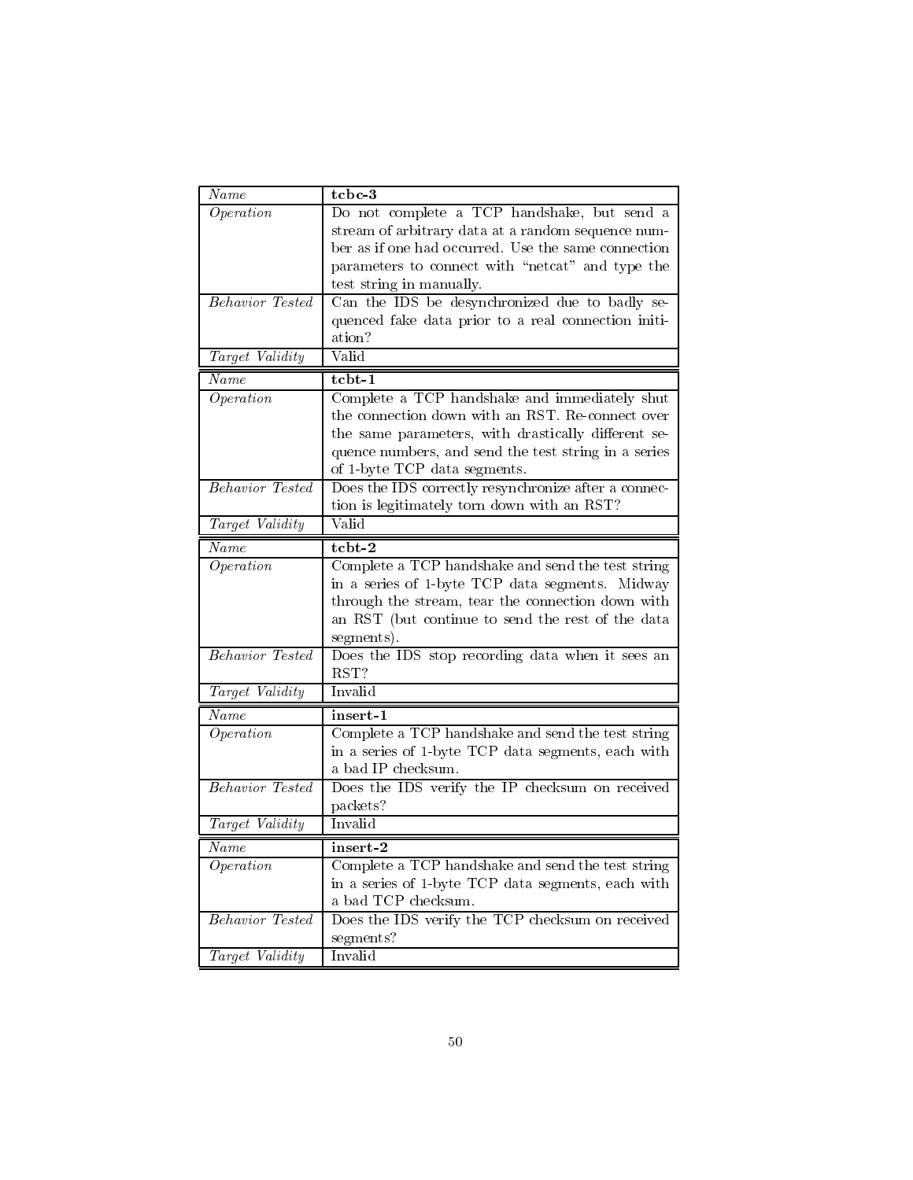| *Name* | **tcbc-3** |
|---|---|
| *Operation* | Do not complete a TCP handshake, but send a stream of arbitrary data at a random sequence number as if one had occurred. Use the same connection parameters to connect with "netcat" and type the test string in manually. |
| *Behavior Tested* | Can the IDS be desynchronized due to badly sequenced fake data prior to a real connection initiation? |
| *Target Validity* | Valid |

| *Name* | **tcbt-1** |
|---|---|
| *Operation* | Complete a TCP handshake and immediately shut the connection down with an RST. Re-connect over the same parameters, with drastically different sequence numbers, and send the test string in a series of 1-byte TCP data segments. |
| *Behavior Tested* | Does the IDS correctly resynchronize after a connection is legitimately torn down with an RST? |
| *Target Validity* | Valid |

| *Name* | **tcbt-2** |
|---|---|
| *Operation* | Complete a TCP handshake and send the test string in a series of 1-byte TCP data segments. Midway through the stream, tear the connection down with an RST (but continue to send the rest of the data segments). |
| *Behavior Tested* | Does the IDS stop recording data when it sees an RST? |
| *Target Validity* | Invalid |

| *Name* | **insert-1** |
|---|---|
| *Operation* | Complete a TCP handshake and send the test string in a series of 1-byte TCP data segments, each with a bad IP checksum. |
| *Behavior Tested* | Does the IDS verify the IP checksum on received packets? |
| *Target Validity* | Invalid |

| *Name* | **insert-2** |
|---|---|
| *Operation* | Complete a TCP handshake and send the test string in a series of 1-byte TCP data segments, each with a bad TCP checksum. |
| *Behavior Tested* | Does the IDS verify the TCP checksum on received segments? |
| *Target Validity* | Invalid |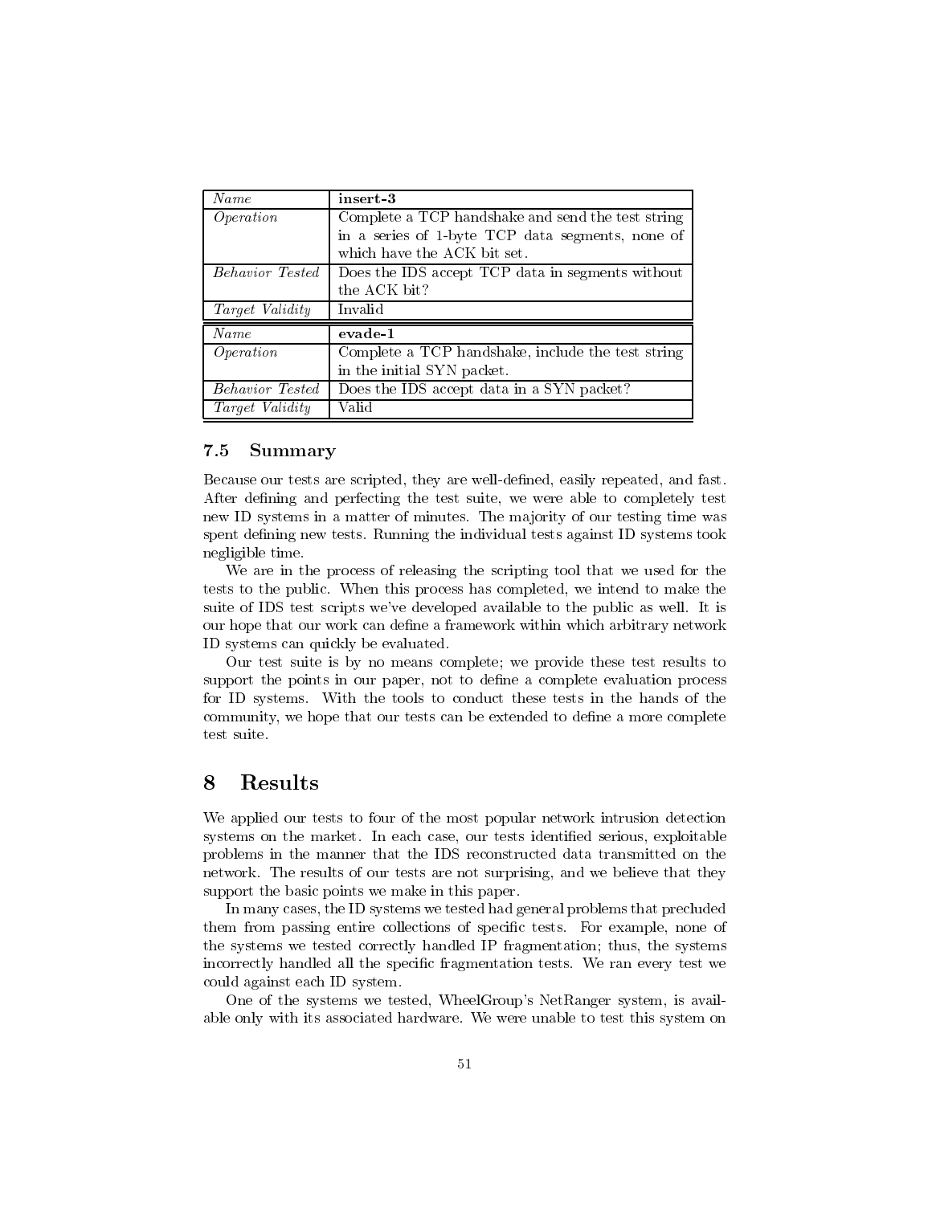| *Name* | **insert-3** |
|---|---|
| *Operation* | Complete a TCP handshake and send the test string in a series of 1-byte TCP data segments, none of which have the ACK bit set. |
| *Behavior Tested* | Does the IDS accept TCP data in segments without the ACK bit? |
| *Target Validity* | Invalid |

| *Name* | **evade-1** |
|---|---|
| *Operation* | Complete a TCP handshake, include the test string in the initial SYN packet. |
| *Behavior Tested* | Does the IDS accept data in a SYN packet? |
| *Target Validity* | Valid |

### 7.5 Summary

Because our tests are scripted, they are well-defined, easily repeated, and fast. After defining and perfecting the test suite, we were able to completely test new ID systems in a matter of minutes. The majority of our testing time was spent defining new tests. Running the individual tests against ID systems took negligible time.

We are in the process of releasing the scripting tool that we used for the tests to the public. When this process has completed, we intend to make the suite of IDS test scripts we've developed available to the public as well. It is our hope that our work can define a framework within which arbitrary network ID systems can quickly be evaluated.

Our test suite is by no means complete; we provide these test results to support the points in our paper, not to define a complete evaluation process for ID systems. With the tools to conduct these tests in the hands of the community, we hope that our tests can be extended to define a more complete test suite.

## 8 Results

We applied our tests to four of the most popular network intrusion detection systems on the market. In each case, our tests identified serious, exploitable problems in the manner that the IDS reconstructed data transmitted on the network. The results of our tests are not surprising, and we believe that they support the basic points we make in this paper.

In many cases, the ID systems we tested had general problems that precluded them from passing entire collections of specific tests. For example, none of the systems we tested correctly handled IP fragmentation; thus, the systems incorrectly handled all the specific fragmentation tests. We ran every test we could against each ID system.

One of the systems we tested, WheelGroup's NetRanger system, is available only with its associated hardware. We were unable to test this system on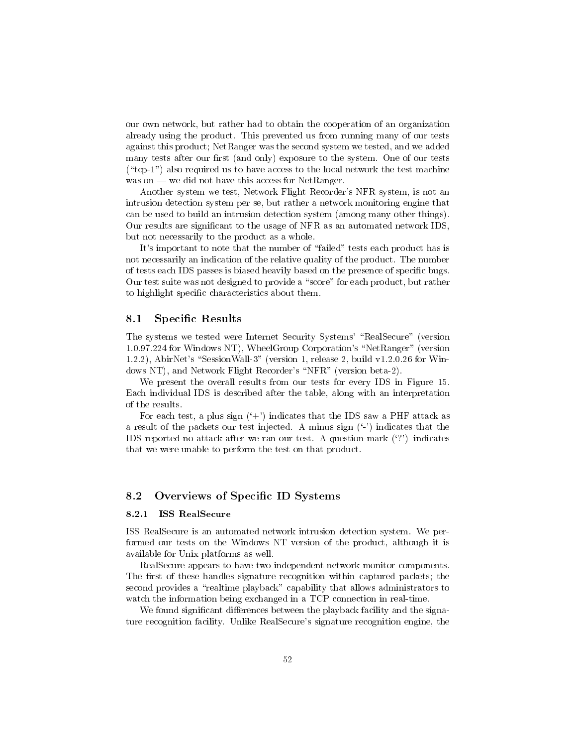our own network, but rather had to obtain the cooperation of an organization already using the product. This prevented us from running many of our tests against this product; NetRanger was the second system we tested, and we added many tests after our first (and only) exposure to the system. One of our tests ("tcp-1") also required us to have access to the local network the test machine was on — we did not have this access for NetRanger.

Another system we test, Network Flight Recorder's NFR system, is not an intrusion detection system per se, but rather a network monitoring engine that can be used to build an intrusion detection system (among many other things). Our results are significant to the usage of NFR as an automated network IDS, but not necessarily to the product as a whole.

It's important to note that the number of "failed" tests each product has is not necessarily an indication of the relative quality of the product. The number of tests each IDS passes is biased heavily based on the presence of specific bugs. Our test suite was not designed to provide a "score" for each product, but rather to highlight specific characteristics about them.

## 8.1 Specific Results

The systems we tested were Internet Security Systems' "RealSecure" (version 1.0.97.224 for Windows NT), WheelGroup Corporation's "NetRanger" (version 1.2.2), AbirNet's "SessionWall-3" (version 1, release 2, build v1.2.0.26 for Windows NT), and Network Flight Recorder's "NFR" (version beta-2).

We present the overall results from our tests for every IDS in Figure 15. Each individual IDS is described after the table, along with an interpretation of the results.

For each test, a plus sign ('+') indicates that the IDS saw a PHF attack as a result of the packets our test injected. A minus sign ('-') indicates that the IDS reported no attack after we ran our test. A question-mark ('?') indicates that we were unable to perform the test on that product.

## 8.2 Overviews of Specific ID Systems

### 8.2.1 ISS RealSecure

ISS RealSecure is an automated network intrusion detection system. We performed our tests on the Windows NT version of the product, although it is available for Unix platforms as well.

RealSecure appears to have two independent network monitor components. The first of these handles signature recognition within captured packets; the second provides a "realtime playback" capability that allows administrators to watch the information being exchanged in a TCP connection in real-time.

We found significant differences between the playback facility and the signature recognition facility. Unlike RealSecure's signature recognition engine, the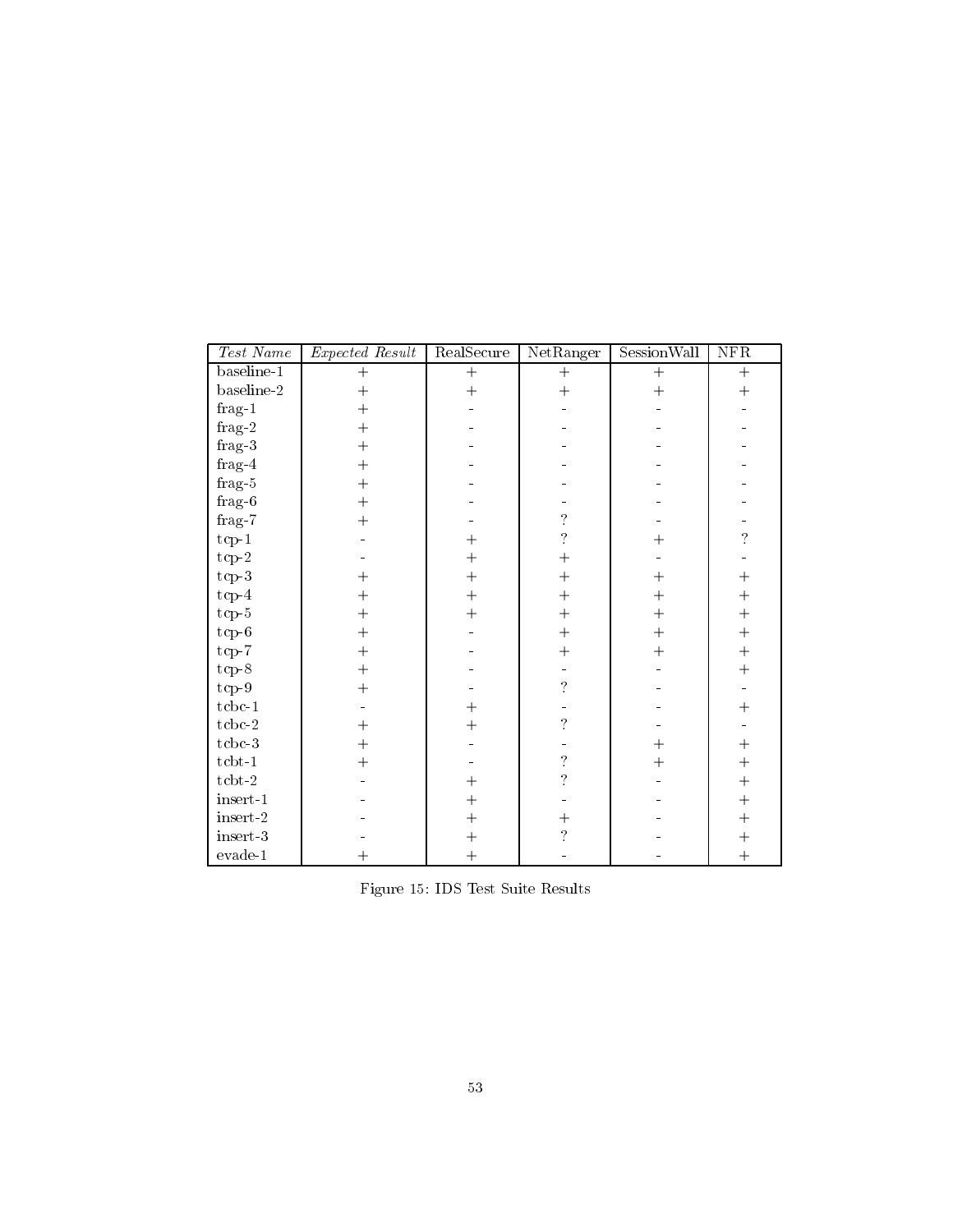| *Test Name* | *Expected Result* | RealSecure | NetRanger | SessionWall | NFR |
|---|---|---|---|---|---|
| baseline-1 | + | + | + | + | + |
| baseline-2 | + | + | + | + | + |
| frag-1 | + | - | - | - | - |
| frag-2 | + | - | - | - | - |
| frag-3 | + | - | - | - | - |
| frag-4 | + | - | - | - | - |
| frag-5 | + | - | - | - | - |
| frag-6 | + | - | - | - | - |
| frag-7 | + | - | ? | - | - |
| tcp-1 | - | + | ? | + | ? |
| tcp-2 | - | + | + | - | - |
| tcp-3 | + | + | + | + | + |
| tcp-4 | + | + | + | + | + |
| tcp-5 | + | + | + | + | + |
| tcp-6 | + | - | + | + | + |
| tcp-7 | + | - | + | + | + |
| tcp-8 | + | - | - | - | + |
| tcp-9 | + | - | ? | - | - |
| tcbc-1 | - | + | - | - | + |
| tcbc-2 | + | + | ? | - | - |
| tcbc-3 | + | - | - | + | + |
| tcbt-1 | + | - | ? | + | + |
| tcbt-2 | - | + | ? | - | + |
| insert-1 | - | + | - | - | + |
| insert-2 | - | + | + | - | + |
| insert-3 | - | + | ? | - | + |
| evade-1 | + | + | - | - | + |

Figure 15: IDS Test Suite Results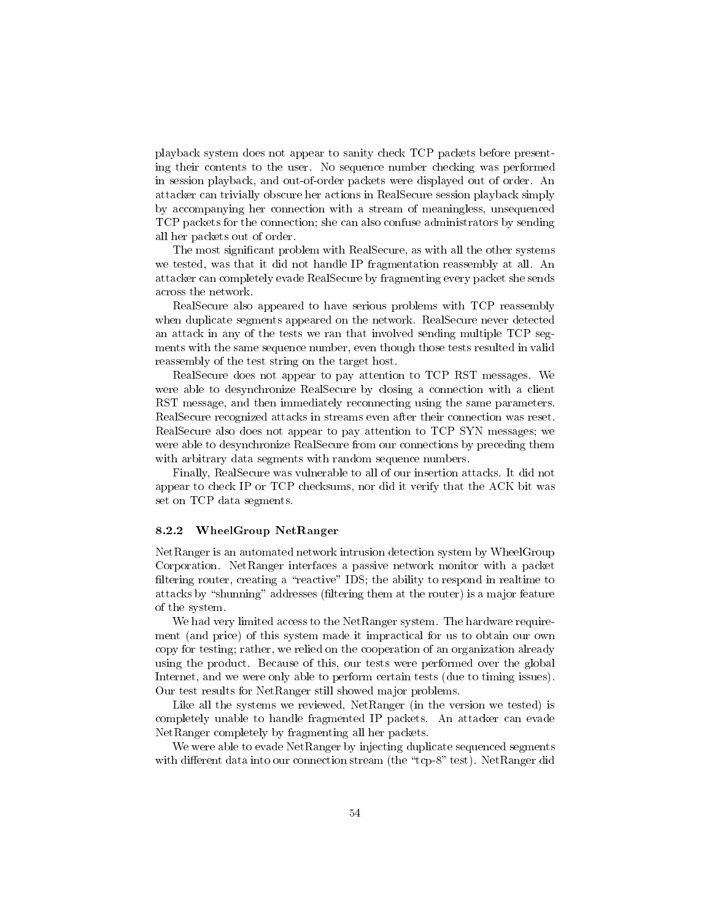playback system does not appear to sanity check TCP packets before presenting their contents to the user. No sequence number checking was performed in session playback, and out-of-order packets were displayed out of order. An attacker can trivially obscure her actions in RealSecure session playback simply by accompanying her connection with a stream of meaningless, unsequenced TCP packets for the connection; she can also confuse administrators by sending all her packets out of order.

The most significant problem with RealSecure, as with all the other systems we tested, was that it did not handle IP fragmentation reassembly at all. An attacker can completely evade RealSecure by fragmenting every packet she sends across the network.

RealSecure also appeared to have serious problems with TCP reassembly when duplicate segments appeared on the network. RealSecure never detected an attack in any of the tests we ran that involved sending multiple TCP segments with the same sequence number, even though those tests resulted in valid reassembly of the test string on the target host.

RealSecure does not appear to pay attention to TCP RST messages. We were able to desynchronize RealSecure by closing a connection with a client RST message, and then immediately reconnecting using the same parameters. RealSecure recognized attacks in streams even after their connection was reset. RealSecure also does not appear to pay attention to TCP SYN messages; we were able to desynchronize RealSecure from our connections by preceding them with arbitrary data segments with random sequence numbers.

Finally, RealSecure was vulnerable to all of our insertion attacks. It did not appear to check IP or TCP checksums, nor did it verify that the ACK bit was set on TCP data segments.

### 8.2.2 WheelGroup NetRanger

NetRanger is an automated network intrusion detection system by WheelGroup Corporation. NetRanger interfaces a passive network monitor with a packet filtering router, creating a "reactive" IDS; the ability to respond in realtime to attacks by "shunning" addresses (filtering them at the router) is a major feature of the system.

We had very limited access to the NetRanger system. The hardware requirement (and price) of this system made it impractical for us to obtain our own copy for testing; rather, we relied on the cooperation of an organization already using the product. Because of this, our tests were performed over the global Internet, and we were only able to perform certain tests (due to timing issues). Our test results for NetRanger still showed major problems.

Like all the systems we reviewed, NetRanger (in the version we tested) is completely unable to handle fragmented IP packets. An attacker can evade NetRanger completely by fragmenting all her packets.

We were able to evade NetRanger by injecting duplicate sequenced segments with different data into our connection stream (the "tcp-8" test). NetRanger did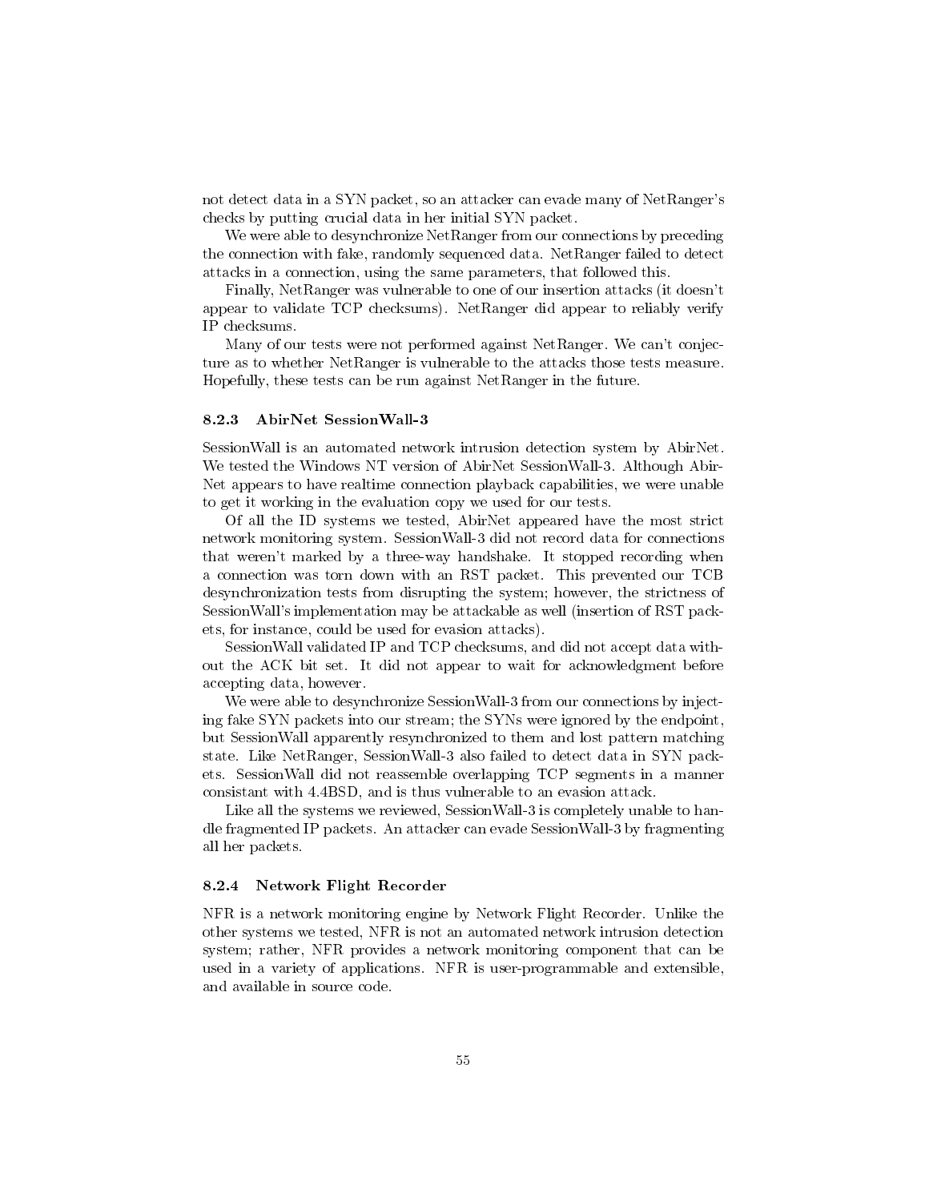not detect data in a SYN packet, so an attacker can evade many of NetRanger's checks by putting crucial data in her initial SYN packet.

We were able to desynchronize NetRanger from our connections by preceding the connection with fake, randomly sequenced data. NetRanger failed to detect attacks in a connection, using the same parameters, that followed this.

Finally, NetRanger was vulnerable to one of our insertion attacks (it doesn't appear to validate TCP checksums). NetRanger did appear to reliably verify IP checksums.

Many of our tests were not performed against NetRanger. We can't conjecture as to whether NetRanger is vulnerable to the attacks those tests measure. Hopefully, these tests can be run against NetRanger in the future.

#### 8.2.3 AbirNet SessionWall-3

SessionWall is an automated network intrusion detection system by AbirNet. We tested the Windows NT version of AbirNet SessionWall-3. Although AbirNet appears to have realtime connection playback capabilities, we were unable to get it working in the evaluation copy we used for our tests.

Of all the ID systems we tested, AbirNet appeared have the most strict network monitoring system. SessionWall-3 did not record data for connections that weren't marked by a three-way handshake. It stopped recording when a connection was torn down with an RST packet. This prevented our TCB desynchronization tests from disrupting the system; however, the strictness of SessionWall's implementation may be attackable as well (insertion of RST packets, for instance, could be used for evasion attacks).

SessionWall validated IP and TCP checksums, and did not accept data without the ACK bit set. It did not appear to wait for acknowledgment before accepting data, however.

We were able to desynchronize SessionWall-3 from our connections by injecting fake SYN packets into our stream; the SYNs were ignored by the endpoint, but SessionWall apparently resynchronized to them and lost pattern matching state. Like NetRanger, SessionWall-3 also failed to detect data in SYN packets. SessionWall did not reassemble overlapping TCP segments in a manner consistant with 4.4BSD, and is thus vulnerable to an evasion attack.

Like all the systems we reviewed, SessionWall-3 is completely unable to handle fragmented IP packets. An attacker can evade SessionWall-3 by fragmenting all her packets.

#### 8.2.4 Network Flight Recorder

NFR is a network monitoring engine by Network Flight Recorder. Unlike the other systems we tested, NFR is not an automated network intrusion detection system; rather, NFR provides a network monitoring component that can be used in a variety of applications. NFR is user-programmable and extensible, and available in source code.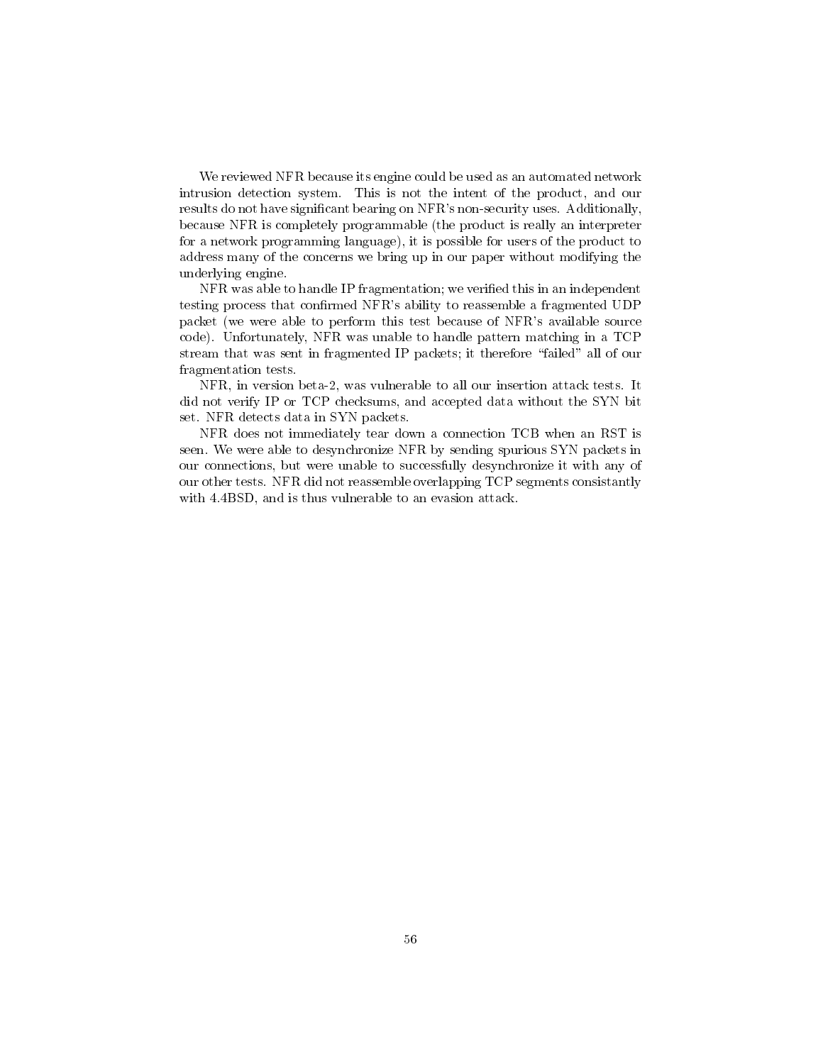We reviewed NFR because its engine could be used as an automated network intrusion detection system. This is not the intent of the product, and our results do not have significant bearing on NFR's non-security uses. Additionally, because NFR is completely programmable (the product is really an interpreter for a network programming language), it is possible for users of the product to address many of the concerns we bring up in our paper without modifying the underlying engine.

NFR was able to handle IP fragmentation; we verified this in an independent testing process that confirmed NFR's ability to reassemble a fragmented UDP packet (we were able to perform this test because of NFR's available source code). Unfortunately, NFR was unable to handle pattern matching in a TCP stream that was sent in fragmented IP packets; it therefore "failed" all of our fragmentation tests.

NFR, in version beta-2, was vulnerable to all our insertion attack tests. It did not verify IP or TCP checksums, and accepted data without the SYN bit set. NFR detects data in SYN packets.

NFR does not immediately tear down a connection TCB when an RST is seen. We were able to desynchronize NFR by sending spurious SYN packets in our connections, but were unable to successfully desynchronize it with any of our other tests. NFR did not reassemble overlapping TCP segments consistantly with 4.4BSD, and is thus vulnerable to an evasion attack.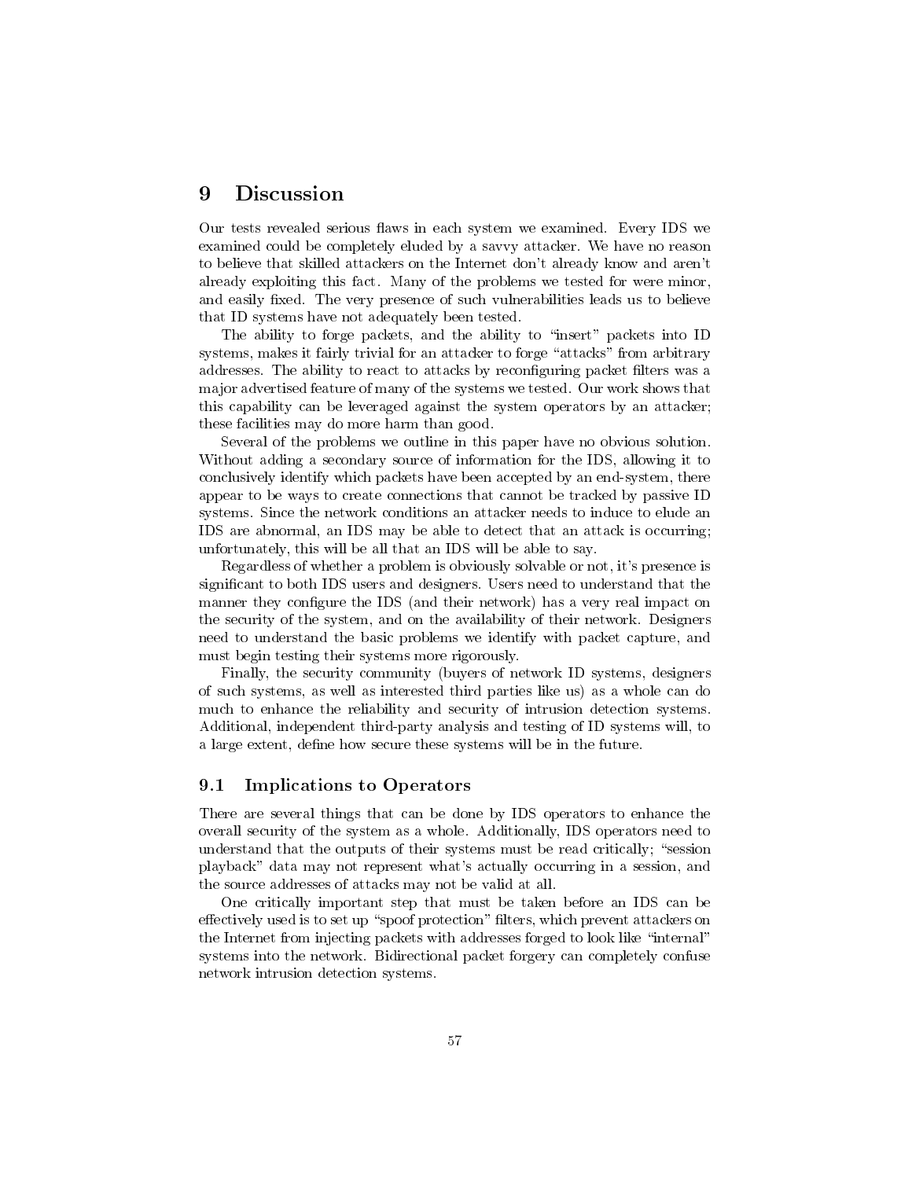## 9 Discussion

Our tests revealed serious flaws in each system we examined. Every IDS we examined could be completely eluded by a savvy attacker. We have no reason to believe that skilled attackers on the Internet don't already know and aren't already exploiting this fact. Many of the problems we tested for were minor, and easily fixed. The very presence of such vulnerabilities leads us to believe that ID systems have not adequately been tested.

The ability to forge packets, and the ability to "insert" packets into ID systems, makes it fairly trivial for an attacker to forge "attacks" from arbitrary addresses. The ability to react to attacks by reconfiguring packet filters was a major advertised feature of many of the systems we tested. Our work shows that this capability can be leveraged against the system operators by an attacker; these facilities may do more harm than good.

Several of the problems we outline in this paper have no obvious solution. Without adding a secondary source of information for the IDS, allowing it to conclusively identify which packets have been accepted by an end-system, there appear to be ways to create connections that cannot be tracked by passive ID systems. Since the network conditions an attacker needs to induce to elude an IDS are abnormal, an IDS may be able to detect that an attack is occurring; unfortunately, this will be all that an IDS will be able to say.

Regardless of whether a problem is obviously solvable or not, it's presence is significant to both IDS users and designers. Users need to understand that the manner they configure the IDS (and their network) has a very real impact on the security of the system, and on the availability of their network. Designers need to understand the basic problems we identify with packet capture, and must begin testing their systems more rigorously.

Finally, the security community (buyers of network ID systems, designers of such systems, as well as interested third parties like us) as a whole can do much to enhance the reliability and security of intrusion detection systems. Additional, independent third-party analysis and testing of ID systems will, to a large extent, define how secure these systems will be in the future.

### 9.1 Implications to Operators

There are several things that can be done by IDS operators to enhance the overall security of the system as a whole. Additionally, IDS operators need to understand that the outputs of their systems must be read critically; "session playback" data may not represent what's actually occurring in a session, and the source addresses of attacks may not be valid at all.

One critically important step that must be taken before an IDS can be effectively used is to set up "spoof protection" filters, which prevent attackers on the Internet from injecting packets with addresses forged to look like "internal" systems into the network. Bidirectional packet forgery can completely confuse network intrusion detection systems.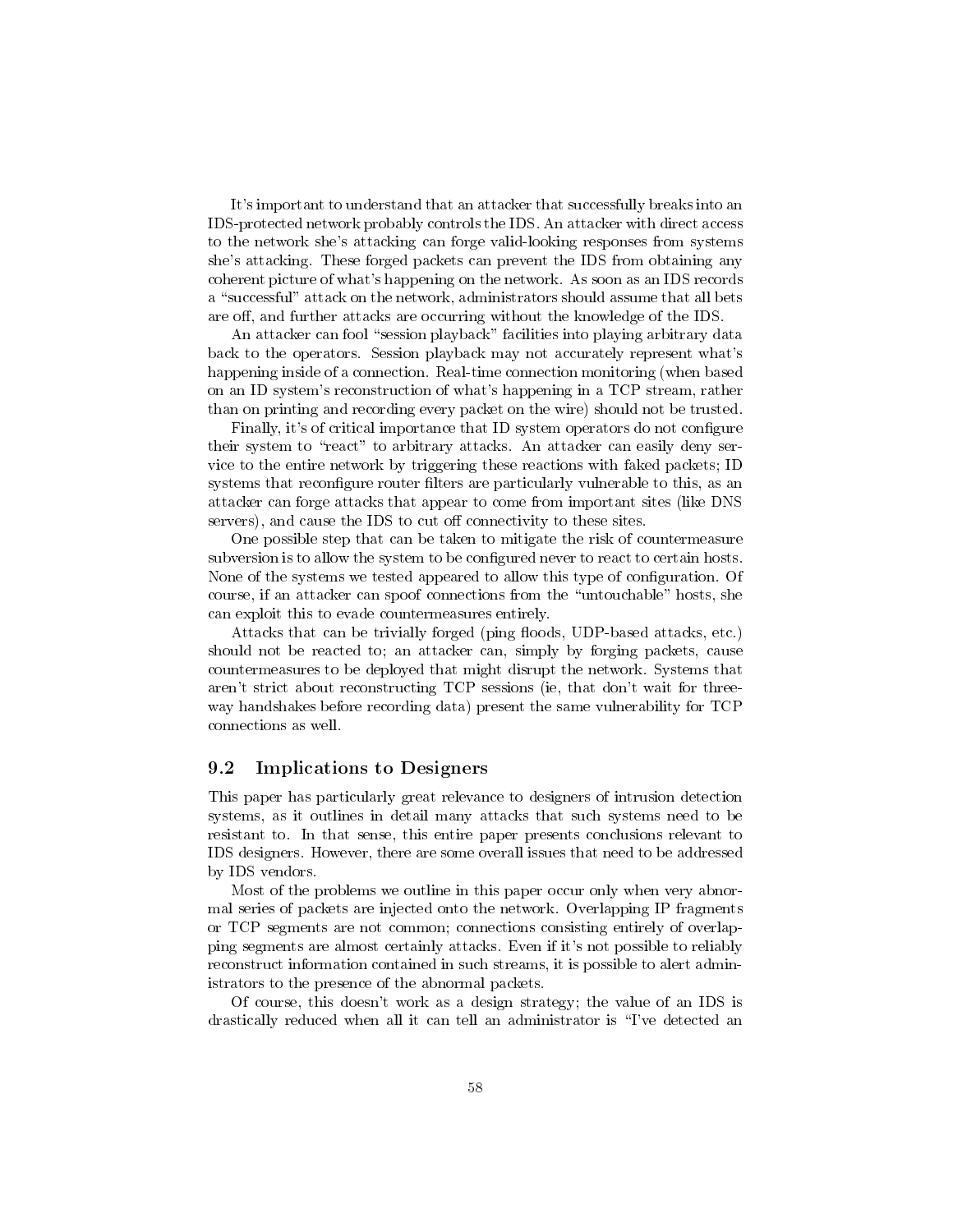It's important to understand that an attacker that successfully breaks into an IDS-protected network probably controls the IDS. An attacker with direct access to the network she's attacking can forge valid-looking responses from systems she's attacking. These forged packets can prevent the IDS from obtaining any coherent picture of what's happening on the network. As soon as an IDS records a "successful" attack on the network, administrators should assume that all bets are off, and further attacks are occurring without the knowledge of the IDS.

An attacker can fool "session playback" facilities into playing arbitrary data back to the operators. Session playback may not accurately represent what's happening inside of a connection. Real-time connection monitoring (when based on an ID system's reconstruction of what's happening in a TCP stream, rather than on printing and recording every packet on the wire) should not be trusted.

Finally, it's of critical importance that ID system operators do not configure their system to "react" to arbitrary attacks. An attacker can easily deny service to the entire network by triggering these reactions with faked packets; ID systems that reconfigure router filters are particularly vulnerable to this, as an attacker can forge attacks that appear to come from important sites (like DNS servers), and cause the IDS to cut off connectivity to these sites.

One possible step that can be taken to mitigate the risk of countermeasure subversion is to allow the system to be configured never to react to certain hosts. None of the systems we tested appeared to allow this type of configuration. Of course, if an attacker can spoof connections from the "untouchable" hosts, she can exploit this to evade countermeasures entirely.

Attacks that can be trivially forged (ping floods, UDP-based attacks, etc.) should not be reacted to; an attacker can, simply by forging packets, cause countermeasures to be deployed that might disrupt the network. Systems that aren't strict about reconstructing TCP sessions (ie, that don't wait for three-way handshakes before recording data) present the same vulnerability for TCP connections as well.

## 9.2 Implications to Designers

This paper has particularly great relevance to designers of intrusion detection systems, as it outlines in detail many attacks that such systems need to be resistant to. In that sense, this entire paper presents conclusions relevant to IDS designers. However, there are some overall issues that need to be addressed by IDS vendors.

Most of the problems we outline in this paper occur only when very abnormal series of packets are injected onto the network. Overlapping IP fragments or TCP segments are not common; connections consisting entirely of overlapping segments are almost certainly attacks. Even if it's not possible to reliably reconstruct information contained in such streams, it is possible to alert administrators to the presence of the abnormal packets.

Of course, this doesn't work as a design strategy; the value of an IDS is drastically reduced when all it can tell an administrator is "I've detected an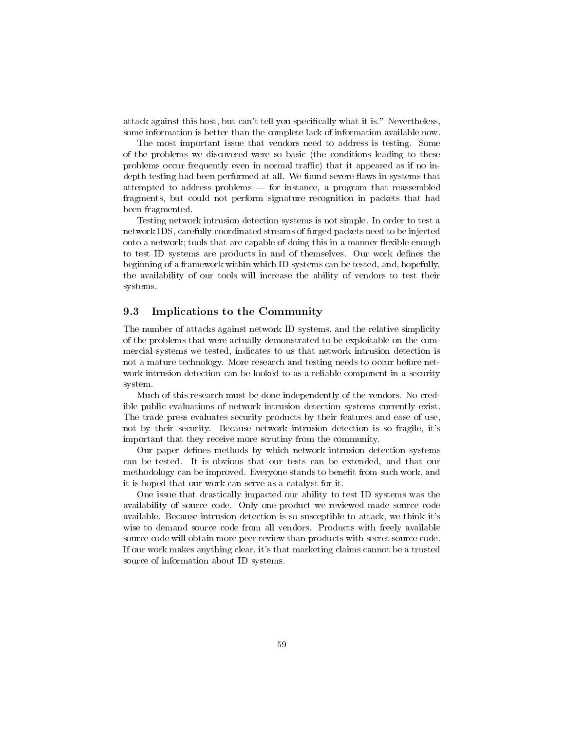attack against this host, but can't tell you specifically what it is." Nevertheless, some information is better than the complete lack of information available now.

The most important issue that vendors need to address is testing. Some of the problems we discovered were so basic (the conditions leading to these problems occur frequently even in normal traffic) that it appeared as if no in-depth testing had been performed at all. We found severe flaws in systems that attempted to address problems — for instance, a program that reassembled fragments, but could not perform signature recognition in packets that had been fragmented.

Testing network intrusion detection systems is not simple. In order to test a network IDS, carefully coordinated streams of forged packets need to be injected onto a network; tools that are capable of doing this in a manner flexible enough to test ID systems are products in and of themselves. Our work defines the beginning of a framework within which ID systems can be tested, and, hopefully, the availability of our tools will increase the ability of vendors to test their systems.

### 9.3 Implications to the Community

The number of attacks against network ID systems, and the relative simplicity of the problems that were actually demonstrated to be exploitable on the commercial systems we tested, indicates to us that network intrusion detection is not a mature technology. More research and testing needs to occur before network intrusion detection can be looked to as a reliable component in a security system.

Much of this research must be done independently of the vendors. No credible public evaluations of network intrusion detection systems currently exist. The trade press evaluates security products by their features and ease of use, not by their security. Because network intrusion detection is so fragile, it's important that they receive more scrutiny from the community.

Our paper defines methods by which network intrusion detection systems can be tested. It is obvious that our tests can be extended, and that our methodology can be improved. Everyone stands to benefit from such work, and it is hoped that our work can serve as a catalyst for it.

One issue that drastically impacted our ability to test ID systems was the availability of source code. Only one product we reviewed made source code available. Because intrusion detection is so susceptible to attack, we think it's wise to demand source code from all vendors. Products with freely available source code will obtain more peer review than products with secret source code. If our work makes anything clear, it's that marketing claims cannot be a trusted source of information about ID systems.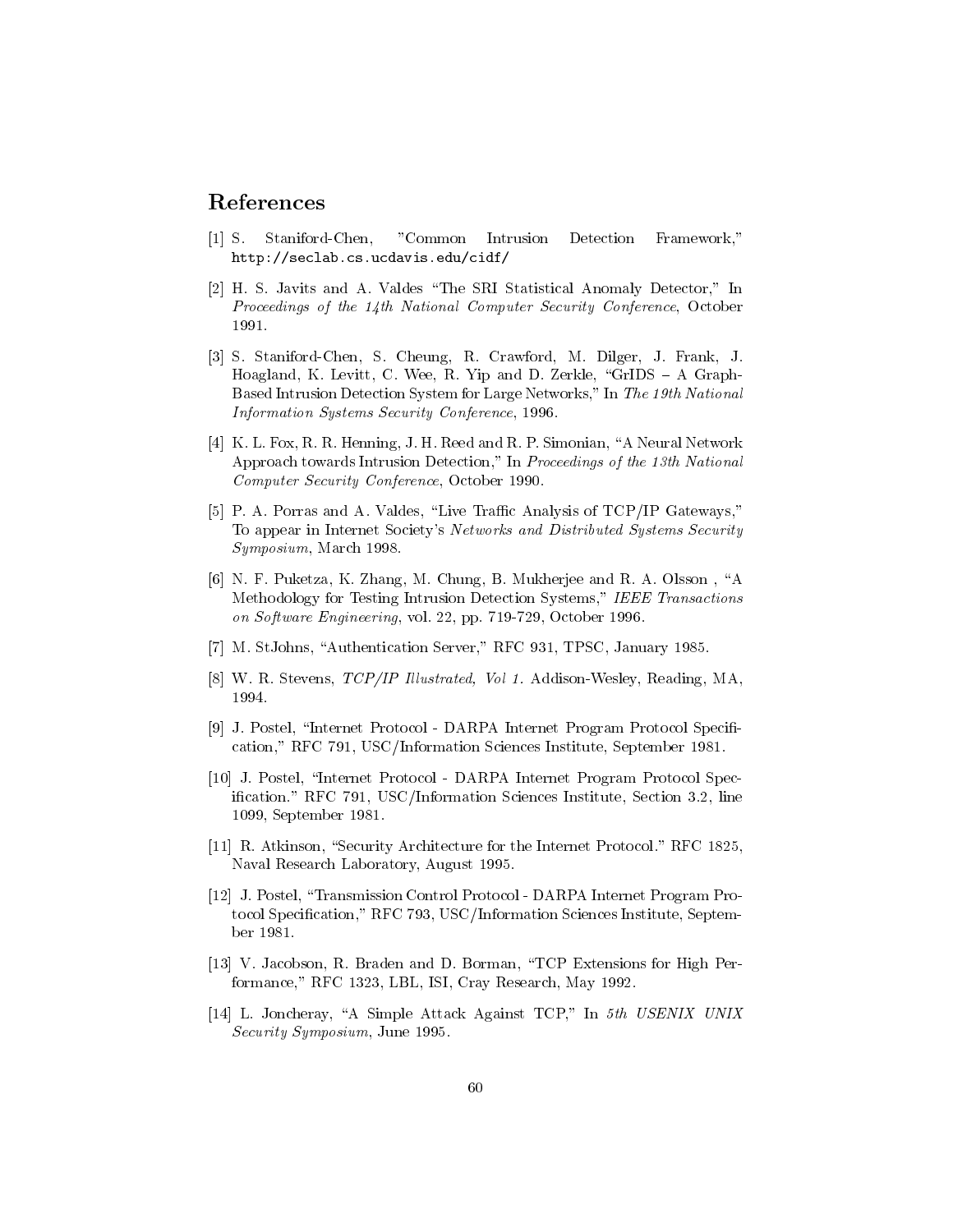## References

[1] S. Staniford-Chen, "Common Intrusion Detection Framework," `http://seclab.cs.ucdavis.edu/cidf/`

[2] H. S. Javits and A. Valdes "The SRI Statistical Anomaly Detector," In *Proceedings of the 14th National Computer Security Conference*, October 1991.

[3] S. Staniford-Chen, S. Cheung, R. Crawford, M. Dilger, J. Frank, J. Hoagland, K. Levitt, C. Wee, R. Yip and D. Zerkle, "GrIDS – A Graph-Based Intrusion Detection System for Large Networks," In *The 19th National Information Systems Security Conference*, 1996.

[4] K. L. Fox, R. R. Henning, J. H. Reed and R. P. Simonian, "A Neural Network Approach towards Intrusion Detection," In *Proceedings of the 13th National Computer Security Conference*, October 1990.

[5] P. A. Porras and A. Valdes, "Live Traffic Analysis of TCP/IP Gateways," To appear in Internet Society's *Networks and Distributed Systems Security Symposium*, March 1998.

[6] N. F. Puketza, K. Zhang, M. Chung, B. Mukherjee and R. A. Olsson , "A Methodology for Testing Intrusion Detection Systems," *IEEE Transactions on Software Engineering*, vol. 22, pp. 719-729, October 1996.

[7] M. StJohns, "Authentication Server," RFC 931, TPSC, January 1985.

[8] W. R. Stevens, *TCP/IP Illustrated, Vol 1.* Addison-Wesley, Reading, MA, 1994.

[9] J. Postel, "Internet Protocol - DARPA Internet Program Protocol Specification," RFC 791, USC/Information Sciences Institute, September 1981.

[10] J. Postel, "Internet Protocol - DARPA Internet Program Protocol Specification." RFC 791, USC/Information Sciences Institute, Section 3.2, line 1099, September 1981.

[11] R. Atkinson, "Security Architecture for the Internet Protocol." RFC 1825, Naval Research Laboratory, August 1995.

[12] J. Postel, "Transmission Control Protocol - DARPA Internet Program Protocol Specification," RFC 793, USC/Information Sciences Institute, September 1981.

[13] V. Jacobson, R. Braden and D. Borman, "TCP Extensions for High Performance," RFC 1323, LBL, ISI, Cray Research, May 1992.

[14] L. Joncheray, "A Simple Attack Against TCP," In *5th USENIX UNIX Security Symposium*, June 1995.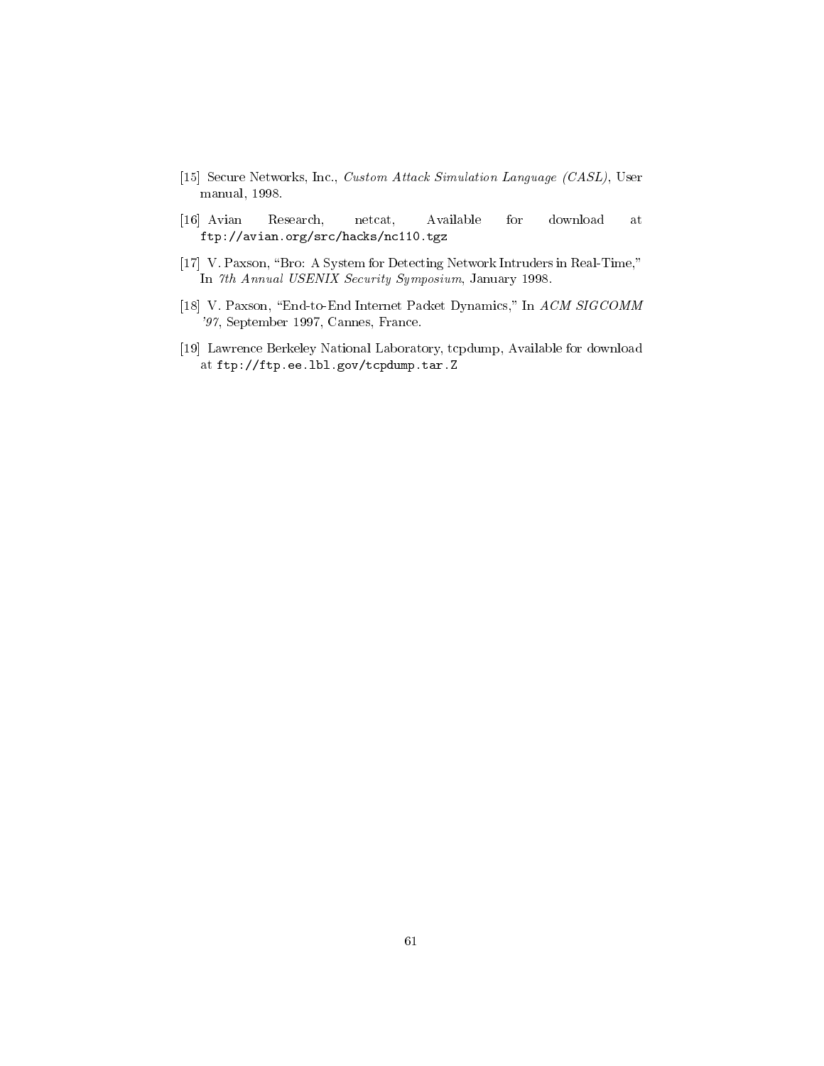[15] Secure Networks, Inc., *Custom Attack Simulation Language (CASL)*, User manual, 1998.

[16] Avian Research, netcat, Available for download at `ftp://avian.org/src/hacks/nc110.tgz`

[17] V. Paxson, "Bro: A System for Detecting Network Intruders in Real-Time," In *7th Annual USENIX Security Symposium*, January 1998.

[18] V. Paxson, "End-to-End Internet Packet Dynamics," In *ACM SIGCOMM '97*, September 1997, Cannes, France.

[19] Lawrence Berkeley National Laboratory, tcpdump, Available for download at `ftp://ftp.ee.lbl.gov/tcpdump.tar.Z`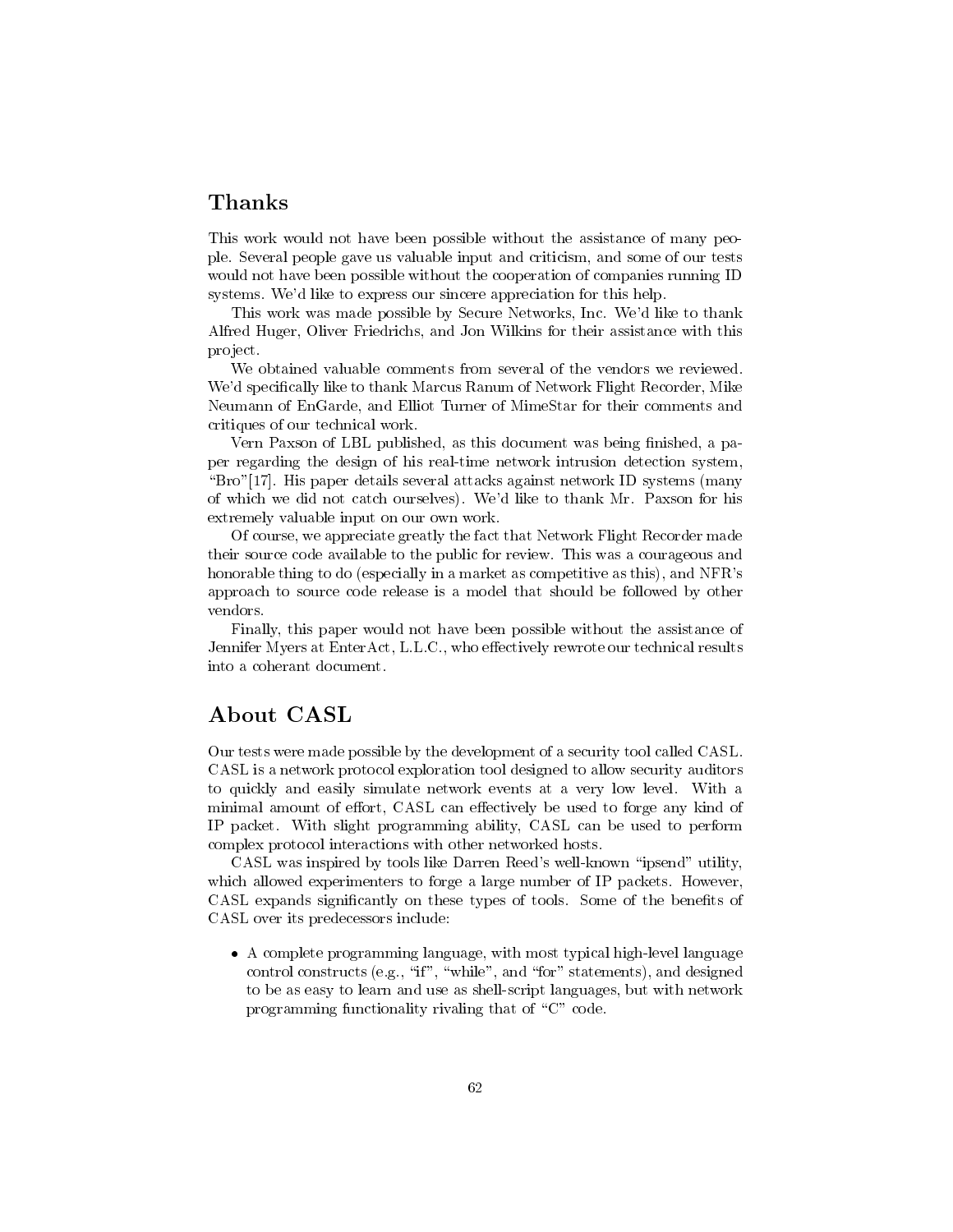## Thanks

This work would not have been possible without the assistance of many people. Several people gave us valuable input and criticism, and some of our tests would not have been possible without the cooperation of companies running ID systems. We'd like to express our sincere appreciation for this help.

This work was made possible by Secure Networks, Inc. We'd like to thank Alfred Huger, Oliver Friedrichs, and Jon Wilkins for their assistance with this project.

We obtained valuable comments from several of the vendors we reviewed. We'd specifically like to thank Marcus Ranum of Network Flight Recorder, Mike Neumann of EnGarde, and Elliot Turner of MimeStar for their comments and critiques of our technical work.

Vern Paxson of LBL published, as this document was being finished, a paper regarding the design of his real-time network intrusion detection system, "Bro"[17]. His paper details several attacks against network ID systems (many of which we did not catch ourselves). We'd like to thank Mr. Paxson for his extremely valuable input on our own work.

Of course, we appreciate greatly the fact that Network Flight Recorder made their source code available to the public for review. This was a courageous and honorable thing to do (especially in a market as competitive as this), and NFR's approach to source code release is a model that should be followed by other vendors.

Finally, this paper would not have been possible without the assistance of Jennifer Myers at EnterAct, L.L.C., who effectively rewrote our technical results into a coherant document.

## About CASL

Our tests were made possible by the development of a security tool called CASL. CASL is a network protocol exploration tool designed to allow security auditors to quickly and easily simulate network events at a very low level. With a minimal amount of effort, CASL can effectively be used to forge any kind of IP packet. With slight programming ability, CASL can be used to perform complex protocol interactions with other networked hosts.

CASL was inspired by tools like Darren Reed's well-known "ipsend" utility, which allowed experimenters to forge a large number of IP packets. However, CASL expands significantly on these types of tools. Some of the benefits of CASL over its predecessors include:

- A complete programming language, with most typical high-level language control constructs (e.g., "if", "while", and "for" statements), and designed to be as easy to learn and use as shell-script languages, but with network programming functionality rivaling that of "C" code.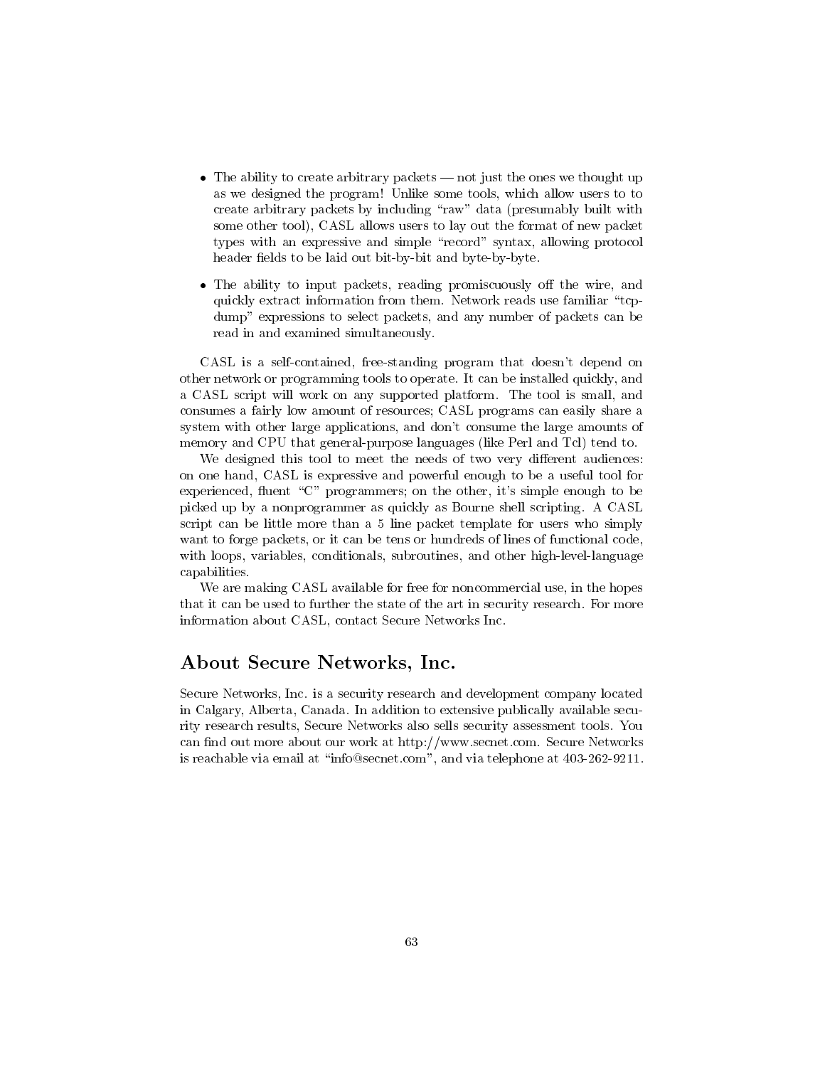- The ability to create arbitrary packets — not just the ones we thought up as we designed the program! Unlike some tools, which allow users to to create arbitrary packets by including "raw" data (presumably built with some other tool), CASL allows users to lay out the format of new packet types with an expressive and simple "record" syntax, allowing protocol header fields to be laid out bit-by-bit and byte-by-byte.

- The ability to input packets, reading promiscuously off the wire, and quickly extract information from them. Network reads use familiar "tcp-dump" expressions to select packets, and any number of packets can be read in and examined simultaneously.

CASL is a self-contained, free-standing program that doesn't depend on other network or programming tools to operate. It can be installed quickly, and a CASL script will work on any supported platform. The tool is small, and consumes a fairly low amount of resources; CASL programs can easily share a system with other large applications, and don't consume the large amounts of memory and CPU that general-purpose languages (like Perl and Tcl) tend to.

We designed this tool to meet the needs of two very different audiences: on one hand, CASL is expressive and powerful enough to be a useful tool for experienced, fluent "C" programmers; on the other, it's simple enough to be picked up by a nonprogrammer as quickly as Bourne shell scripting. A CASL script can be little more than a 5 line packet template for users who simply want to forge packets, or it can be tens or hundreds of lines of functional code, with loops, variables, conditionals, subroutines, and other high-level-language capabilities.

We are making CASL available for free for noncommercial use, in the hopes that it can be used to further the state of the art in security research. For more information about CASL, contact Secure Networks Inc.

## About Secure Networks, Inc.

Secure Networks, Inc. is a security research and development company located in Calgary, Alberta, Canada. In addition to extensive publically available security research results, Secure Networks also sells security assessment tools. You can find out more about our work at http://www.secnet.com. Secure Networks is reachable via email at "info@secnet.com", and via telephone at 403-262-9211.